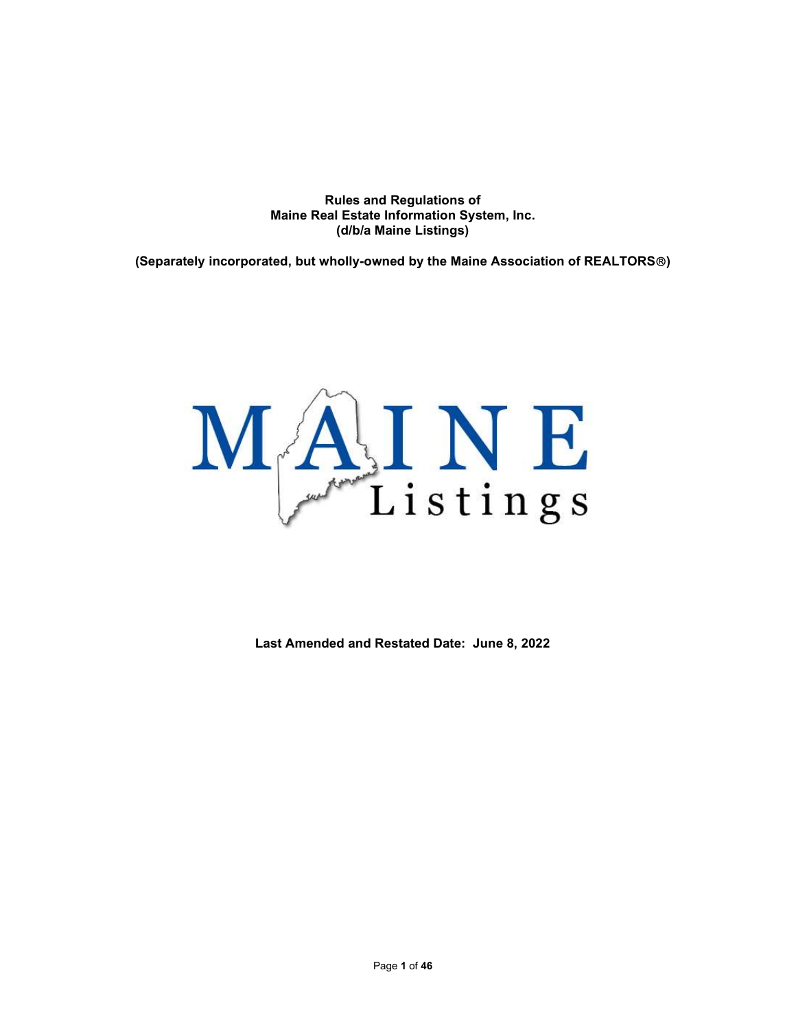**Rules and Regulations of**
**Maine Real Estate Information System, Inc.**
**(d/b/a Maine Listings)**

**(Separately incorporated, but wholly-owned by the Maine Association of REALTORS®)**

**Last Amended and Restated Date: June 8, 2022**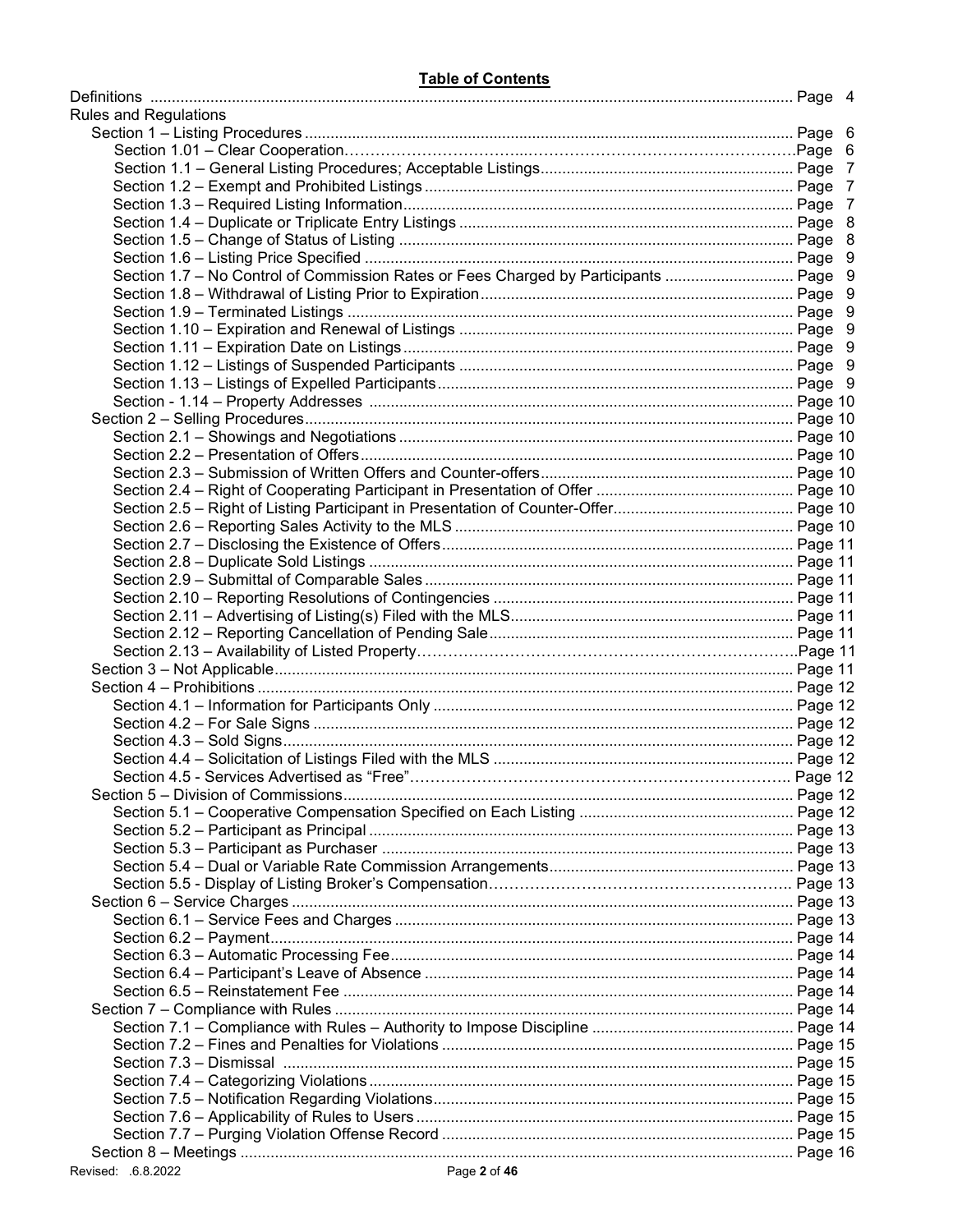**Table of Contents**

Definitions ..................................................................................................................................... Page 4

Rules and Regulations

- Section 1 – Listing Procedures ................................................................................................ Page 6
  - Section 1.01 – Clear Cooperation……………………………...……………………………………….Page 6
  - Section 1.1 – General Listing Procedures; Acceptable Listings.......................................................... Page 7
  - Section 1.2 – Exempt and Prohibited Listings .................................................................................... Page 7
  - Section 1.3 – Required Listing Information......................................................................................... Page 7
  - Section 1.4 – Duplicate or Triplicate Entry Listings ............................................................................ Page 8
  - Section 1.5 – Change of Status of Listing .......................................................................................... Page 8
  - Section 1.6 – Listing Price Specified .................................................................................................. Page 9
  - Section 1.7 – No Control of Commission Rates or Fees Charged by Participants ............................. Page 9
  - Section 1.8 – Withdrawal of Listing Prior to Expiration........................................................................ Page 9
  - Section 1.9 – Terminated Listings ...................................................................................................... Page 9
  - Section 1.10 – Expiration and Renewal of Listings ............................................................................. Page 9
  - Section 1.11 – Expiration Date on Listings.......................................................................................... Page 9
  - Section 1.12 – Listings of Suspended Participants ............................................................................. Page 9
  - Section 1.13 – Listings of Expelled Participants.................................................................................. Page 9
  - Section - 1.14 – Property Addresses ................................................................................................. Page 10
- Section 2 – Selling Procedures................................................................................................ Page 10
  - Section 2.1 – Showings and Negotiations ........................................................................................... Page 10
  - Section 2.2 – Presentation of Offers.................................................................................................... Page 10
  - Section 2.3 – Submission of Written Offers and Counter-offers.......................................................... Page 10
  - Section 2.4 – Right of Cooperating Participant in Presentation of Offer ............................................. Page 10
  - Section 2.5 – Right of Listing Participant in Presentation of Counter-Offer.......................................... Page 10
  - Section 2.6 – Reporting Sales Activity to the MLS .............................................................................. Page 10
  - Section 2.7 – Disclosing the Existence of Offers................................................................................. Page 11
  - Section 2.8 – Duplicate Sold Listings .................................................................................................. Page 11
  - Section 2.9 – Submittal of Comparable Sales ..................................................................................... Page 11
  - Section 2.10 – Reporting Resolutions of Contingencies ..................................................................... Page 11
  - Section 2.11 – Advertising of Listing(s) Filed with the MLS................................................................. Page 11
  - Section 2.12 – Reporting Cancellation of Pending Sale...................................................................... Page 11
  - Section 2.13 – Availability of Listed Property……………………………………………………………..Page 11
- Section 3 – Not Applicable....................................................................................................... Page 11
- Section 4 – Prohibitions ........................................................................................................... Page 12
  - Section 4.1 – Information for Participants Only ................................................................................... Page 12
  - Section 4.2 – For Sale Signs .............................................................................................................. Page 12
  - Section 4.3 – Sold Signs..................................................................................................................... Page 12
  - Section 4.4 – Solicitation of Listings Filed with the MLS ..................................................................... Page 12
  - Section 4.5 - Services Advertised as "Free"……………………………………………………………….. Page 12
- Section 5 – Division of Commissions....................................................................................... Page 12
  - Section 5.1 – Cooperative Compensation Specified on Each Listing ................................................. Page 12
  - Section 5.2 – Participant as Principal ................................................................................................. Page 13
  - Section 5.3 – Participant as Purchaser .............................................................................................. Page 13
  - Section 5.4 – Dual or Variable Rate Commission Arrangements........................................................ Page 13
  - Section 5.5 - Display of Listing Broker's Compensation………………………………………………….. Page 13
- Section 6 – Service Charges ................................................................................................... Page 13
  - Section 6.1 – Service Fees and Charges ........................................................................................... Page 13
  - Section 6.2 – Payment........................................................................................................................ Page 14
  - Section 6.3 – Automatic Processing Fee............................................................................................. Page 14
  - Section 6.4 – Participant's Leave of Absence ..................................................................................... Page 14
  - Section 6.5 – Reinstatement Fee ....................................................................................................... Page 14
- Section 7 – Compliance with Rules ......................................................................................... Page 14
  - Section 7.1 – Compliance with Rules – Authority to Impose Discipline .............................................. Page 14
  - Section 7.2 – Fines and Penalties for Violations ................................................................................ Page 15
  - Section 7.3 – Dismissal ..................................................................................................................... Page 15
  - Section 7.4 – Categorizing Violations.................................................................................................. Page 15
  - Section 7.5 – Notification Regarding Violations................................................................................... Page 15
  - Section 7.6 – Applicability of Rules to Users....................................................................................... Page 15
  - Section 7.7 – Purging Violation Offense Record ................................................................................. Page 15
- Section 8 – Meetings ............................................................................................................... Page 16

Revised: .6.8.2022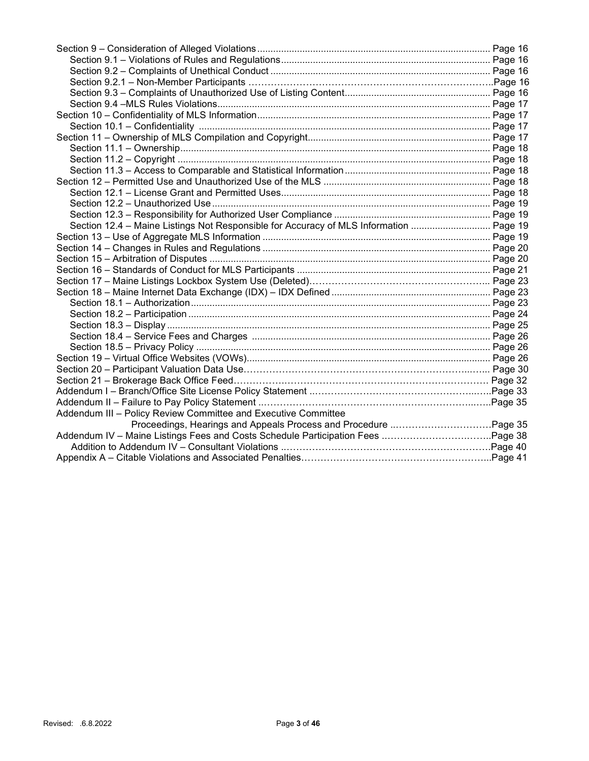Section 9 – Consideration of Alleged Violations ........................................................................................ Page 16
  Section 9.1 – Violations of Rules and Regulations .............................................................................. Page 16
  Section 9.2 – Complaints of Unethical Conduct .................................................................................. Page 16
  Section 9.2.1 – Non-Member Participants …………………………………………………………………..Page 16
  Section 9.3 – Complaints of Unauthorized Use of Listing Content ...................................................... Page 16
  Section 9.4 –MLS Rules Violations ..................................................................................................... Page 17
Section 10 – Confidentiality of MLS Information ....................................................................................... Page 17
  Section 10.1 – Confidentiality ............................................................................................................ Page 17
Section 11 – Ownership of MLS Compilation and Copyright .................................................................... Page 17
  Section 11.1 – Ownership ................................................................................................................... Page 18
  Section 11.2 – Copyright .................................................................................................................... Page 18
  Section 11.3 – Access to Comparable and Statistical Information ...................................................... Page 18
Section 12 – Permitted Use and Unauthorized Use of the MLS .............................................................. Page 18
  Section 12.1 – License Grant and Permitted Uses .............................................................................. Page 18
  Section 12.2 – Unauthorized Use ........................................................................................................ Page 19
  Section 12.3 – Responsibility for Authorized User Compliance .......................................................... Page 19
  Section 12.4 – Maine Listings Not Responsible for Accuracy of MLS Information ............................. Page 19
Section 13 – Use of Aggregate MLS Information ..................................................................................... Page 19
Section 14 – Changes in Rules and Regulations ..................................................................................... Page 20
Section 15 – Arbitration of Disputes ......................................................................................................... Page 20
Section 16 – Standards of Conduct for MLS Participants ........................................................................ Page 21
Section 17 – Maine Listings Lockbox System Use (Deleted)………………………………………………... Page 23
Section 18 – Maine Internet Data Exchange (IDX) – IDX Defined ........................................................... Page 23
  Section 18.1 – Authorization ................................................................................................................ Page 23
  Section 18.2 – Participation ................................................................................................................. Page 24
  Section 18.3 – Display ......................................................................................................................... Page 25
  Section 18.4 – Service Fees and Charges ......................................................................................... Page 26
  Section 18.5 – Privacy Policy ............................................................................................................. Page 26
Section 19 – Virtual Office Websites (VOWs) ........................................................................................... Page 26
Section 20 – Participant Valuation Data Use………………………………………………………………..... Page 30
Section 21 – Brokerage Back Office Feed………………………………………………………………………. Page 32
Addendum I – Branch/Office Site License Policy Statement ………………………………………….…….Page 33
Addendum II – Failure to Pay Policy Statement ………………………………………………………...…..Page 35
Addendum III – Policy Review Committee and Executive Committee
  Proceedings, Hearings and Appeals Process and Procedure ..…………………………Page 35
Addendum IV – Maine Listings Fees and Costs Schedule Participation Fees ……………………….…….Page 38
  Addition to Addendum IV – Consultant Violations ..………………………………………………………Page 40
Appendix A – Citable Violations and Associated Penalties…………………………………………………...Page 41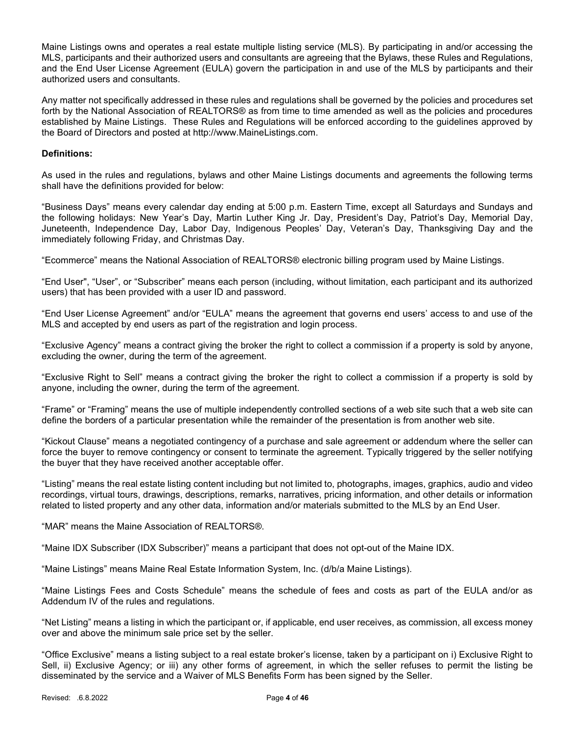Maine Listings owns and operates a real estate multiple listing service (MLS). By participating in and/or accessing the MLS, participants and their authorized users and consultants are agreeing that the Bylaws, these Rules and Regulations, and the End User License Agreement (EULA) govern the participation in and use of the MLS by participants and their authorized users and consultants.

Any matter not specifically addressed in these rules and regulations shall be governed by the policies and procedures set forth by the National Association of REALTORS® as from time to time amended as well as the policies and procedures established by Maine Listings. These Rules and Regulations will be enforced according to the guidelines approved by the Board of Directors and posted at http://www.MaineListings.com.

**Definitions:**

As used in the rules and regulations, bylaws and other Maine Listings documents and agreements the following terms shall have the definitions provided for below:

"Business Days" means every calendar day ending at 5:00 p.m. Eastern Time, except all Saturdays and Sundays and the following holidays: New Year's Day, Martin Luther King Jr. Day, President's Day, Patriot's Day, Memorial Day, Juneteenth, Independence Day, Labor Day, Indigenous Peoples' Day, Veteran's Day, Thanksgiving Day and the immediately following Friday, and Christmas Day.

"Ecommerce" means the National Association of REALTORS® electronic billing program used by Maine Listings.

"End User", "User", or "Subscriber" means each person (including, without limitation, each participant and its authorized users) that has been provided with a user ID and password.

"End User License Agreement" and/or "EULA" means the agreement that governs end users' access to and use of the MLS and accepted by end users as part of the registration and login process.

"Exclusive Agency" means a contract giving the broker the right to collect a commission if a property is sold by anyone, excluding the owner, during the term of the agreement.

"Exclusive Right to Sell" means a contract giving the broker the right to collect a commission if a property is sold by anyone, including the owner, during the term of the agreement.

"Frame" or "Framing" means the use of multiple independently controlled sections of a web site such that a web site can define the borders of a particular presentation while the remainder of the presentation is from another web site.

"Kickout Clause" means a negotiated contingency of a purchase and sale agreement or addendum where the seller can force the buyer to remove contingency or consent to terminate the agreement. Typically triggered by the seller notifying the buyer that they have received another acceptable offer.

"Listing" means the real estate listing content including but not limited to, photographs, images, graphics, audio and video recordings, virtual tours, drawings, descriptions, remarks, narratives, pricing information, and other details or information related to listed property and any other data, information and/or materials submitted to the MLS by an End User.

"MAR" means the Maine Association of REALTORS®.

"Maine IDX Subscriber (IDX Subscriber)" means a participant that does not opt-out of the Maine IDX.

"Maine Listings" means Maine Real Estate Information System, Inc. (d/b/a Maine Listings).

"Maine Listings Fees and Costs Schedule" means the schedule of fees and costs as part of the EULA and/or as Addendum IV of the rules and regulations.

"Net Listing" means a listing in which the participant or, if applicable, end user receives, as commission, all excess money over and above the minimum sale price set by the seller.

"Office Exclusive" means a listing subject to a real estate broker's license, taken by a participant on i) Exclusive Right to Sell, ii) Exclusive Agency; or iii) any other forms of agreement, in which the seller refuses to permit the listing be disseminated by the service and a Waiver of MLS Benefits Form has been signed by the Seller.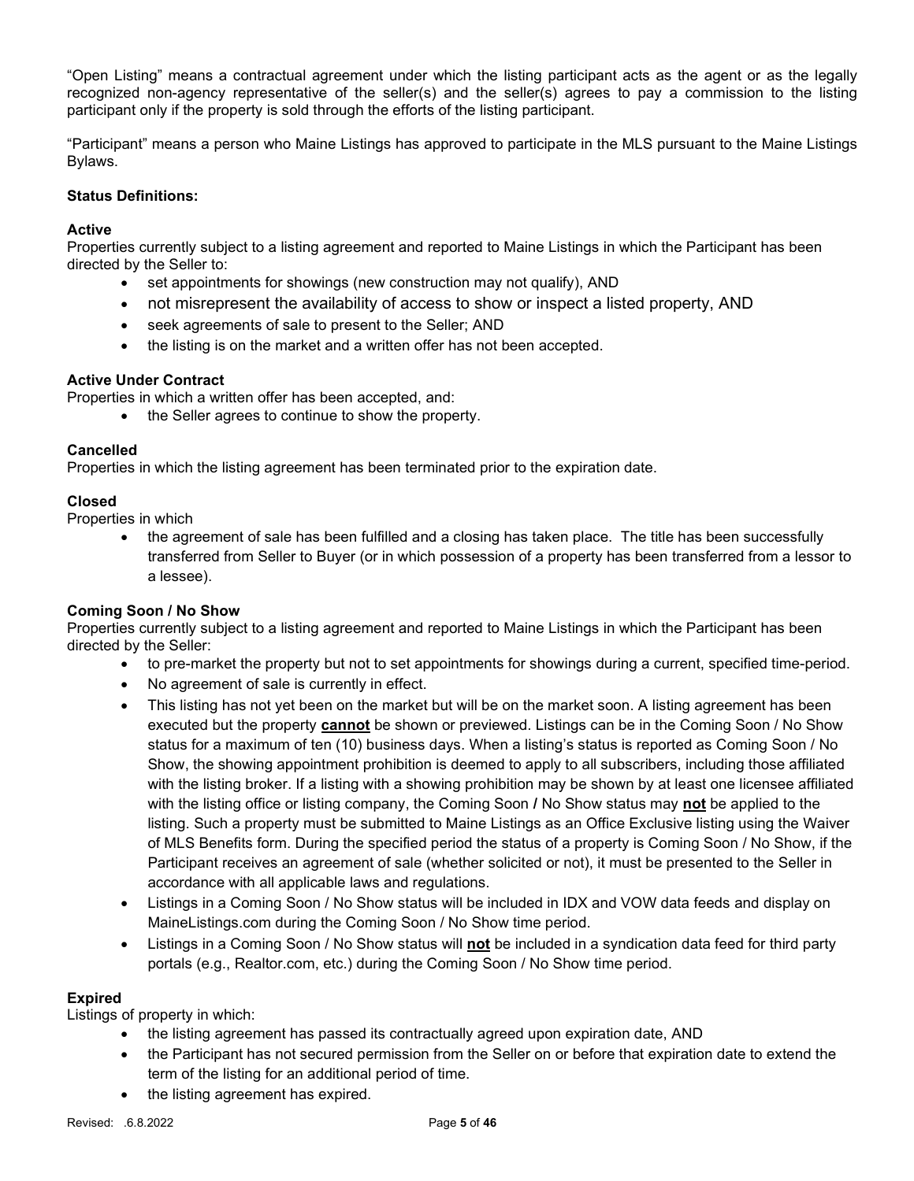"Open Listing" means a contractual agreement under which the listing participant acts as the agent or as the legally recognized non-agency representative of the seller(s) and the seller(s) agrees to pay a commission to the listing participant only if the property is sold through the efforts of the listing participant.

"Participant" means a person who Maine Listings has approved to participate in the MLS pursuant to the Maine Listings Bylaws.

**Status Definitions:**

**Active**
Properties currently subject to a listing agreement and reported to Maine Listings in which the Participant has been directed by the Seller to:

- set appointments for showings (new construction may not qualify), AND
- not misrepresent the availability of access to show or inspect a listed property, AND
- seek agreements of sale to present to the Seller; AND
- the listing is on the market and a written offer has not been accepted.

**Active Under Contract**
Properties in which a written offer has been accepted, and:

- the Seller agrees to continue to show the property.

**Cancelled**
Properties in which the listing agreement has been terminated prior to the expiration date.

**Closed**
Properties in which

- the agreement of sale has been fulfilled and a closing has taken place. The title has been successfully transferred from Seller to Buyer (or in which possession of a property has been transferred from a lessor to a lessee).

**Coming Soon / No Show**
Properties currently subject to a listing agreement and reported to Maine Listings in which the Participant has been directed by the Seller:

- to pre-market the property but not to set appointments for showings during a current, specified time-period.
- No agreement of sale is currently in effect.
- This listing has not yet been on the market but will be on the market soon. A listing agreement has been executed but the property **cannot** be shown or previewed. Listings can be in the Coming Soon / No Show status for a maximum of ten (10) business days. When a listing's status is reported as Coming Soon / No Show, the showing appointment prohibition is deemed to apply to all subscribers, including those affiliated with the listing broker. If a listing with a showing prohibition may be shown by at least one licensee affiliated with the listing office or listing company, the Coming Soon **/** No Show status may **not** be applied to the listing. Such a property must be submitted to Maine Listings as an Office Exclusive listing using the Waiver of MLS Benefits form. During the specified period the status of a property is Coming Soon / No Show, if the Participant receives an agreement of sale (whether solicited or not), it must be presented to the Seller in accordance with all applicable laws and regulations.
- Listings in a Coming Soon / No Show status will be included in IDX and VOW data feeds and display on MaineListings.com during the Coming Soon / No Show time period.
- Listings in a Coming Soon / No Show status will **not** be included in a syndication data feed for third party portals (e.g., Realtor.com, etc.) during the Coming Soon / No Show time period.

**Expired**
Listings of property in which:

- the listing agreement has passed its contractually agreed upon expiration date, AND
- the Participant has not secured permission from the Seller on or before that expiration date to extend the term of the listing for an additional period of time.
- the listing agreement has expired.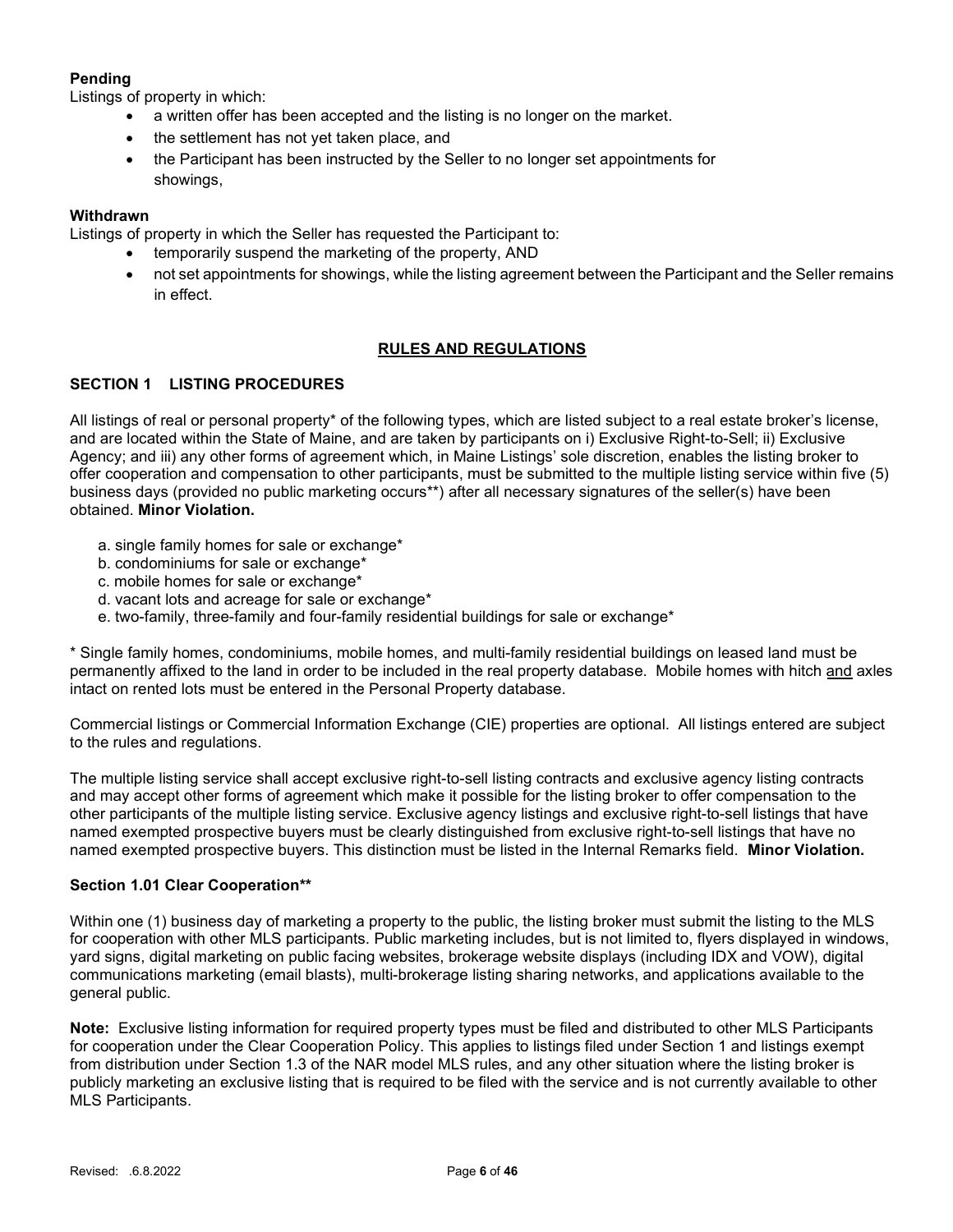**Pending**

Listings of property in which:

- a written offer has been accepted and the listing is no longer on the market.
- the settlement has not yet taken place, and
- the Participant has been instructed by the Seller to no longer set appointments for showings,

**Withdrawn**

Listings of property in which the Seller has requested the Participant to:

- temporarily suspend the marketing of the property, AND
- not set appointments for showings, while the listing agreement between the Participant and the Seller remains in effect.

## RULES AND REGULATIONS

### SECTION 1 LISTING PROCEDURES

All listings of real or personal property* of the following types, which are listed subject to a real estate broker's license, and are located within the State of Maine, and are taken by participants on i) Exclusive Right-to-Sell; ii) Exclusive Agency; and iii) any other forms of agreement which, in Maine Listings' sole discretion, enables the listing broker to offer cooperation and compensation to other participants, must be submitted to the multiple listing service within five (5) business days (provided no public marketing occurs**) after all necessary signatures of the seller(s) have been obtained. **Minor Violation.**

a. single family homes for sale or exchange*
b. condominiums for sale or exchange*
c. mobile homes for sale or exchange*
d. vacant lots and acreage for sale or exchange*
e. two-family, three-family and four-family residential buildings for sale or exchange*

* Single family homes, condominiums, mobile homes, and multi-family residential buildings on leased land must be permanently affixed to the land in order to be included in the real property database. Mobile homes with hitch and axles intact on rented lots must be entered in the Personal Property database.

Commercial listings or Commercial Information Exchange (CIE) properties are optional. All listings entered are subject to the rules and regulations.

The multiple listing service shall accept exclusive right-to-sell listing contracts and exclusive agency listing contracts and may accept other forms of agreement which make it possible for the listing broker to offer compensation to the other participants of the multiple listing service. Exclusive agency listings and exclusive right-to-sell listings that have named exempted prospective buyers must be clearly distinguished from exclusive right-to-sell listings that have no named exempted prospective buyers. This distinction must be listed in the Internal Remarks field. **Minor Violation.**

#### Section 1.01 Clear Cooperation**

Within one (1) business day of marketing a property to the public, the listing broker must submit the listing to the MLS for cooperation with other MLS participants. Public marketing includes, but is not limited to, flyers displayed in windows, yard signs, digital marketing on public facing websites, brokerage website displays (including IDX and VOW), digital communications marketing (email blasts), multi-brokerage listing sharing networks, and applications available to the general public.

**Note:** Exclusive listing information for required property types must be filed and distributed to other MLS Participants for cooperation under the Clear Cooperation Policy. This applies to listings filed under Section 1 and listings exempt from distribution under Section 1.3 of the NAR model MLS rules, and any other situation where the listing broker is publicly marketing an exclusive listing that is required to be filed with the service and is not currently available to other MLS Participants.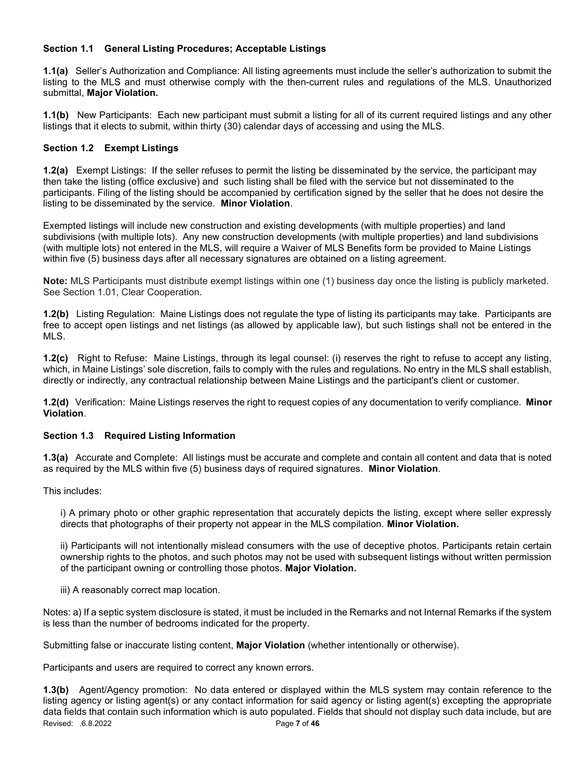### Section 1.1 General Listing Procedures; Acceptable Listings

**1.1(a)** Seller's Authorization and Compliance: All listing agreements must include the seller's authorization to submit the listing to the MLS and must otherwise comply with the then-current rules and regulations of the MLS. Unauthorized submittal, **Major Violation.**

**1.1(b)** New Participants: Each new participant must submit a listing for all of its current required listings and any other listings that it elects to submit, within thirty (30) calendar days of accessing and using the MLS.

### Section 1.2 Exempt Listings

**1.2(a)** Exempt Listings: If the seller refuses to permit the listing be disseminated by the service, the participant may then take the listing (office exclusive) and such listing shall be filed with the service but not disseminated to the participants. Filing of the listing should be accompanied by certification signed by the seller that he does not desire the listing to be disseminated by the service. **Minor Violation**.

Exempted listings will include new construction and existing developments (with multiple properties) and land subdivisions (with multiple lots). Any new construction developments (with multiple properties) and land subdivisions (with multiple lots) not entered in the MLS, will require a Waiver of MLS Benefits form be provided to Maine Listings within five (5) business days after all necessary signatures are obtained on a listing agreement.

**Note:** MLS Participants must distribute exempt listings within one (1) business day once the listing is publicly marketed. See Section 1.01, Clear Cooperation.

**1.2(b)** Listing Regulation: Maine Listings does not regulate the type of listing its participants may take. Participants are free to accept open listings and net listings (as allowed by applicable law), but such listings shall not be entered in the MLS.

**1.2(c)** Right to Refuse: Maine Listings, through its legal counsel: (i) reserves the right to refuse to accept any listing, which, in Maine Listings' sole discretion, fails to comply with the rules and regulations. No entry in the MLS shall establish, directly or indirectly, any contractual relationship between Maine Listings and the participant's client or customer.

**1.2(d)** Verification: Maine Listings reserves the right to request copies of any documentation to verify compliance. **Minor Violation**.

### Section 1.3 Required Listing Information

**1.3(a)** Accurate and Complete: All listings must be accurate and complete and contain all content and data that is noted as required by the MLS within five (5) business days of required signatures. **Minor Violation**.

This includes:

i) A primary photo or other graphic representation that accurately depicts the listing, except where seller expressly directs that photographs of their property not appear in the MLS compilation. **Minor Violation.**

ii) Participants will not intentionally mislead consumers with the use of deceptive photos. Participants retain certain ownership rights to the photos, and such photos may not be used with subsequent listings without written permission of the participant owning or controlling those photos. **Major Violation.**

iii) A reasonably correct map location.

Notes: a) If a septic system disclosure is stated, it must be included in the Remarks and not Internal Remarks if the system is less than the number of bedrooms indicated for the property.

Submitting false or inaccurate listing content, **Major Violation** (whether intentionally or otherwise).

Participants and users are required to correct any known errors.

**1.3(b)** Agent/Agency promotion: No data entered or displayed within the MLS system may contain reference to the listing agency or listing agent(s) or any contact information for said agency or listing agent(s) excepting the appropriate data fields that contain such information which is auto populated. Fields that should not display such data include, but are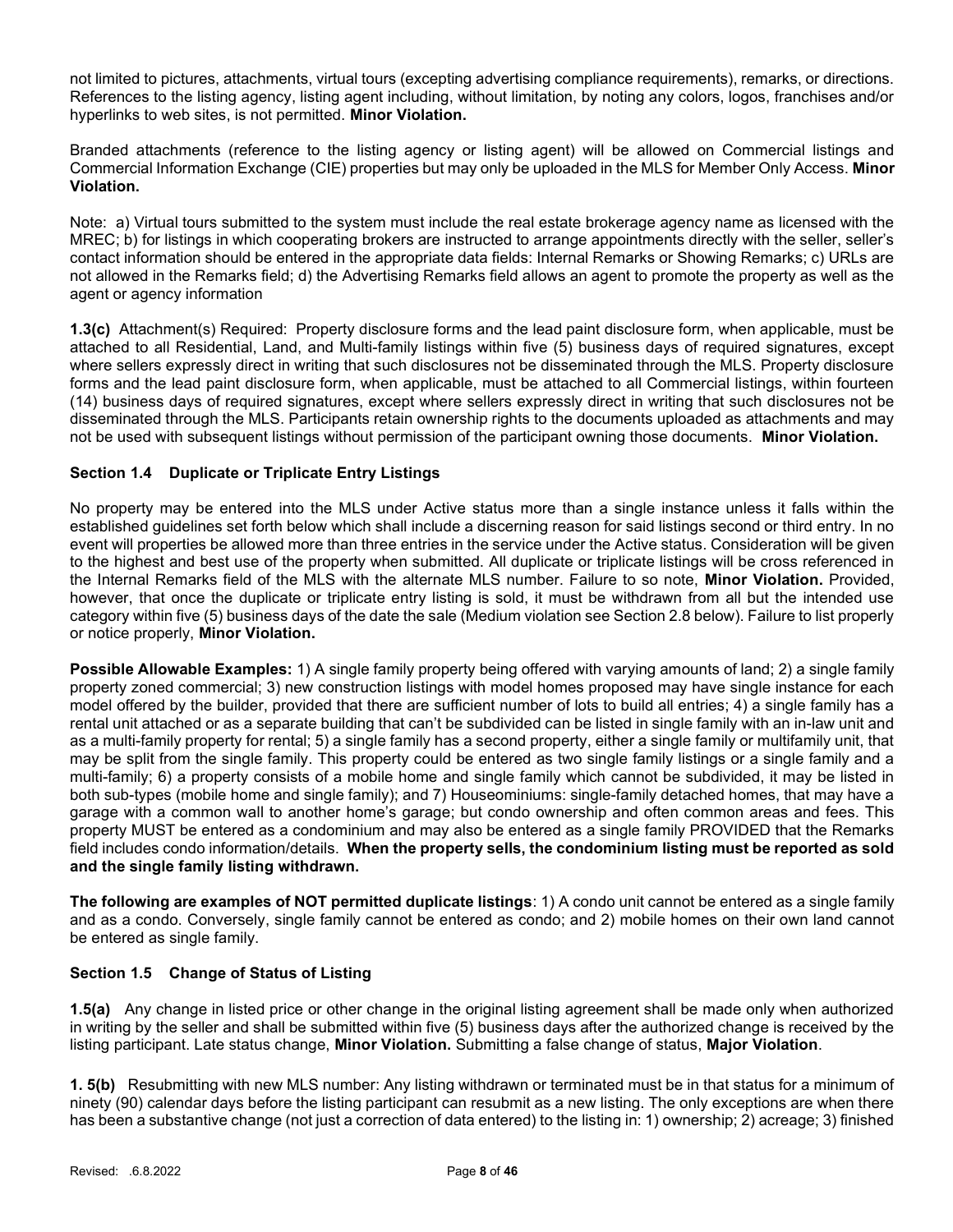not limited to pictures, attachments, virtual tours (excepting advertising compliance requirements), remarks, or directions. References to the listing agency, listing agent including, without limitation, by noting any colors, logos, franchises and/or hyperlinks to web sites, is not permitted. **Minor Violation.**

Branded attachments (reference to the listing agency or listing agent) will be allowed on Commercial listings and Commercial Information Exchange (CIE) properties but may only be uploaded in the MLS for Member Only Access. **Minor Violation.**

Note: a) Virtual tours submitted to the system must include the real estate brokerage agency name as licensed with the MREC; b) for listings in which cooperating brokers are instructed to arrange appointments directly with the seller, seller's contact information should be entered in the appropriate data fields: Internal Remarks or Showing Remarks; c) URLs are not allowed in the Remarks field; d) the Advertising Remarks field allows an agent to promote the property as well as the agent or agency information

**1.3(c)** Attachment(s) Required: Property disclosure forms and the lead paint disclosure form, when applicable, must be attached to all Residential, Land, and Multi-family listings within five (5) business days of required signatures, except where sellers expressly direct in writing that such disclosures not be disseminated through the MLS. Property disclosure forms and the lead paint disclosure form, when applicable, must be attached to all Commercial listings, within fourteen (14) business days of required signatures, except where sellers expressly direct in writing that such disclosures not be disseminated through the MLS. Participants retain ownership rights to the documents uploaded as attachments and may not be used with subsequent listings without permission of the participant owning those documents. **Minor Violation.**

### Section 1.4 Duplicate or Triplicate Entry Listings

No property may be entered into the MLS under Active status more than a single instance unless it falls within the established guidelines set forth below which shall include a discerning reason for said listings second or third entry. In no event will properties be allowed more than three entries in the service under the Active status. Consideration will be given to the highest and best use of the property when submitted. All duplicate or triplicate listings will be cross referenced in the Internal Remarks field of the MLS with the alternate MLS number. Failure to so note, **Minor Violation.** Provided, however, that once the duplicate or triplicate entry listing is sold, it must be withdrawn from all but the intended use category within five (5) business days of the date the sale (Medium violation see Section 2.8 below). Failure to list properly or notice properly, **Minor Violation.**

**Possible Allowable Examples:** 1) A single family property being offered with varying amounts of land; 2) a single family property zoned commercial; 3) new construction listings with model homes proposed may have single instance for each model offered by the builder, provided that there are sufficient number of lots to build all entries; 4) a single family has a rental unit attached or as a separate building that can't be subdivided can be listed in single family with an in-law unit and as a multi-family property for rental; 5) a single family has a second property, either a single family or multifamily unit, that may be split from the single family. This property could be entered as two single family listings or a single family and a multi-family; 6) a property consists of a mobile home and single family which cannot be subdivided, it may be listed in both sub-types (mobile home and single family); and 7) Houseominiums: single-family detached homes, that may have a garage with a common wall to another home's garage; but condo ownership and often common areas and fees. This property MUST be entered as a condominium and may also be entered as a single family PROVIDED that the Remarks field includes condo information/details. **When the property sells, the condominium listing must be reported as sold and the single family listing withdrawn.**

**The following are examples of NOT permitted duplicate listings**: 1) A condo unit cannot be entered as a single family and as a condo. Conversely, single family cannot be entered as condo; and 2) mobile homes on their own land cannot be entered as single family.

### Section 1.5 Change of Status of Listing

**1.5(a)** Any change in listed price or other change in the original listing agreement shall be made only when authorized in writing by the seller and shall be submitted within five (5) business days after the authorized change is received by the listing participant. Late status change, **Minor Violation.** Submitting a false change of status, **Major Violation**.

**1. 5(b)** Resubmitting with new MLS number: Any listing withdrawn or terminated must be in that status for a minimum of ninety (90) calendar days before the listing participant can resubmit as a new listing. The only exceptions are when there has been a substantive change (not just a correction of data entered) to the listing in: 1) ownership; 2) acreage; 3) finished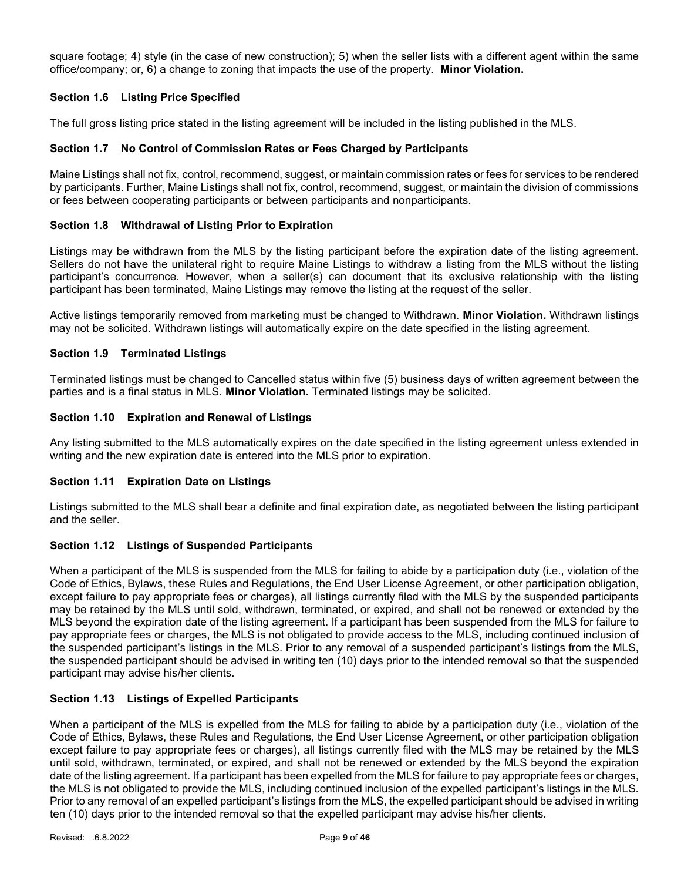square footage; 4) style (in the case of new construction); 5) when the seller lists with a different agent within the same office/company; or, 6) a change to zoning that impacts the use of the property. **Minor Violation.**

### Section 1.6 Listing Price Specified

The full gross listing price stated in the listing agreement will be included in the listing published in the MLS.

### Section 1.7 No Control of Commission Rates or Fees Charged by Participants

Maine Listings shall not fix, control, recommend, suggest, or maintain commission rates or fees for services to be rendered by participants. Further, Maine Listings shall not fix, control, recommend, suggest, or maintain the division of commissions or fees between cooperating participants or between participants and nonparticipants.

### Section 1.8 Withdrawal of Listing Prior to Expiration

Listings may be withdrawn from the MLS by the listing participant before the expiration date of the listing agreement. Sellers do not have the unilateral right to require Maine Listings to withdraw a listing from the MLS without the listing participant's concurrence. However, when a seller(s) can document that its exclusive relationship with the listing participant has been terminated, Maine Listings may remove the listing at the request of the seller.

Active listings temporarily removed from marketing must be changed to Withdrawn. **Minor Violation.** Withdrawn listings may not be solicited. Withdrawn listings will automatically expire on the date specified in the listing agreement.

### Section 1.9 Terminated Listings

Terminated listings must be changed to Cancelled status within five (5) business days of written agreement between the parties and is a final status in MLS. **Minor Violation.** Terminated listings may be solicited.

### Section 1.10 Expiration and Renewal of Listings

Any listing submitted to the MLS automatically expires on the date specified in the listing agreement unless extended in writing and the new expiration date is entered into the MLS prior to expiration.

### Section 1.11 Expiration Date on Listings

Listings submitted to the MLS shall bear a definite and final expiration date, as negotiated between the listing participant and the seller.

### Section 1.12 Listings of Suspended Participants

When a participant of the MLS is suspended from the MLS for failing to abide by a participation duty (i.e., violation of the Code of Ethics, Bylaws, these Rules and Regulations, the End User License Agreement, or other participation obligation, except failure to pay appropriate fees or charges), all listings currently filed with the MLS by the suspended participants may be retained by the MLS until sold, withdrawn, terminated, or expired, and shall not be renewed or extended by the MLS beyond the expiration date of the listing agreement. If a participant has been suspended from the MLS for failure to pay appropriate fees or charges, the MLS is not obligated to provide access to the MLS, including continued inclusion of the suspended participant's listings in the MLS. Prior to any removal of a suspended participant's listings from the MLS, the suspended participant should be advised in writing ten (10) days prior to the intended removal so that the suspended participant may advise his/her clients.

### Section 1.13 Listings of Expelled Participants

When a participant of the MLS is expelled from the MLS for failing to abide by a participation duty (i.e., violation of the Code of Ethics, Bylaws, these Rules and Regulations, the End User License Agreement, or other participation obligation except failure to pay appropriate fees or charges), all listings currently filed with the MLS may be retained by the MLS until sold, withdrawn, terminated, or expired, and shall not be renewed or extended by the MLS beyond the expiration date of the listing agreement. If a participant has been expelled from the MLS for failure to pay appropriate fees or charges, the MLS is not obligated to provide the MLS, including continued inclusion of the expelled participant's listings in the MLS. Prior to any removal of an expelled participant's listings from the MLS, the expelled participant should be advised in writing ten (10) days prior to the intended removal so that the expelled participant may advise his/her clients.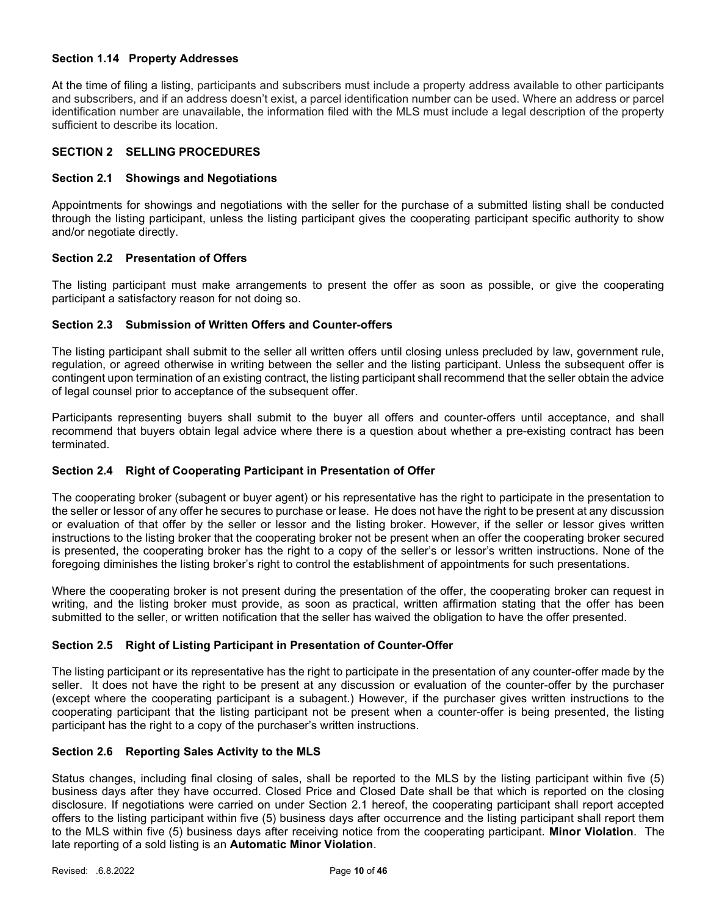### Section 1.14 Property Addresses

At the time of filing a listing, participants and subscribers must include a property address available to other participants and subscribers, and if an address doesn't exist, a parcel identification number can be used. Where an address or parcel identification number are unavailable, the information filed with the MLS must include a legal description of the property sufficient to describe its location.

## SECTION 2 SELLING PROCEDURES

### Section 2.1 Showings and Negotiations

Appointments for showings and negotiations with the seller for the purchase of a submitted listing shall be conducted through the listing participant, unless the listing participant gives the cooperating participant specific authority to show and/or negotiate directly.

### Section 2.2 Presentation of Offers

The listing participant must make arrangements to present the offer as soon as possible, or give the cooperating participant a satisfactory reason for not doing so.

### Section 2.3 Submission of Written Offers and Counter-offers

The listing participant shall submit to the seller all written offers until closing unless precluded by law, government rule, regulation, or agreed otherwise in writing between the seller and the listing participant. Unless the subsequent offer is contingent upon termination of an existing contract, the listing participant shall recommend that the seller obtain the advice of legal counsel prior to acceptance of the subsequent offer.

Participants representing buyers shall submit to the buyer all offers and counter-offers until acceptance, and shall recommend that buyers obtain legal advice where there is a question about whether a pre-existing contract has been terminated.

### Section 2.4 Right of Cooperating Participant in Presentation of Offer

The cooperating broker (subagent or buyer agent) or his representative has the right to participate in the presentation to the seller or lessor of any offer he secures to purchase or lease. He does not have the right to be present at any discussion or evaluation of that offer by the seller or lessor and the listing broker. However, if the seller or lessor gives written instructions to the listing broker that the cooperating broker not be present when an offer the cooperating broker secured is presented, the cooperating broker has the right to a copy of the seller's or lessor's written instructions. None of the foregoing diminishes the listing broker's right to control the establishment of appointments for such presentations.

Where the cooperating broker is not present during the presentation of the offer, the cooperating broker can request in writing, and the listing broker must provide, as soon as practical, written affirmation stating that the offer has been submitted to the seller, or written notification that the seller has waived the obligation to have the offer presented.

### Section 2.5 Right of Listing Participant in Presentation of Counter-Offer

The listing participant or its representative has the right to participate in the presentation of any counter-offer made by the seller. It does not have the right to be present at any discussion or evaluation of the counter-offer by the purchaser (except where the cooperating participant is a subagent.) However, if the purchaser gives written instructions to the cooperating participant that the listing participant not be present when a counter-offer is being presented, the listing participant has the right to a copy of the purchaser's written instructions.

### Section 2.6 Reporting Sales Activity to the MLS

Status changes, including final closing of sales, shall be reported to the MLS by the listing participant within five (5) business days after they have occurred. Closed Price and Closed Date shall be that which is reported on the closing disclosure. If negotiations were carried on under Section 2.1 hereof, the cooperating participant shall report accepted offers to the listing participant within five (5) business days after occurrence and the listing participant shall report them to the MLS within five (5) business days after receiving notice from the cooperating participant. **Minor Violation**. The late reporting of a sold listing is an **Automatic Minor Violation**.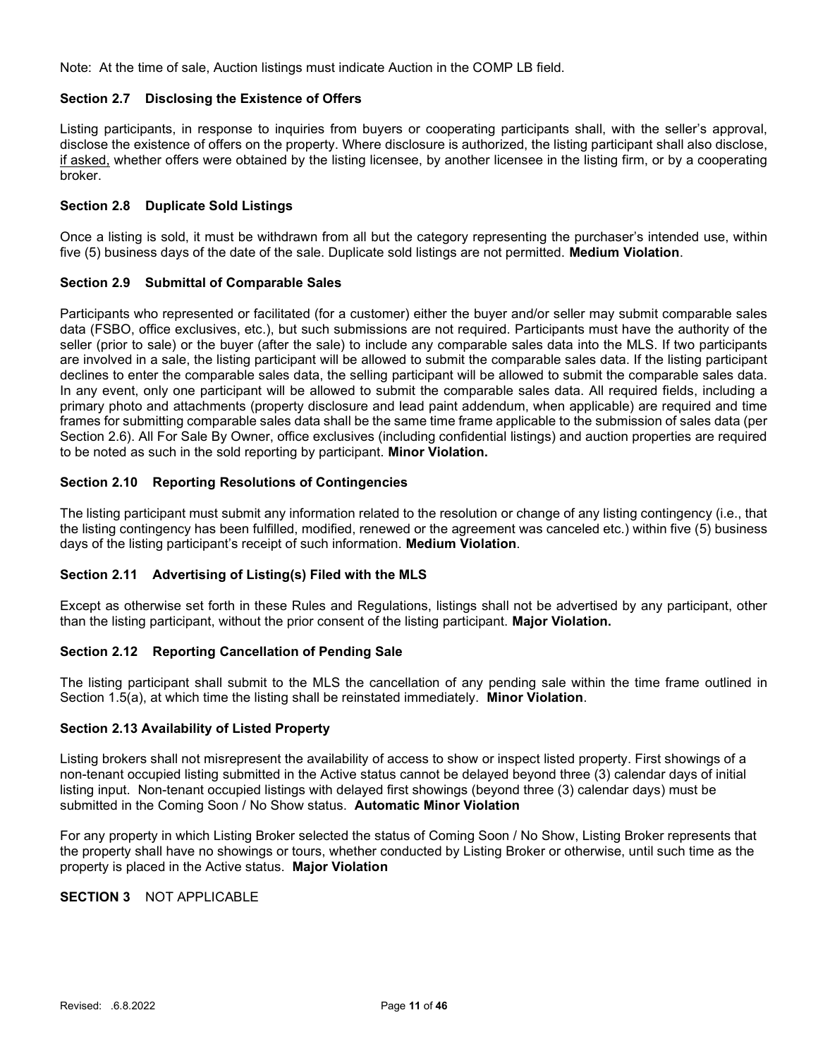Note: At the time of sale, Auction listings must indicate Auction in the COMP LB field.

### Section 2.7 Disclosing the Existence of Offers

Listing participants, in response to inquiries from buyers or cooperating participants shall, with the seller's approval, disclose the existence of offers on the property. Where disclosure is authorized, the listing participant shall also disclose, <u>if asked,</u> whether offers were obtained by the listing licensee, by another licensee in the listing firm, or by a cooperating broker.

### Section 2.8 Duplicate Sold Listings

Once a listing is sold, it must be withdrawn from all but the category representing the purchaser's intended use, within five (5) business days of the date of the sale. Duplicate sold listings are not permitted. **Medium Violation**.

### Section 2.9 Submittal of Comparable Sales

Participants who represented or facilitated (for a customer) either the buyer and/or seller may submit comparable sales data (FSBO, office exclusives, etc.), but such submissions are not required. Participants must have the authority of the seller (prior to sale) or the buyer (after the sale) to include any comparable sales data into the MLS. If two participants are involved in a sale, the listing participant will be allowed to submit the comparable sales data. If the listing participant declines to enter the comparable sales data, the selling participant will be allowed to submit the comparable sales data. In any event, only one participant will be allowed to submit the comparable sales data. All required fields, including a primary photo and attachments (property disclosure and lead paint addendum, when applicable) are required and time frames for submitting comparable sales data shall be the same time frame applicable to the submission of sales data (per Section 2.6). All For Sale By Owner, office exclusives (including confidential listings) and auction properties are required to be noted as such in the sold reporting by participant. **Minor Violation.**

### Section 2.10 Reporting Resolutions of Contingencies

The listing participant must submit any information related to the resolution or change of any listing contingency (i.e., that the listing contingency has been fulfilled, modified, renewed or the agreement was canceled etc.) within five (5) business days of the listing participant's receipt of such information. **Medium Violation**.

### Section 2.11 Advertising of Listing(s) Filed with the MLS

Except as otherwise set forth in these Rules and Regulations, listings shall not be advertised by any participant, other than the listing participant, without the prior consent of the listing participant. **Major Violation.**

### Section 2.12 Reporting Cancellation of Pending Sale

The listing participant shall submit to the MLS the cancellation of any pending sale within the time frame outlined in Section 1.5(a), at which time the listing shall be reinstated immediately. **Minor Violation**.

### Section 2.13 Availability of Listed Property

Listing brokers shall not misrepresent the availability of access to show or inspect listed property. First showings of a non-tenant occupied listing submitted in the Active status cannot be delayed beyond three (3) calendar days of initial listing input. Non-tenant occupied listings with delayed first showings (beyond three (3) calendar days) must be submitted in the Coming Soon / No Show status. **Automatic Minor Violation**

For any property in which Listing Broker selected the status of Coming Soon / No Show, Listing Broker represents that the property shall have no showings or tours, whether conducted by Listing Broker or otherwise, until such time as the property is placed in the Active status. **Major Violation**

## SECTION 3 NOT APPLICABLE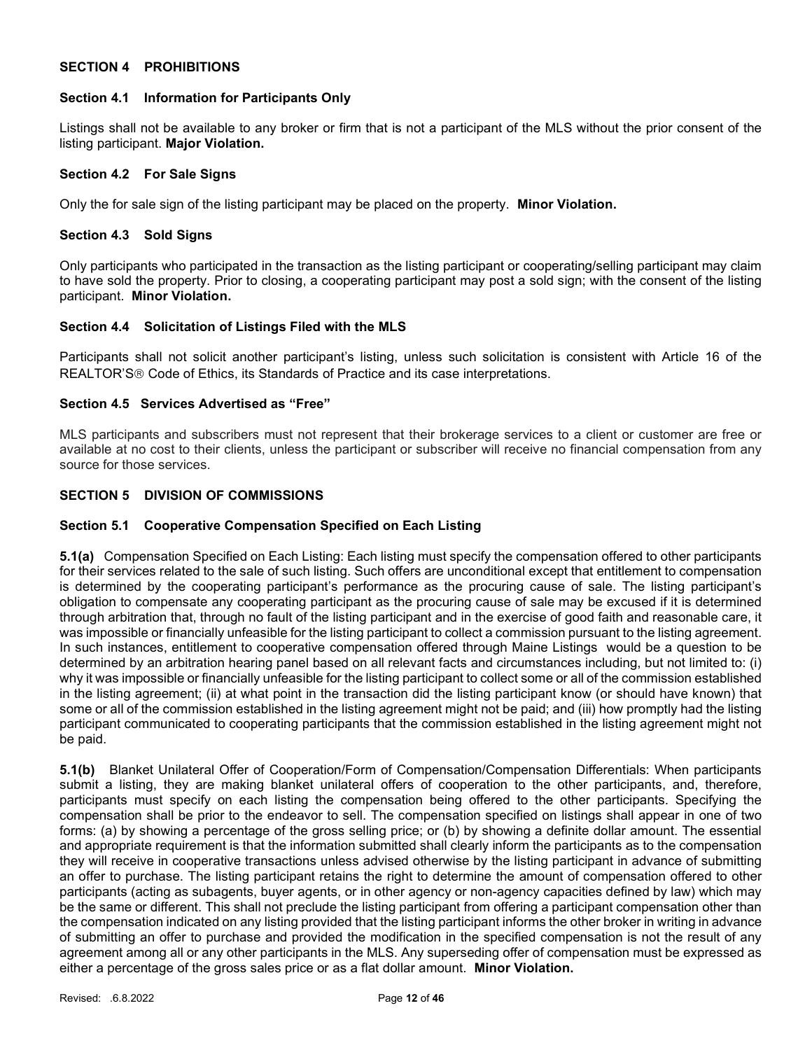## SECTION 4 PROHIBITIONS

### Section 4.1 Information for Participants Only

Listings shall not be available to any broker or firm that is not a participant of the MLS without the prior consent of the listing participant. **Major Violation.**

### Section 4.2 For Sale Signs

Only the for sale sign of the listing participant may be placed on the property. **Minor Violation.**

### Section 4.3 Sold Signs

Only participants who participated in the transaction as the listing participant or cooperating/selling participant may claim to have sold the property. Prior to closing, a cooperating participant may post a sold sign; with the consent of the listing participant. **Minor Violation.**

### Section 4.4 Solicitation of Listings Filed with the MLS

Participants shall not solicit another participant's listing, unless such solicitation is consistent with Article 16 of the REALTOR'S® Code of Ethics, its Standards of Practice and its case interpretations.

### Section 4.5 Services Advertised as "Free"

MLS participants and subscribers must not represent that their brokerage services to a client or customer are free or available at no cost to their clients, unless the participant or subscriber will receive no financial compensation from any source for those services.

## SECTION 5 DIVISION OF COMMISSIONS

### Section 5.1 Cooperative Compensation Specified on Each Listing

**5.1(a)** Compensation Specified on Each Listing: Each listing must specify the compensation offered to other participants for their services related to the sale of such listing. Such offers are unconditional except that entitlement to compensation is determined by the cooperating participant's performance as the procuring cause of sale. The listing participant's obligation to compensate any cooperating participant as the procuring cause of sale may be excused if it is determined through arbitration that, through no fault of the listing participant and in the exercise of good faith and reasonable care, it was impossible or financially unfeasible for the listing participant to collect a commission pursuant to the listing agreement. In such instances, entitlement to cooperative compensation offered through Maine Listings would be a question to be determined by an arbitration hearing panel based on all relevant facts and circumstances including, but not limited to: (i) why it was impossible or financially unfeasible for the listing participant to collect some or all of the commission established in the listing agreement; (ii) at what point in the transaction did the listing participant know (or should have known) that some or all of the commission established in the listing agreement might not be paid; and (iii) how promptly had the listing participant communicated to cooperating participants that the commission established in the listing agreement might not be paid.

**5.1(b)** Blanket Unilateral Offer of Cooperation/Form of Compensation/Compensation Differentials: When participants submit a listing, they are making blanket unilateral offers of cooperation to the other participants, and, therefore, participants must specify on each listing the compensation being offered to the other participants. Specifying the compensation shall be prior to the endeavor to sell. The compensation specified on listings shall appear in one of two forms: (a) by showing a percentage of the gross selling price; or (b) by showing a definite dollar amount. The essential and appropriate requirement is that the information submitted shall clearly inform the participants as to the compensation they will receive in cooperative transactions unless advised otherwise by the listing participant in advance of submitting an offer to purchase. The listing participant retains the right to determine the amount of compensation offered to other participants (acting as subagents, buyer agents, or in other agency or non-agency capacities defined by law) which may be the same or different. This shall not preclude the listing participant from offering a participant compensation other than the compensation indicated on any listing provided that the listing participant informs the other broker in writing in advance of submitting an offer to purchase and provided the modification in the specified compensation is not the result of any agreement among all or any other participants in the MLS. Any superseding offer of compensation must be expressed as either a percentage of the gross sales price or as a flat dollar amount. **Minor Violation.**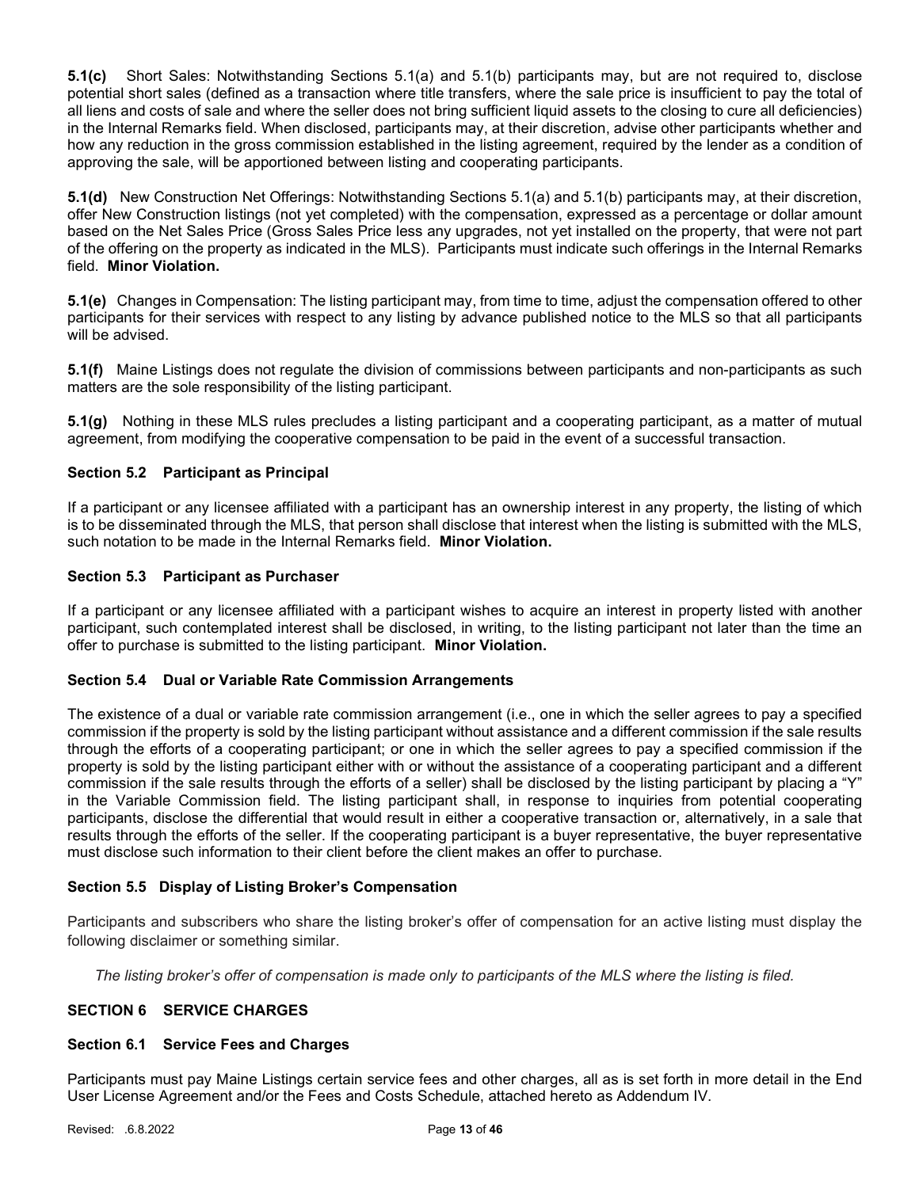**5.1(c)** Short Sales: Notwithstanding Sections 5.1(a) and 5.1(b) participants may, but are not required to, disclose potential short sales (defined as a transaction where title transfers, where the sale price is insufficient to pay the total of all liens and costs of sale and where the seller does not bring sufficient liquid assets to the closing to cure all deficiencies) in the Internal Remarks field. When disclosed, participants may, at their discretion, advise other participants whether and how any reduction in the gross commission established in the listing agreement, required by the lender as a condition of approving the sale, will be apportioned between listing and cooperating participants.

**5.1(d)** New Construction Net Offerings: Notwithstanding Sections 5.1(a) and 5.1(b) participants may, at their discretion, offer New Construction listings (not yet completed) with the compensation, expressed as a percentage or dollar amount based on the Net Sales Price (Gross Sales Price less any upgrades, not yet installed on the property, that were not part of the offering on the property as indicated in the MLS). Participants must indicate such offerings in the Internal Remarks field. **Minor Violation.**

**5.1(e)** Changes in Compensation: The listing participant may, from time to time, adjust the compensation offered to other participants for their services with respect to any listing by advance published notice to the MLS so that all participants will be advised.

**5.1(f)** Maine Listings does not regulate the division of commissions between participants and non-participants as such matters are the sole responsibility of the listing participant.

**5.1(g)** Nothing in these MLS rules precludes a listing participant and a cooperating participant, as a matter of mutual agreement, from modifying the cooperative compensation to be paid in the event of a successful transaction.

### Section 5.2 Participant as Principal

If a participant or any licensee affiliated with a participant has an ownership interest in any property, the listing of which is to be disseminated through the MLS, that person shall disclose that interest when the listing is submitted with the MLS, such notation to be made in the Internal Remarks field. **Minor Violation.**

### Section 5.3 Participant as Purchaser

If a participant or any licensee affiliated with a participant wishes to acquire an interest in property listed with another participant, such contemplated interest shall be disclosed, in writing, to the listing participant not later than the time an offer to purchase is submitted to the listing participant. **Minor Violation.**

### Section 5.4 Dual or Variable Rate Commission Arrangements

The existence of a dual or variable rate commission arrangement (i.e., one in which the seller agrees to pay a specified commission if the property is sold by the listing participant without assistance and a different commission if the sale results through the efforts of a cooperating participant; or one in which the seller agrees to pay a specified commission if the property is sold by the listing participant either with or without the assistance of a cooperating participant and a different commission if the sale results through the efforts of a seller) shall be disclosed by the listing participant by placing a "Y" in the Variable Commission field. The listing participant shall, in response to inquiries from potential cooperating participants, disclose the differential that would result in either a cooperative transaction or, alternatively, in a sale that results through the efforts of the seller. If the cooperating participant is a buyer representative, the buyer representative must disclose such information to their client before the client makes an offer to purchase.

### Section 5.5 Display of Listing Broker's Compensation

Participants and subscribers who share the listing broker's offer of compensation for an active listing must display the following disclaimer or something similar.

*The listing broker's offer of compensation is made only to participants of the MLS where the listing is filed.*

## SECTION 6 SERVICE CHARGES

### Section 6.1 Service Fees and Charges

Participants must pay Maine Listings certain service fees and other charges, all as is set forth in more detail in the End User License Agreement and/or the Fees and Costs Schedule, attached hereto as Addendum IV.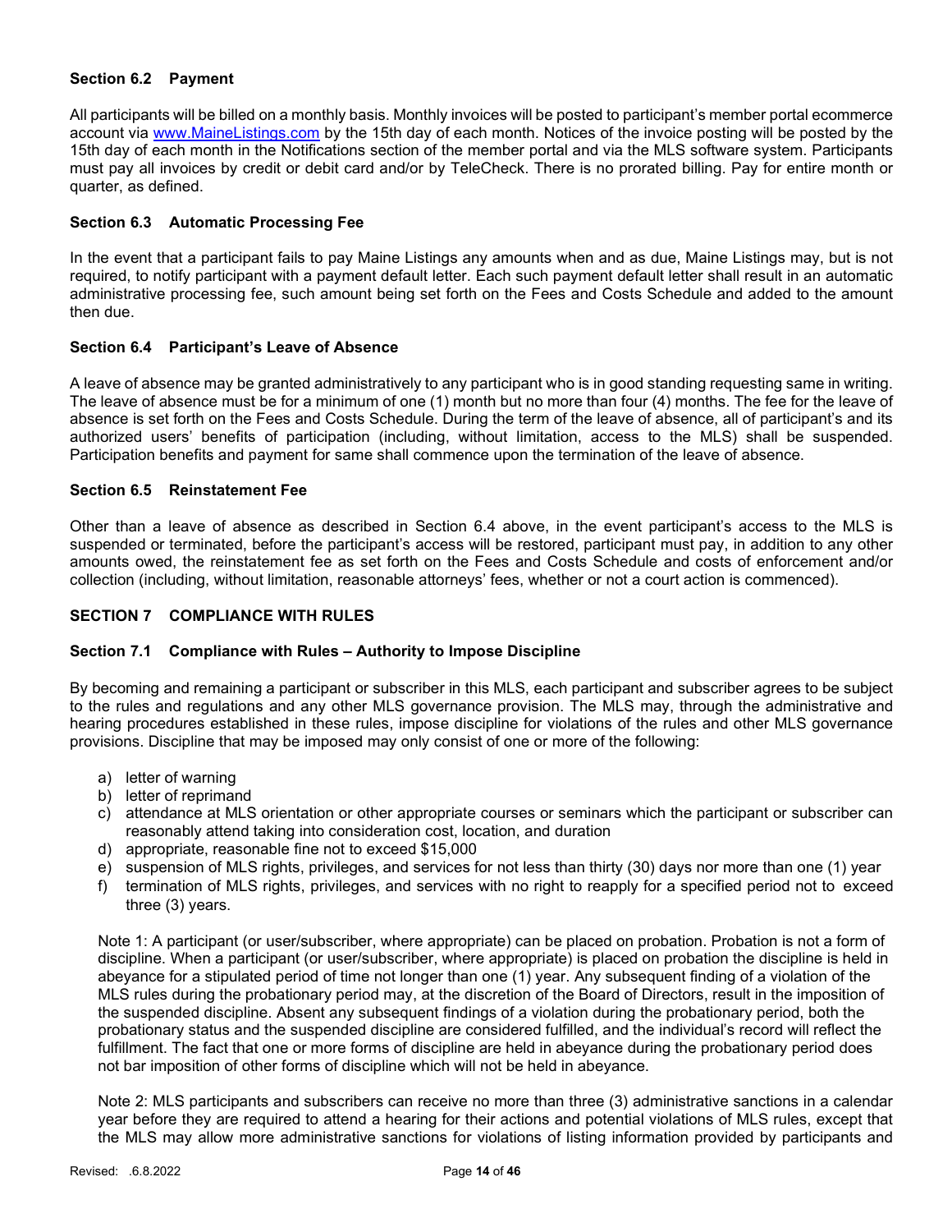### Section 6.2 Payment

All participants will be billed on a monthly basis. Monthly invoices will be posted to participant's member portal ecommerce account via www.MaineListings.com by the 15th day of each month. Notices of the invoice posting will be posted by the 15th day of each month in the Notifications section of the member portal and via the MLS software system. Participants must pay all invoices by credit or debit card and/or by TeleCheck. There is no prorated billing. Pay for entire month or quarter, as defined.

### Section 6.3 Automatic Processing Fee

In the event that a participant fails to pay Maine Listings any amounts when and as due, Maine Listings may, but is not required, to notify participant with a payment default letter. Each such payment default letter shall result in an automatic administrative processing fee, such amount being set forth on the Fees and Costs Schedule and added to the amount then due.

### Section 6.4 Participant's Leave of Absence

A leave of absence may be granted administratively to any participant who is in good standing requesting same in writing. The leave of absence must be for a minimum of one (1) month but no more than four (4) months. The fee for the leave of absence is set forth on the Fees and Costs Schedule. During the term of the leave of absence, all of participant's and its authorized users' benefits of participation (including, without limitation, access to the MLS) shall be suspended. Participation benefits and payment for same shall commence upon the termination of the leave of absence.

### Section 6.5 Reinstatement Fee

Other than a leave of absence as described in Section 6.4 above, in the event participant's access to the MLS is suspended or terminated, before the participant's access will be restored, participant must pay, in addition to any other amounts owed, the reinstatement fee as set forth on the Fees and Costs Schedule and costs of enforcement and/or collection (including, without limitation, reasonable attorneys' fees, whether or not a court action is commenced).

## SECTION 7 COMPLIANCE WITH RULES

### Section 7.1 Compliance with Rules – Authority to Impose Discipline

By becoming and remaining a participant or subscriber in this MLS, each participant and subscriber agrees to be subject to the rules and regulations and any other MLS governance provision. The MLS may, through the administrative and hearing procedures established in these rules, impose discipline for violations of the rules and other MLS governance provisions. Discipline that may be imposed may only consist of one or more of the following:

a) letter of warning
b) letter of reprimand
c) attendance at MLS orientation or other appropriate courses or seminars which the participant or subscriber can reasonably attend taking into consideration cost, location, and duration
d) appropriate, reasonable fine not to exceed $15,000
e) suspension of MLS rights, privileges, and services for not less than thirty (30) days nor more than one (1) year
f) termination of MLS rights, privileges, and services with no right to reapply for a specified period not to exceed three (3) years.

Note 1: A participant (or user/subscriber, where appropriate) can be placed on probation. Probation is not a form of discipline. When a participant (or user/subscriber, where appropriate) is placed on probation the discipline is held in abeyance for a stipulated period of time not longer than one (1) year. Any subsequent finding of a violation of the MLS rules during the probationary period may, at the discretion of the Board of Directors, result in the imposition of the suspended discipline. Absent any subsequent findings of a violation during the probationary period, both the probationary status and the suspended discipline are considered fulfilled, and the individual's record will reflect the fulfillment. The fact that one or more forms of discipline are held in abeyance during the probationary period does not bar imposition of other forms of discipline which will not be held in abeyance.

Note 2: MLS participants and subscribers can receive no more than three (3) administrative sanctions in a calendar year before they are required to attend a hearing for their actions and potential violations of MLS rules, except that the MLS may allow more administrative sanctions for violations of listing information provided by participants and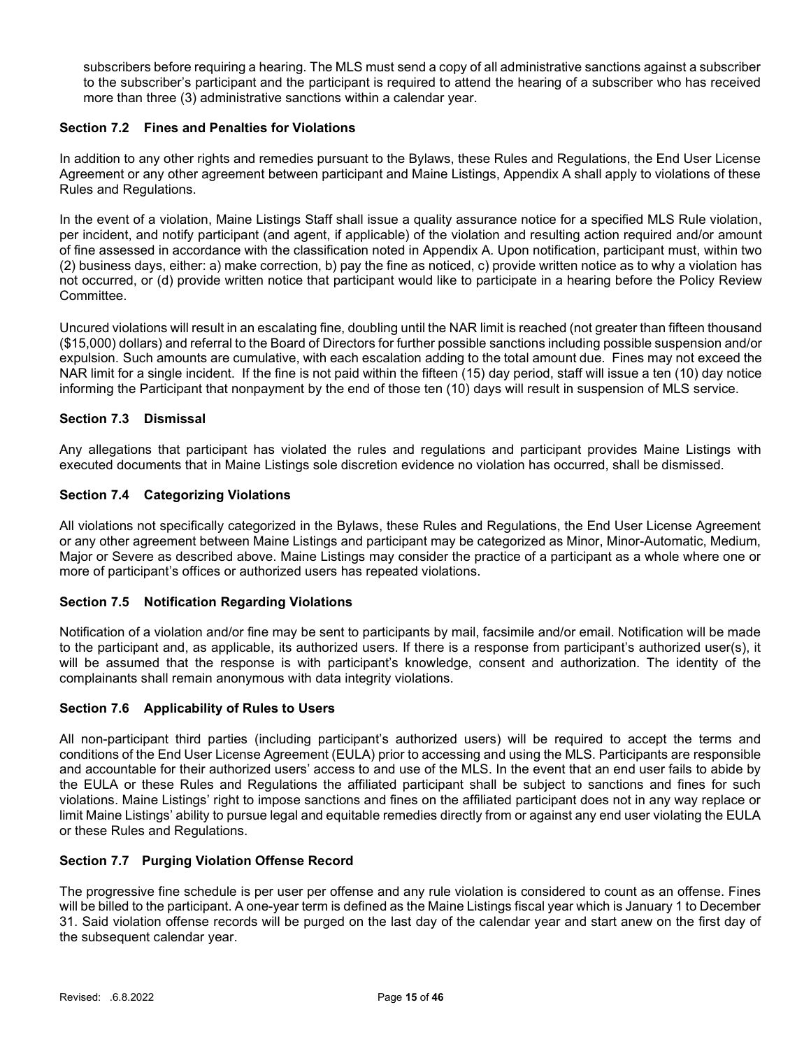subscribers before requiring a hearing. The MLS must send a copy of all administrative sanctions against a subscriber to the subscriber's participant and the participant is required to attend the hearing of a subscriber who has received more than three (3) administrative sanctions within a calendar year.

### Section 7.2 Fines and Penalties for Violations

In addition to any other rights and remedies pursuant to the Bylaws, these Rules and Regulations, the End User License Agreement or any other agreement between participant and Maine Listings, Appendix A shall apply to violations of these Rules and Regulations.

In the event of a violation, Maine Listings Staff shall issue a quality assurance notice for a specified MLS Rule violation, per incident, and notify participant (and agent, if applicable) of the violation and resulting action required and/or amount of fine assessed in accordance with the classification noted in Appendix A. Upon notification, participant must, within two (2) business days, either: a) make correction, b) pay the fine as noticed, c) provide written notice as to why a violation has not occurred, or (d) provide written notice that participant would like to participate in a hearing before the Policy Review Committee.

Uncured violations will result in an escalating fine, doubling until the NAR limit is reached (not greater than fifteen thousand ($15,000) dollars) and referral to the Board of Directors for further possible sanctions including possible suspension and/or expulsion. Such amounts are cumulative, with each escalation adding to the total amount due. Fines may not exceed the NAR limit for a single incident. If the fine is not paid within the fifteen (15) day period, staff will issue a ten (10) day notice informing the Participant that nonpayment by the end of those ten (10) days will result in suspension of MLS service.

### Section 7.3 Dismissal

Any allegations that participant has violated the rules and regulations and participant provides Maine Listings with executed documents that in Maine Listings sole discretion evidence no violation has occurred, shall be dismissed.

### Section 7.4 Categorizing Violations

All violations not specifically categorized in the Bylaws, these Rules and Regulations, the End User License Agreement or any other agreement between Maine Listings and participant may be categorized as Minor, Minor-Automatic, Medium, Major or Severe as described above. Maine Listings may consider the practice of a participant as a whole where one or more of participant's offices or authorized users has repeated violations.

### Section 7.5 Notification Regarding Violations

Notification of a violation and/or fine may be sent to participants by mail, facsimile and/or email. Notification will be made to the participant and, as applicable, its authorized users. If there is a response from participant's authorized user(s), it will be assumed that the response is with participant's knowledge, consent and authorization. The identity of the complainants shall remain anonymous with data integrity violations.

### Section 7.6 Applicability of Rules to Users

All non-participant third parties (including participant's authorized users) will be required to accept the terms and conditions of the End User License Agreement (EULA) prior to accessing and using the MLS. Participants are responsible and accountable for their authorized users' access to and use of the MLS. In the event that an end user fails to abide by the EULA or these Rules and Regulations the affiliated participant shall be subject to sanctions and fines for such violations. Maine Listings' right to impose sanctions and fines on the affiliated participant does not in any way replace or limit Maine Listings' ability to pursue legal and equitable remedies directly from or against any end user violating the EULA or these Rules and Regulations.

### Section 7.7 Purging Violation Offense Record

The progressive fine schedule is per user per offense and any rule violation is considered to count as an offense. Fines will be billed to the participant. A one-year term is defined as the Maine Listings fiscal year which is January 1 to December 31. Said violation offense records will be purged on the last day of the calendar year and start anew on the first day of the subsequent calendar year.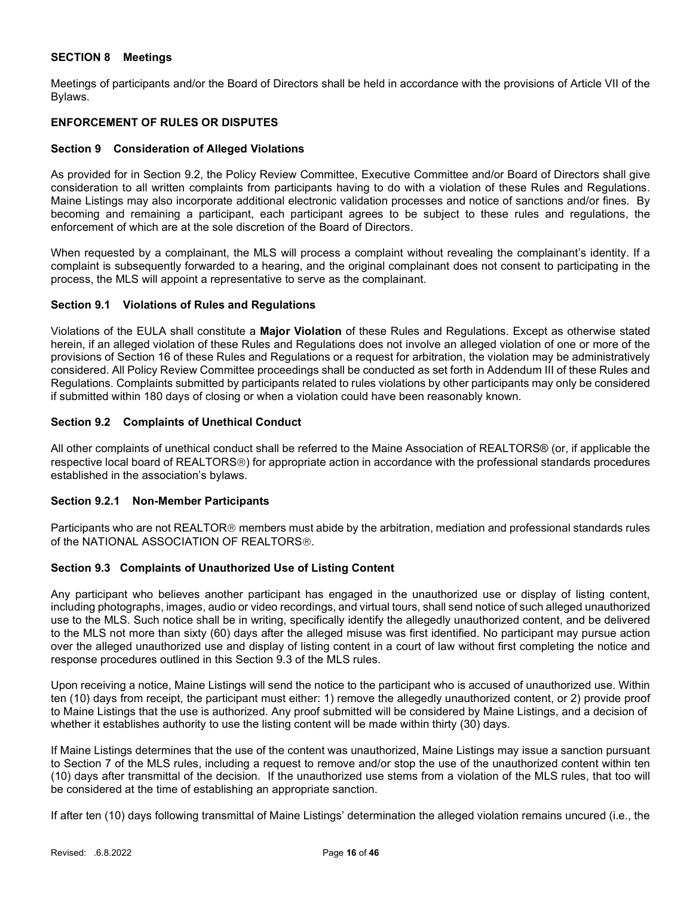### SECTION 8 Meetings

Meetings of participants and/or the Board of Directors shall be held in accordance with the provisions of Article VII of the Bylaws.

### ENFORCEMENT OF RULES OR DISPUTES

### Section 9 Consideration of Alleged Violations

As provided for in Section 9.2, the Policy Review Committee, Executive Committee and/or Board of Directors shall give consideration to all written complaints from participants having to do with a violation of these Rules and Regulations. Maine Listings may also incorporate additional electronic validation processes and notice of sanctions and/or fines. By becoming and remaining a participant, each participant agrees to be subject to these rules and regulations, the enforcement of which are at the sole discretion of the Board of Directors.

When requested by a complainant, the MLS will process a complaint without revealing the complainant's identity. If a complaint is subsequently forwarded to a hearing, and the original complainant does not consent to participating in the process, the MLS will appoint a representative to serve as the complainant.

### Section 9.1 Violations of Rules and Regulations

Violations of the EULA shall constitute a **Major Violation** of these Rules and Regulations. Except as otherwise stated herein, if an alleged violation of these Rules and Regulations does not involve an alleged violation of one or more of the provisions of Section 16 of these Rules and Regulations or a request for arbitration, the violation may be administratively considered. All Policy Review Committee proceedings shall be conducted as set forth in Addendum III of these Rules and Regulations. Complaints submitted by participants related to rules violations by other participants may only be considered if submitted within 180 days of closing or when a violation could have been reasonably known.

### Section 9.2 Complaints of Unethical Conduct

All other complaints of unethical conduct shall be referred to the Maine Association of REALTORS® (or, if applicable the respective local board of REALTORS®) for appropriate action in accordance with the professional standards procedures established in the association's bylaws.

### Section 9.2.1 Non-Member Participants

Participants who are not REALTOR® members must abide by the arbitration, mediation and professional standards rules of the NATIONAL ASSOCIATION OF REALTORS®.

### Section 9.3 Complaints of Unauthorized Use of Listing Content

Any participant who believes another participant has engaged in the unauthorized use or display of listing content, including photographs, images, audio or video recordings, and virtual tours, shall send notice of such alleged unauthorized use to the MLS. Such notice shall be in writing, specifically identify the allegedly unauthorized content, and be delivered to the MLS not more than sixty (60) days after the alleged misuse was first identified. No participant may pursue action over the alleged unauthorized use and display of listing content in a court of law without first completing the notice and response procedures outlined in this Section 9.3 of the MLS rules.

Upon receiving a notice, Maine Listings will send the notice to the participant who is accused of unauthorized use. Within ten (10) days from receipt, the participant must either: 1) remove the allegedly unauthorized content, or 2) provide proof to Maine Listings that the use is authorized. Any proof submitted will be considered by Maine Listings, and a decision of whether it establishes authority to use the listing content will be made within thirty (30) days.

If Maine Listings determines that the use of the content was unauthorized, Maine Listings may issue a sanction pursuant to Section 7 of the MLS rules, including a request to remove and/or stop the use of the unauthorized content within ten (10) days after transmittal of the decision. If the unauthorized use stems from a violation of the MLS rules, that too will be considered at the time of establishing an appropriate sanction.

If after ten (10) days following transmittal of Maine Listings' determination the alleged violation remains uncured (i.e., the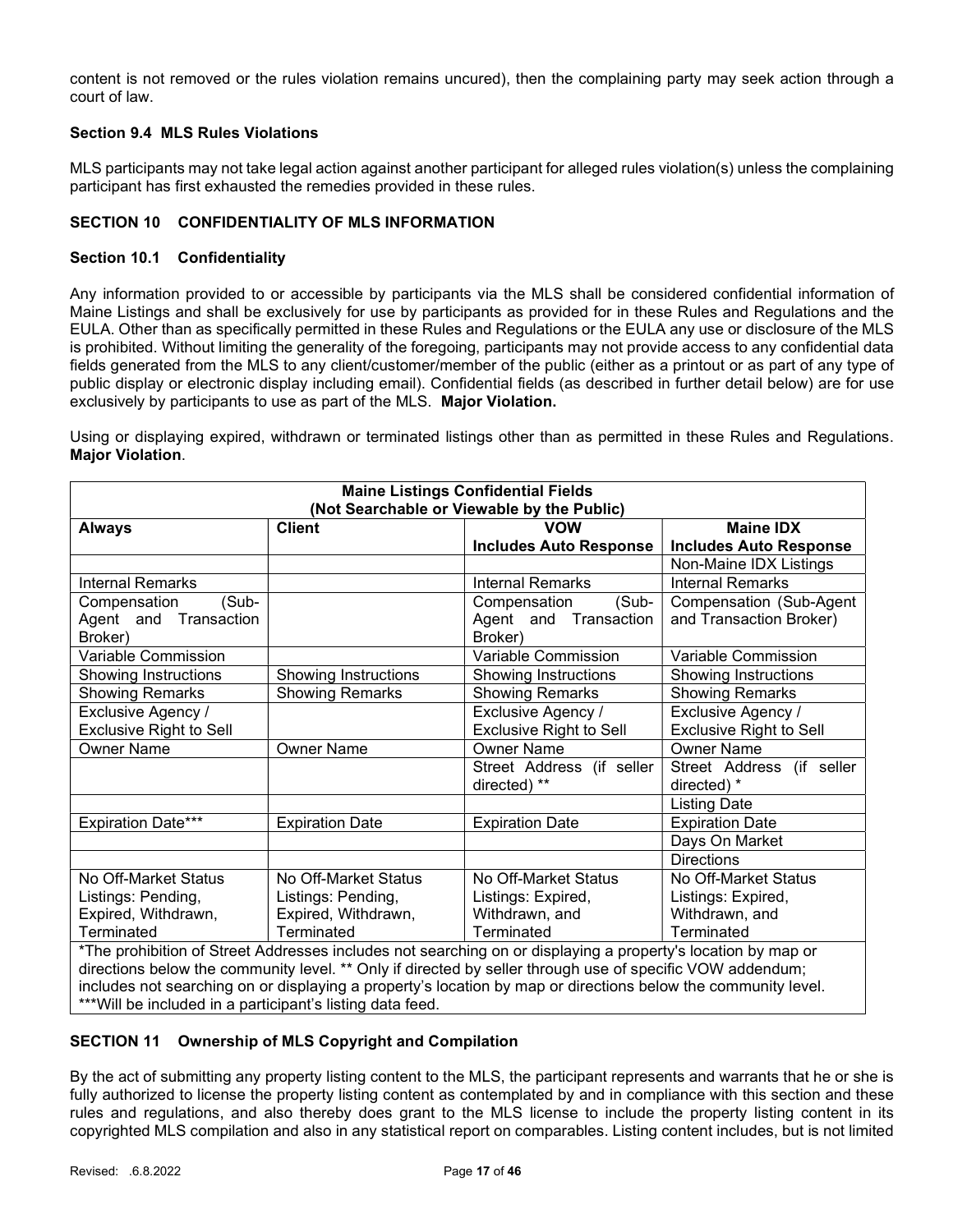content is not removed or the rules violation remains uncured), then the complaining party may seek action through a court of law.

### Section 9.4 MLS Rules Violations

MLS participants may not take legal action against another participant for alleged rules violation(s) unless the complaining participant has first exhausted the remedies provided in these rules.

## SECTION 10 CONFIDENTIALITY OF MLS INFORMATION

### Section 10.1 Confidentiality

Any information provided to or accessible by participants via the MLS shall be considered confidential information of Maine Listings and shall be exclusively for use by participants as provided for in these Rules and Regulations and the EULA. Other than as specifically permitted in these Rules and Regulations or the EULA any use or disclosure of the MLS is prohibited. Without limiting the generality of the foregoing, participants may not provide access to any confidential data fields generated from the MLS to any client/customer/member of the public (either as a printout or as part of any type of public display or electronic display including email). Confidential fields (as described in further detail below) are for use exclusively by participants to use as part of the MLS. **Major Violation.**

Using or displaying expired, withdrawn or terminated listings other than as permitted in these Rules and Regulations. **Major Violation**.

| **Maine Listings Confidential Fields (Not Searchable or Viewable by the Public)** | | | |
|---|---|---|---|
| **Always** | **Client** | **VOW Includes Auto Response** | **Maine IDX Includes Auto Response** |
| | | | Non-Maine IDX Listings |
| Internal Remarks | | Internal Remarks | Internal Remarks |
| Compensation (Sub-Agent and Transaction Broker) | | Compensation (Sub-Agent and Transaction Broker) | Compensation (Sub-Agent and Transaction Broker) |
| Variable Commission | | Variable Commission | Variable Commission |
| Showing Instructions | Showing Instructions | Showing Instructions | Showing Instructions |
| Showing Remarks | Showing Remarks | Showing Remarks | Showing Remarks |
| Exclusive Agency / Exclusive Right to Sell | | Exclusive Agency / Exclusive Right to Sell | Exclusive Agency / Exclusive Right to Sell |
| Owner Name | Owner Name | Owner Name | Owner Name |
| | | Street Address (if seller directed) ** | Street Address (if seller directed) * |
| | | | Listing Date |
| Expiration Date*** | Expiration Date | Expiration Date | Expiration Date |
| | | | Days On Market |
| | | | Directions |
| No Off-Market Status Listings: Pending, Expired, Withdrawn, Terminated | No Off-Market Status Listings: Pending, Expired, Withdrawn, Terminated | No Off-Market Status Listings: Expired, Withdrawn, and Terminated | No Off-Market Status Listings: Expired, Withdrawn, and Terminated |

*The prohibition of Street Addresses includes not searching on or displaying a property's location by map or directions below the community level. ** Only if directed by seller through use of specific VOW addendum; includes not searching on or displaying a property's location by map or directions below the community level. ***Will be included in a participant's listing data feed.

## SECTION 11 Ownership of MLS Copyright and Compilation

By the act of submitting any property listing content to the MLS, the participant represents and warrants that he or she is fully authorized to license the property listing content as contemplated by and in compliance with this section and these rules and regulations, and also thereby does grant to the MLS license to include the property listing content in its copyrighted MLS compilation and also in any statistical report on comparables. Listing content includes, but is not limited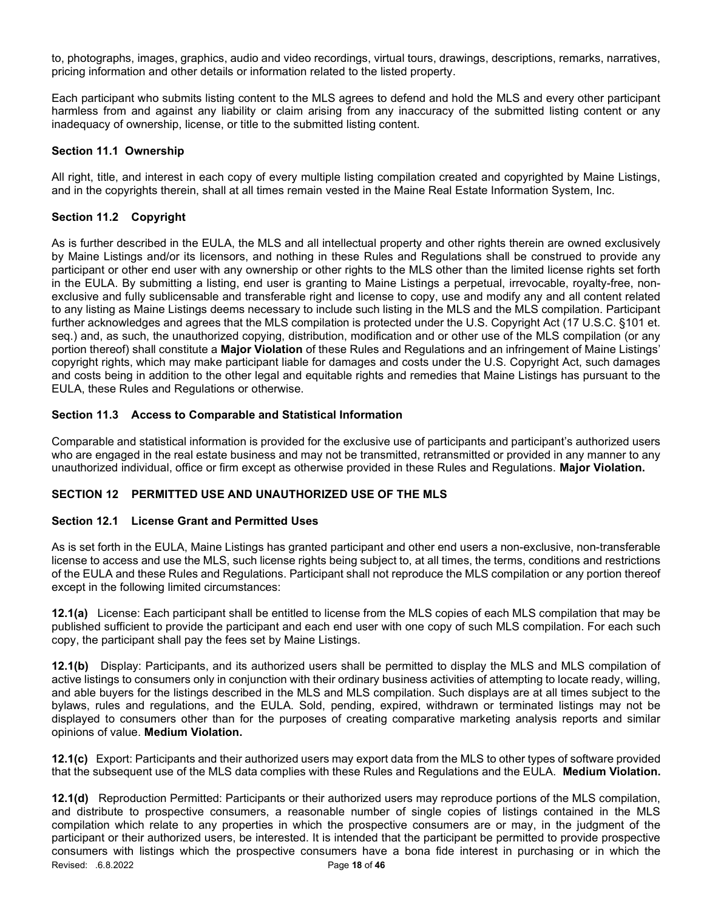to, photographs, images, graphics, audio and video recordings, virtual tours, drawings, descriptions, remarks, narratives, pricing information and other details or information related to the listed property.

Each participant who submits listing content to the MLS agrees to defend and hold the MLS and every other participant harmless from and against any liability or claim arising from any inaccuracy of the submitted listing content or any inadequacy of ownership, license, or title to the submitted listing content.

### Section 11.1 Ownership

All right, title, and interest in each copy of every multiple listing compilation created and copyrighted by Maine Listings, and in the copyrights therein, shall at all times remain vested in the Maine Real Estate Information System, Inc.

### Section 11.2 Copyright

As is further described in the EULA, the MLS and all intellectual property and other rights therein are owned exclusively by Maine Listings and/or its licensors, and nothing in these Rules and Regulations shall be construed to provide any participant or other end user with any ownership or other rights to the MLS other than the limited license rights set forth in the EULA. By submitting a listing, end user is granting to Maine Listings a perpetual, irrevocable, royalty-free, non-exclusive and fully sublicensable and transferable right and license to copy, use and modify any and all content related to any listing as Maine Listings deems necessary to include such listing in the MLS and the MLS compilation. Participant further acknowledges and agrees that the MLS compilation is protected under the U.S. Copyright Act (17 U.S.C. §101 et. seq.) and, as such, the unauthorized copying, distribution, modification and or other use of the MLS compilation (or any portion thereof) shall constitute a **Major Violation** of these Rules and Regulations and an infringement of Maine Listings' copyright rights, which may make participant liable for damages and costs under the U.S. Copyright Act, such damages and costs being in addition to the other legal and equitable rights and remedies that Maine Listings has pursuant to the EULA, these Rules and Regulations or otherwise.

### Section 11.3 Access to Comparable and Statistical Information

Comparable and statistical information is provided for the exclusive use of participants and participant's authorized users who are engaged in the real estate business and may not be transmitted, retransmitted or provided in any manner to any unauthorized individual, office or firm except as otherwise provided in these Rules and Regulations. **Major Violation.**

## SECTION 12 PERMITTED USE AND UNAUTHORIZED USE OF THE MLS

### Section 12.1 License Grant and Permitted Uses

As is set forth in the EULA, Maine Listings has granted participant and other end users a non-exclusive, non-transferable license to access and use the MLS, such license rights being subject to, at all times, the terms, conditions and restrictions of the EULA and these Rules and Regulations. Participant shall not reproduce the MLS compilation or any portion thereof except in the following limited circumstances:

**12.1(a)** License: Each participant shall be entitled to license from the MLS copies of each MLS compilation that may be published sufficient to provide the participant and each end user with one copy of such MLS compilation. For each such copy, the participant shall pay the fees set by Maine Listings.

**12.1(b)** Display: Participants, and its authorized users shall be permitted to display the MLS and MLS compilation of active listings to consumers only in conjunction with their ordinary business activities of attempting to locate ready, willing, and able buyers for the listings described in the MLS and MLS compilation. Such displays are at all times subject to the bylaws, rules and regulations, and the EULA. Sold, pending, expired, withdrawn or terminated listings may not be displayed to consumers other than for the purposes of creating comparative marketing analysis reports and similar opinions of value. **Medium Violation.**

**12.1(c)** Export: Participants and their authorized users may export data from the MLS to other types of software provided that the subsequent use of the MLS data complies with these Rules and Regulations and the EULA. **Medium Violation.**

**12.1(d)** Reproduction Permitted: Participants or their authorized users may reproduce portions of the MLS compilation, and distribute to prospective consumers, a reasonable number of single copies of listings contained in the MLS compilation which relate to any properties in which the prospective consumers are or may, in the judgment of the participant or their authorized users, be interested. It is intended that the participant be permitted to provide prospective consumers with listings which the prospective consumers have a bona fide interest in purchasing or in which the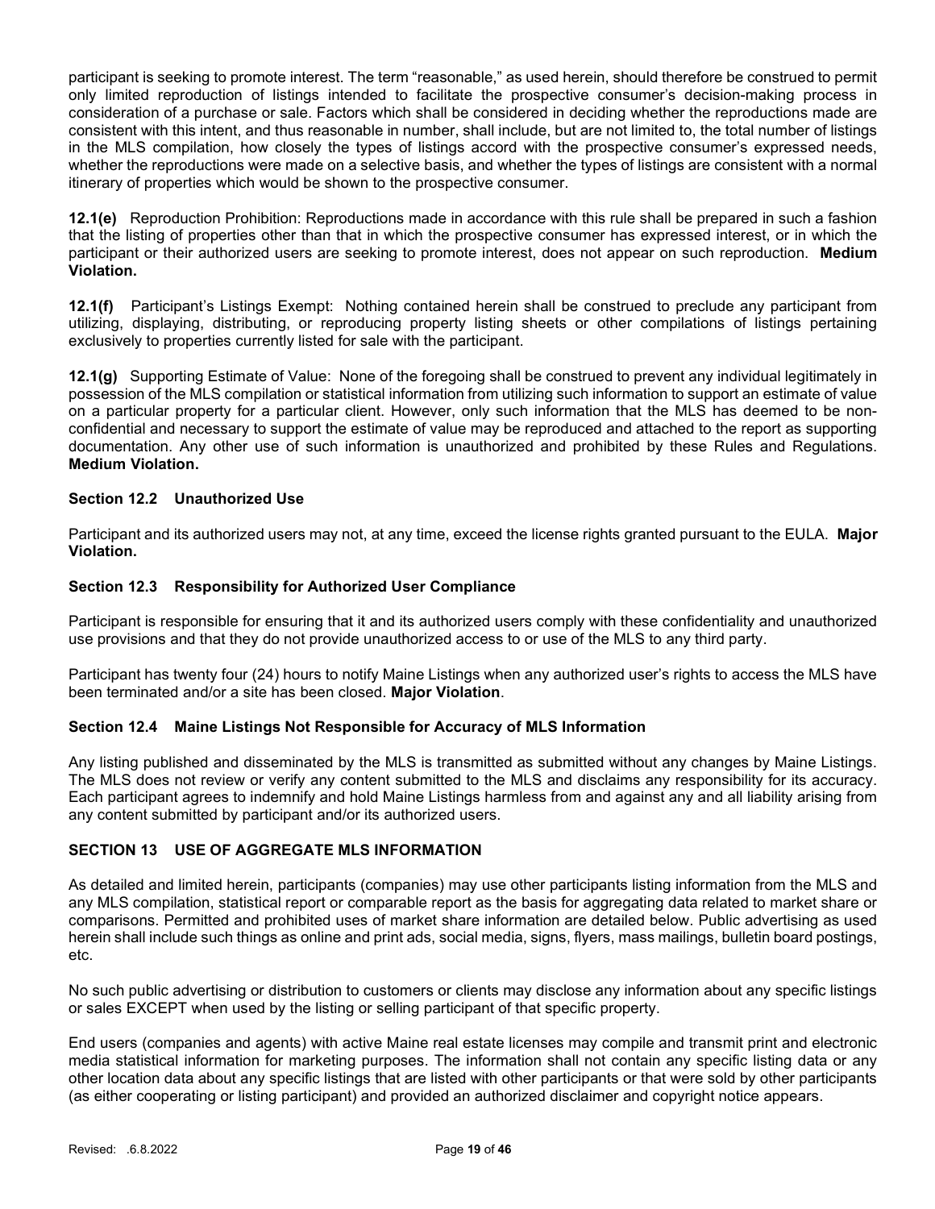participant is seeking to promote interest. The term "reasonable," as used herein, should therefore be construed to permit only limited reproduction of listings intended to facilitate the prospective consumer's decision-making process in consideration of a purchase or sale. Factors which shall be considered in deciding whether the reproductions made are consistent with this intent, and thus reasonable in number, shall include, but are not limited to, the total number of listings in the MLS compilation, how closely the types of listings accord with the prospective consumer's expressed needs, whether the reproductions were made on a selective basis, and whether the types of listings are consistent with a normal itinerary of properties which would be shown to the prospective consumer.

**12.1(e)** Reproduction Prohibition: Reproductions made in accordance with this rule shall be prepared in such a fashion that the listing of properties other than that in which the prospective consumer has expressed interest, or in which the participant or their authorized users are seeking to promote interest, does not appear on such reproduction. **Medium Violation.**

**12.1(f)** Participant's Listings Exempt: Nothing contained herein shall be construed to preclude any participant from utilizing, displaying, distributing, or reproducing property listing sheets or other compilations of listings pertaining exclusively to properties currently listed for sale with the participant.

**12.1(g)** Supporting Estimate of Value: None of the foregoing shall be construed to prevent any individual legitimately in possession of the MLS compilation or statistical information from utilizing such information to support an estimate of value on a particular property for a particular client. However, only such information that the MLS has deemed to be non-confidential and necessary to support the estimate of value may be reproduced and attached to the report as supporting documentation. Any other use of such information is unauthorized and prohibited by these Rules and Regulations. **Medium Violation.**

### Section 12.2 Unauthorized Use

Participant and its authorized users may not, at any time, exceed the license rights granted pursuant to the EULA. **Major Violation.**

### Section 12.3 Responsibility for Authorized User Compliance

Participant is responsible for ensuring that it and its authorized users comply with these confidentiality and unauthorized use provisions and that they do not provide unauthorized access to or use of the MLS to any third party.

Participant has twenty four (24) hours to notify Maine Listings when any authorized user's rights to access the MLS have been terminated and/or a site has been closed. **Major Violation**.

### Section 12.4 Maine Listings Not Responsible for Accuracy of MLS Information

Any listing published and disseminated by the MLS is transmitted as submitted without any changes by Maine Listings. The MLS does not review or verify any content submitted to the MLS and disclaims any responsibility for its accuracy. Each participant agrees to indemnify and hold Maine Listings harmless from and against any and all liability arising from any content submitted by participant and/or its authorized users.

## SECTION 13 USE OF AGGREGATE MLS INFORMATION

As detailed and limited herein, participants (companies) may use other participants listing information from the MLS and any MLS compilation, statistical report or comparable report as the basis for aggregating data related to market share or comparisons. Permitted and prohibited uses of market share information are detailed below. Public advertising as used herein shall include such things as online and print ads, social media, signs, flyers, mass mailings, bulletin board postings, etc.

No such public advertising or distribution to customers or clients may disclose any information about any specific listings or sales EXCEPT when used by the listing or selling participant of that specific property.

End users (companies and agents) with active Maine real estate licenses may compile and transmit print and electronic media statistical information for marketing purposes. The information shall not contain any specific listing data or any other location data about any specific listings that are listed with other participants or that were sold by other participants (as either cooperating or listing participant) and provided an authorized disclaimer and copyright notice appears.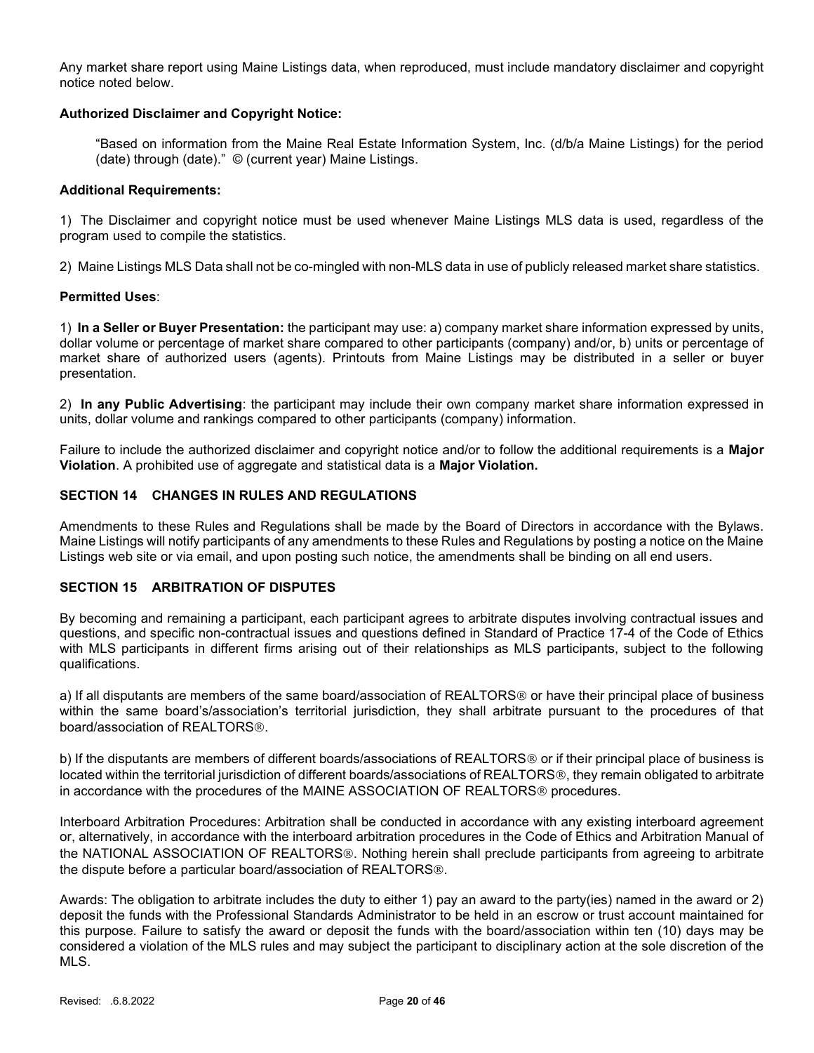Any market share report using Maine Listings data, when reproduced, must include mandatory disclaimer and copyright notice noted below.

**Authorized Disclaimer and Copyright Notice:**

> "Based on information from the Maine Real Estate Information System, Inc. (d/b/a Maine Listings) for the period (date) through (date)." © (current year) Maine Listings.

**Additional Requirements:**

1) The Disclaimer and copyright notice must be used whenever Maine Listings MLS data is used, regardless of the program used to compile the statistics.

2) Maine Listings MLS Data shall not be co-mingled with non-MLS data in use of publicly released market share statistics.

**Permitted Uses**:

1) **In a Seller or Buyer Presentation:** the participant may use: a) company market share information expressed by units, dollar volume or percentage of market share compared to other participants (company) and/or, b) units or percentage of market share of authorized users (agents). Printouts from Maine Listings may be distributed in a seller or buyer presentation.

2) **In any Public Advertising**: the participant may include their own company market share information expressed in units, dollar volume and rankings compared to other participants (company) information.

Failure to include the authorized disclaimer and copyright notice and/or to follow the additional requirements is a **Major Violation**. A prohibited use of aggregate and statistical data is a **Major Violation.**

## SECTION 14 CHANGES IN RULES AND REGULATIONS

Amendments to these Rules and Regulations shall be made by the Board of Directors in accordance with the Bylaws. Maine Listings will notify participants of any amendments to these Rules and Regulations by posting a notice on the Maine Listings web site or via email, and upon posting such notice, the amendments shall be binding on all end users.

## SECTION 15 ARBITRATION OF DISPUTES

By becoming and remaining a participant, each participant agrees to arbitrate disputes involving contractual issues and questions, and specific non-contractual issues and questions defined in Standard of Practice 17-4 of the Code of Ethics with MLS participants in different firms arising out of their relationships as MLS participants, subject to the following qualifications.

a) If all disputants are members of the same board/association of REALTORS® or have their principal place of business within the same board's/association's territorial jurisdiction, they shall arbitrate pursuant to the procedures of that board/association of REALTORS®.

b) If the disputants are members of different boards/associations of REALTORS® or if their principal place of business is located within the territorial jurisdiction of different boards/associations of REALTORS®, they remain obligated to arbitrate in accordance with the procedures of the MAINE ASSOCIATION OF REALTORS® procedures.

Interboard Arbitration Procedures: Arbitration shall be conducted in accordance with any existing interboard agreement or, alternatively, in accordance with the interboard arbitration procedures in the Code of Ethics and Arbitration Manual of the NATIONAL ASSOCIATION OF REALTORS®. Nothing herein shall preclude participants from agreeing to arbitrate the dispute before a particular board/association of REALTORS®.

Awards: The obligation to arbitrate includes the duty to either 1) pay an award to the party(ies) named in the award or 2) deposit the funds with the Professional Standards Administrator to be held in an escrow or trust account maintained for this purpose. Failure to satisfy the award or deposit the funds with the board/association within ten (10) days may be considered a violation of the MLS rules and may subject the participant to disciplinary action at the sole discretion of the MLS.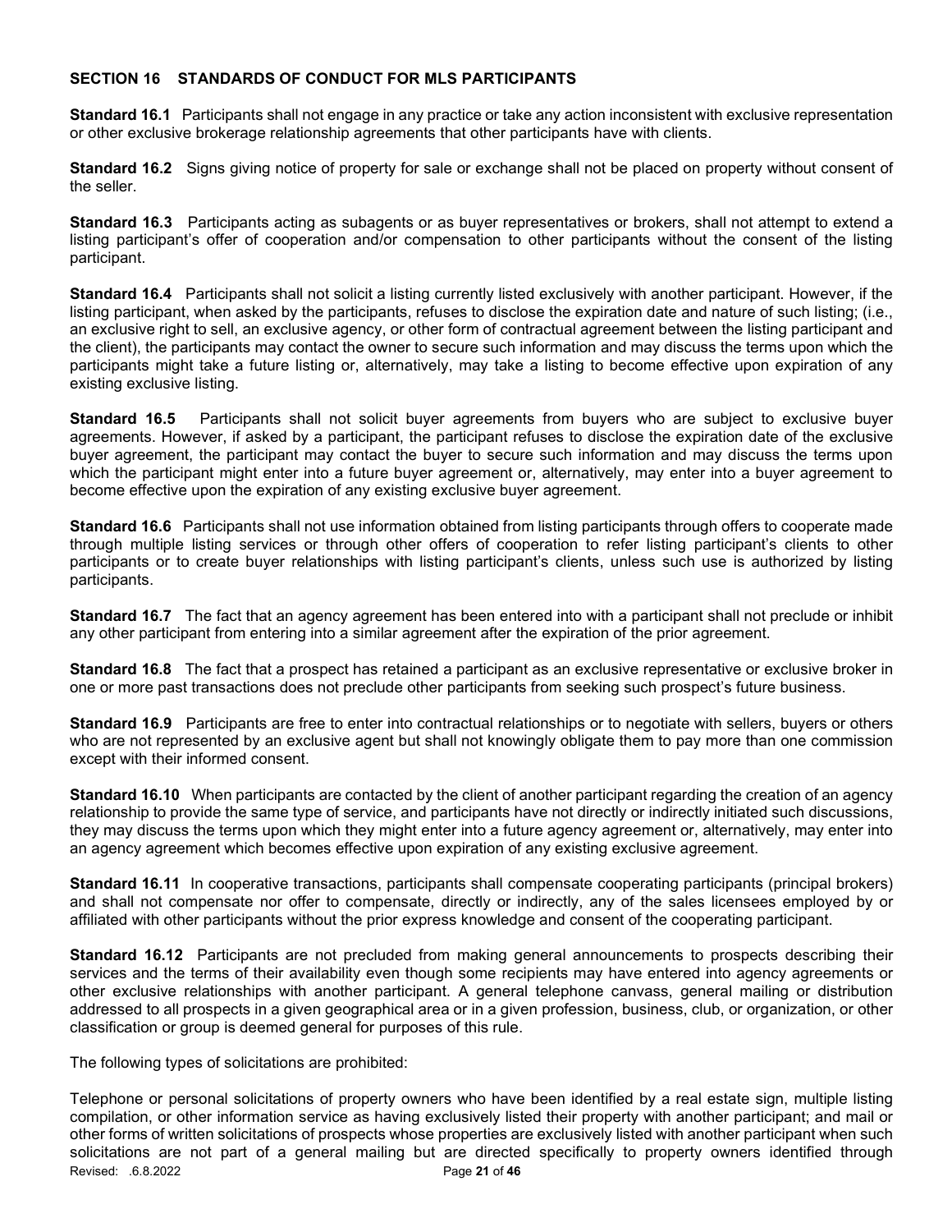## SECTION 16 STANDARDS OF CONDUCT FOR MLS PARTICIPANTS

**Standard 16.1** Participants shall not engage in any practice or take any action inconsistent with exclusive representation or other exclusive brokerage relationship agreements that other participants have with clients.

**Standard 16.2** Signs giving notice of property for sale or exchange shall not be placed on property without consent of the seller.

**Standard 16.3** Participants acting as subagents or as buyer representatives or brokers, shall not attempt to extend a listing participant's offer of cooperation and/or compensation to other participants without the consent of the listing participant.

**Standard 16.4** Participants shall not solicit a listing currently listed exclusively with another participant. However, if the listing participant, when asked by the participants, refuses to disclose the expiration date and nature of such listing; (i.e., an exclusive right to sell, an exclusive agency, or other form of contractual agreement between the listing participant and the client), the participants may contact the owner to secure such information and may discuss the terms upon which the participants might take a future listing or, alternatively, may take a listing to become effective upon expiration of any existing exclusive listing.

**Standard 16.5** Participants shall not solicit buyer agreements from buyers who are subject to exclusive buyer agreements. However, if asked by a participant, the participant refuses to disclose the expiration date of the exclusive buyer agreement, the participant may contact the buyer to secure such information and may discuss the terms upon which the participant might enter into a future buyer agreement or, alternatively, may enter into a buyer agreement to become effective upon the expiration of any existing exclusive buyer agreement.

**Standard 16.6** Participants shall not use information obtained from listing participants through offers to cooperate made through multiple listing services or through other offers of cooperation to refer listing participant's clients to other participants or to create buyer relationships with listing participant's clients, unless such use is authorized by listing participants.

**Standard 16.7** The fact that an agency agreement has been entered into with a participant shall not preclude or inhibit any other participant from entering into a similar agreement after the expiration of the prior agreement.

**Standard 16.8** The fact that a prospect has retained a participant as an exclusive representative or exclusive broker in one or more past transactions does not preclude other participants from seeking such prospect's future business.

**Standard 16.9** Participants are free to enter into contractual relationships or to negotiate with sellers, buyers or others who are not represented by an exclusive agent but shall not knowingly obligate them to pay more than one commission except with their informed consent.

**Standard 16.10** When participants are contacted by the client of another participant regarding the creation of an agency relationship to provide the same type of service, and participants have not directly or indirectly initiated such discussions, they may discuss the terms upon which they might enter into a future agency agreement or, alternatively, may enter into an agency agreement which becomes effective upon expiration of any existing exclusive agreement.

**Standard 16.11** In cooperative transactions, participants shall compensate cooperating participants (principal brokers) and shall not compensate nor offer to compensate, directly or indirectly, any of the sales licensees employed by or affiliated with other participants without the prior express knowledge and consent of the cooperating participant.

**Standard 16.12** Participants are not precluded from making general announcements to prospects describing their services and the terms of their availability even though some recipients may have entered into agency agreements or other exclusive relationships with another participant. A general telephone canvass, general mailing or distribution addressed to all prospects in a given geographical area or in a given profession, business, club, or organization, or other classification or group is deemed general for purposes of this rule.

The following types of solicitations are prohibited:

Telephone or personal solicitations of property owners who have been identified by a real estate sign, multiple listing compilation, or other information service as having exclusively listed their property with another participant; and mail or other forms of written solicitations of prospects whose properties are exclusively listed with another participant when such solicitations are not part of a general mailing but are directed specifically to property owners identified through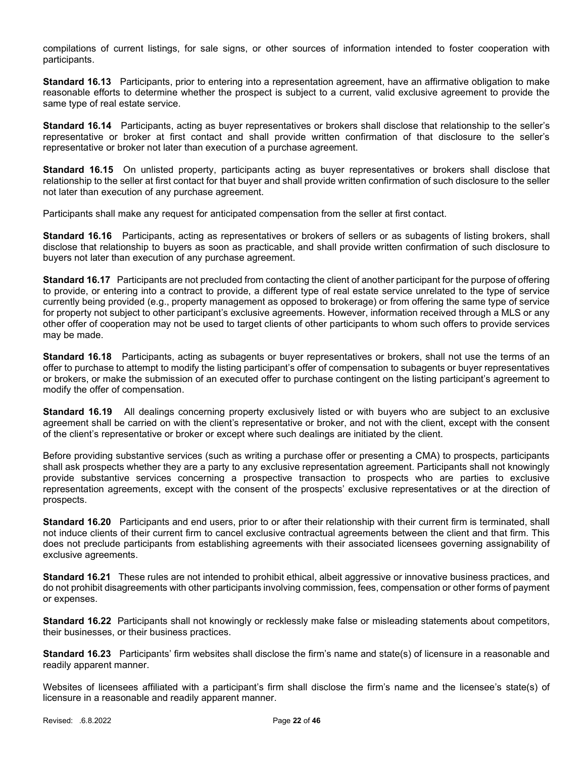compilations of current listings, for sale signs, or other sources of information intended to foster cooperation with participants.

**Standard 16.13** Participants, prior to entering into a representation agreement, have an affirmative obligation to make reasonable efforts to determine whether the prospect is subject to a current, valid exclusive agreement to provide the same type of real estate service.

**Standard 16.14** Participants, acting as buyer representatives or brokers shall disclose that relationship to the seller's representative or broker at first contact and shall provide written confirmation of that disclosure to the seller's representative or broker not later than execution of a purchase agreement.

**Standard 16.15** On unlisted property, participants acting as buyer representatives or brokers shall disclose that relationship to the seller at first contact for that buyer and shall provide written confirmation of such disclosure to the seller not later than execution of any purchase agreement.

Participants shall make any request for anticipated compensation from the seller at first contact.

**Standard 16.16** Participants, acting as representatives or brokers of sellers or as subagents of listing brokers, shall disclose that relationship to buyers as soon as practicable, and shall provide written confirmation of such disclosure to buyers not later than execution of any purchase agreement.

**Standard 16.17** Participants are not precluded from contacting the client of another participant for the purpose of offering to provide, or entering into a contract to provide, a different type of real estate service unrelated to the type of service currently being provided (e.g., property management as opposed to brokerage) or from offering the same type of service for property not subject to other participant's exclusive agreements. However, information received through a MLS or any other offer of cooperation may not be used to target clients of other participants to whom such offers to provide services may be made.

**Standard 16.18** Participants, acting as subagents or buyer representatives or brokers, shall not use the terms of an offer to purchase to attempt to modify the listing participant's offer of compensation to subagents or buyer representatives or brokers, or make the submission of an executed offer to purchase contingent on the listing participant's agreement to modify the offer of compensation.

**Standard 16.19** All dealings concerning property exclusively listed or with buyers who are subject to an exclusive agreement shall be carried on with the client's representative or broker, and not with the client, except with the consent of the client's representative or broker or except where such dealings are initiated by the client.

Before providing substantive services (such as writing a purchase offer or presenting a CMA) to prospects, participants shall ask prospects whether they are a party to any exclusive representation agreement. Participants shall not knowingly provide substantive services concerning a prospective transaction to prospects who are parties to exclusive representation agreements, except with the consent of the prospects' exclusive representatives or at the direction of prospects.

**Standard 16.20** Participants and end users, prior to or after their relationship with their current firm is terminated, shall not induce clients of their current firm to cancel exclusive contractual agreements between the client and that firm. This does not preclude participants from establishing agreements with their associated licensees governing assignability of exclusive agreements.

**Standard 16.21** These rules are not intended to prohibit ethical, albeit aggressive or innovative business practices, and do not prohibit disagreements with other participants involving commission, fees, compensation or other forms of payment or expenses.

**Standard 16.22** Participants shall not knowingly or recklessly make false or misleading statements about competitors, their businesses, or their business practices.

**Standard 16.23** Participants' firm websites shall disclose the firm's name and state(s) of licensure in a reasonable and readily apparent manner.

Websites of licensees affiliated with a participant's firm shall disclose the firm's name and the licensee's state(s) of licensure in a reasonable and readily apparent manner.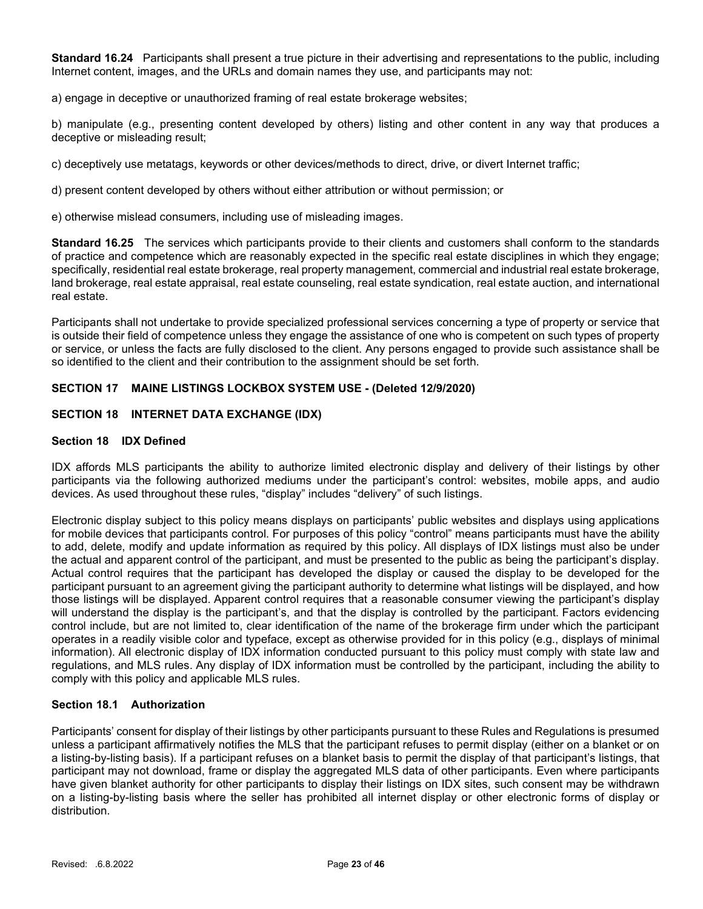**Standard 16.24** Participants shall present a true picture in their advertising and representations to the public, including Internet content, images, and the URLs and domain names they use, and participants may not:

a) engage in deceptive or unauthorized framing of real estate brokerage websites;

b) manipulate (e.g., presenting content developed by others) listing and other content in any way that produces a deceptive or misleading result;

c) deceptively use metatags, keywords or other devices/methods to direct, drive, or divert Internet traffic;

d) present content developed by others without either attribution or without permission; or

e) otherwise mislead consumers, including use of misleading images.

**Standard 16.25** The services which participants provide to their clients and customers shall conform to the standards of practice and competence which are reasonably expected in the specific real estate disciplines in which they engage; specifically, residential real estate brokerage, real property management, commercial and industrial real estate brokerage, land brokerage, real estate appraisal, real estate counseling, real estate syndication, real estate auction, and international real estate.

Participants shall not undertake to provide specialized professional services concerning a type of property or service that is outside their field of competence unless they engage the assistance of one who is competent on such types of property or service, or unless the facts are fully disclosed to the client. Any persons engaged to provide such assistance shall be so identified to the client and their contribution to the assignment should be set forth.

## SECTION 17 MAINE LISTINGS LOCKBOX SYSTEM USE - (Deleted 12/9/2020)

## SECTION 18 INTERNET DATA EXCHANGE (IDX)

### Section 18 IDX Defined

IDX affords MLS participants the ability to authorize limited electronic display and delivery of their listings by other participants via the following authorized mediums under the participant's control: websites, mobile apps, and audio devices. As used throughout these rules, "display" includes "delivery" of such listings.

Electronic display subject to this policy means displays on participants' public websites and displays using applications for mobile devices that participants control. For purposes of this policy "control" means participants must have the ability to add, delete, modify and update information as required by this policy. All displays of IDX listings must also be under the actual and apparent control of the participant, and must be presented to the public as being the participant's display. Actual control requires that the participant has developed the display or caused the display to be developed for the participant pursuant to an agreement giving the participant authority to determine what listings will be displayed, and how those listings will be displayed. Apparent control requires that a reasonable consumer viewing the participant's display will understand the display is the participant's, and that the display is controlled by the participant. Factors evidencing control include, but are not limited to, clear identification of the name of the brokerage firm under which the participant operates in a readily visible color and typeface, except as otherwise provided for in this policy (e.g., displays of minimal information). All electronic display of IDX information conducted pursuant to this policy must comply with state law and regulations, and MLS rules. Any display of IDX information must be controlled by the participant, including the ability to comply with this policy and applicable MLS rules.

### Section 18.1 Authorization

Participants' consent for display of their listings by other participants pursuant to these Rules and Regulations is presumed unless a participant affirmatively notifies the MLS that the participant refuses to permit display (either on a blanket or on a listing-by-listing basis). If a participant refuses on a blanket basis to permit the display of that participant's listings, that participant may not download, frame or display the aggregated MLS data of other participants. Even where participants have given blanket authority for other participants to display their listings on IDX sites, such consent may be withdrawn on a listing-by-listing basis where the seller has prohibited all internet display or other electronic forms of display or distribution.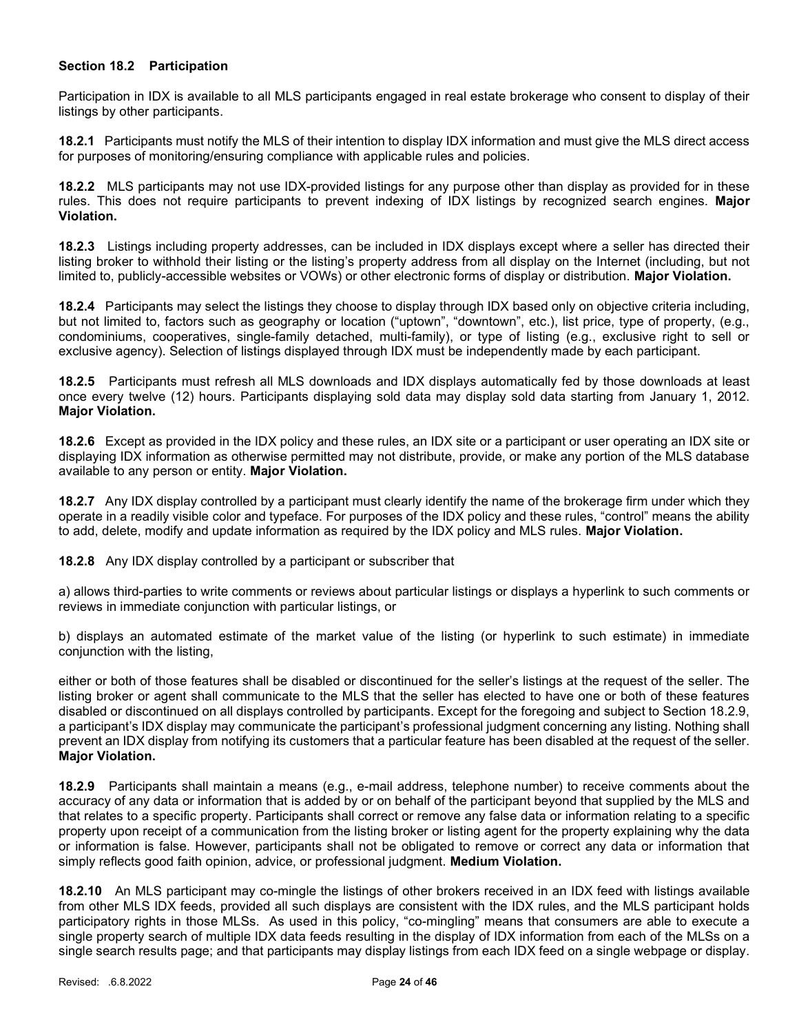### Section 18.2 Participation

Participation in IDX is available to all MLS participants engaged in real estate brokerage who consent to display of their listings by other participants.

**18.2.1** Participants must notify the MLS of their intention to display IDX information and must give the MLS direct access for purposes of monitoring/ensuring compliance with applicable rules and policies.

**18.2.2** MLS participants may not use IDX-provided listings for any purpose other than display as provided for in these rules. This does not require participants to prevent indexing of IDX listings by recognized search engines. **Major Violation.**

**18.2.3** Listings including property addresses, can be included in IDX displays except where a seller has directed their listing broker to withhold their listing or the listing's property address from all display on the Internet (including, but not limited to, publicly-accessible websites or VOWs) or other electronic forms of display or distribution. **Major Violation.**

**18.2.4** Participants may select the listings they choose to display through IDX based only on objective criteria including, but not limited to, factors such as geography or location ("uptown", "downtown", etc.), list price, type of property, (e.g., condominiums, cooperatives, single-family detached, multi-family), or type of listing (e.g., exclusive right to sell or exclusive agency). Selection of listings displayed through IDX must be independently made by each participant.

**18.2.5** Participants must refresh all MLS downloads and IDX displays automatically fed by those downloads at least once every twelve (12) hours. Participants displaying sold data may display sold data starting from January 1, 2012. **Major Violation.**

**18.2.6** Except as provided in the IDX policy and these rules, an IDX site or a participant or user operating an IDX site or displaying IDX information as otherwise permitted may not distribute, provide, or make any portion of the MLS database available to any person or entity. **Major Violation.**

**18.2.7** Any IDX display controlled by a participant must clearly identify the name of the brokerage firm under which they operate in a readily visible color and typeface. For purposes of the IDX policy and these rules, "control" means the ability to add, delete, modify and update information as required by the IDX policy and MLS rules. **Major Violation.**

**18.2.8** Any IDX display controlled by a participant or subscriber that

a) allows third-parties to write comments or reviews about particular listings or displays a hyperlink to such comments or reviews in immediate conjunction with particular listings, or

b) displays an automated estimate of the market value of the listing (or hyperlink to such estimate) in immediate conjunction with the listing,

either or both of those features shall be disabled or discontinued for the seller's listings at the request of the seller. The listing broker or agent shall communicate to the MLS that the seller has elected to have one or both of these features disabled or discontinued on all displays controlled by participants. Except for the foregoing and subject to Section 18.2.9, a participant's IDX display may communicate the participant's professional judgment concerning any listing. Nothing shall prevent an IDX display from notifying its customers that a particular feature has been disabled at the request of the seller. **Major Violation.**

**18.2.9** Participants shall maintain a means (e.g., e-mail address, telephone number) to receive comments about the accuracy of any data or information that is added by or on behalf of the participant beyond that supplied by the MLS and that relates to a specific property. Participants shall correct or remove any false data or information relating to a specific property upon receipt of a communication from the listing broker or listing agent for the property explaining why the data or information is false. However, participants shall not be obligated to remove or correct any data or information that simply reflects good faith opinion, advice, or professional judgment. **Medium Violation.**

**18.2.10** An MLS participant may co-mingle the listings of other brokers received in an IDX feed with listings available from other MLS IDX feeds, provided all such displays are consistent with the IDX rules, and the MLS participant holds participatory rights in those MLSs. As used in this policy, "co-mingling" means that consumers are able to execute a single property search of multiple IDX data feeds resulting in the display of IDX information from each of the MLSs on a single search results page; and that participants may display listings from each IDX feed on a single webpage or display.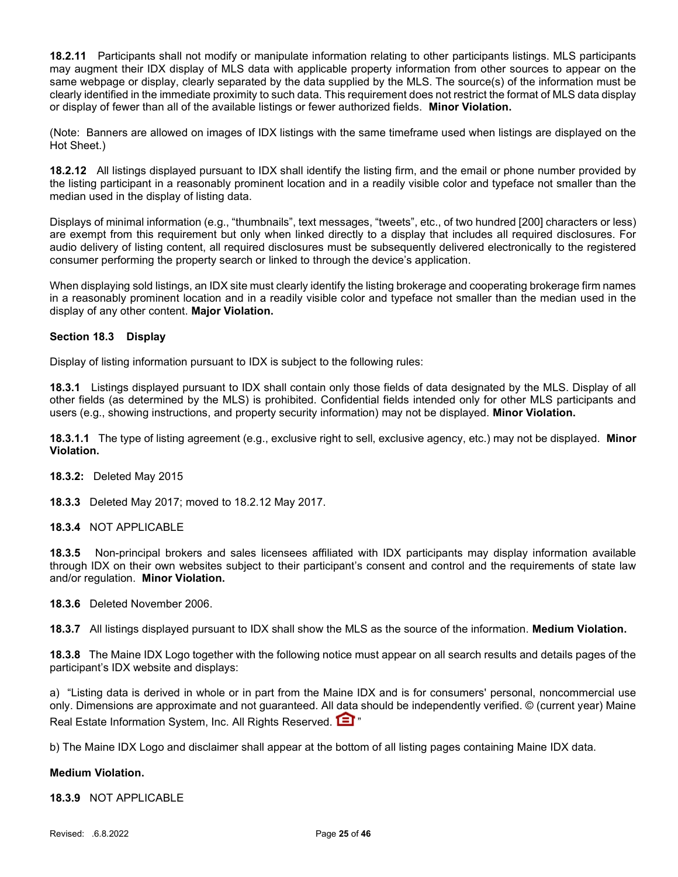**18.2.11** Participants shall not modify or manipulate information relating to other participants listings. MLS participants may augment their IDX display of MLS data with applicable property information from other sources to appear on the same webpage or display, clearly separated by the data supplied by the MLS. The source(s) of the information must be clearly identified in the immediate proximity to such data. This requirement does not restrict the format of MLS data display or display of fewer than all of the available listings or fewer authorized fields. **Minor Violation.**

(Note: Banners are allowed on images of IDX listings with the same timeframe used when listings are displayed on the Hot Sheet.)

**18.2.12** All listings displayed pursuant to IDX shall identify the listing firm, and the email or phone number provided by the listing participant in a reasonably prominent location and in a readily visible color and typeface not smaller than the median used in the display of listing data.

Displays of minimal information (e.g., "thumbnails", text messages, "tweets", etc., of two hundred [200] characters or less) are exempt from this requirement but only when linked directly to a display that includes all required disclosures. For audio delivery of listing content, all required disclosures must be subsequently delivered electronically to the registered consumer performing the property search or linked to through the device's application.

When displaying sold listings, an IDX site must clearly identify the listing brokerage and cooperating brokerage firm names in a reasonably prominent location and in a readily visible color and typeface not smaller than the median used in the display of any other content. **Major Violation.**

### Section 18.3 Display

Display of listing information pursuant to IDX is subject to the following rules:

**18.3.1** Listings displayed pursuant to IDX shall contain only those fields of data designated by the MLS. Display of all other fields (as determined by the MLS) is prohibited. Confidential fields intended only for other MLS participants and users (e.g., showing instructions, and property security information) may not be displayed. **Minor Violation.**

**18.3.1.1** The type of listing agreement (e.g., exclusive right to sell, exclusive agency, etc.) may not be displayed. **Minor Violation.**

**18.3.2:** Deleted May 2015

**18.3.3** Deleted May 2017; moved to 18.2.12 May 2017.

**18.3.4** NOT APPLICABLE

**18.3.5** Non-principal brokers and sales licensees affiliated with IDX participants may display information available through IDX on their own websites subject to their participant's consent and control and the requirements of state law and/or regulation. **Minor Violation.**

**18.3.6** Deleted November 2006.

**18.3.7** All listings displayed pursuant to IDX shall show the MLS as the source of the information. **Medium Violation.**

**18.3.8** The Maine IDX Logo together with the following notice must appear on all search results and details pages of the participant's IDX website and displays:

a) "Listing data is derived in whole or in part from the Maine IDX and is for consumers' personal, noncommercial use only. Dimensions are approximate and not guaranteed. All data should be independently verified. © (current year) Maine Real Estate Information System, Inc. All Rights Reserved. "

b) The Maine IDX Logo and disclaimer shall appear at the bottom of all listing pages containing Maine IDX data.

**Medium Violation.**

**18.3.9** NOT APPLICABLE

Revised: .6.8.2022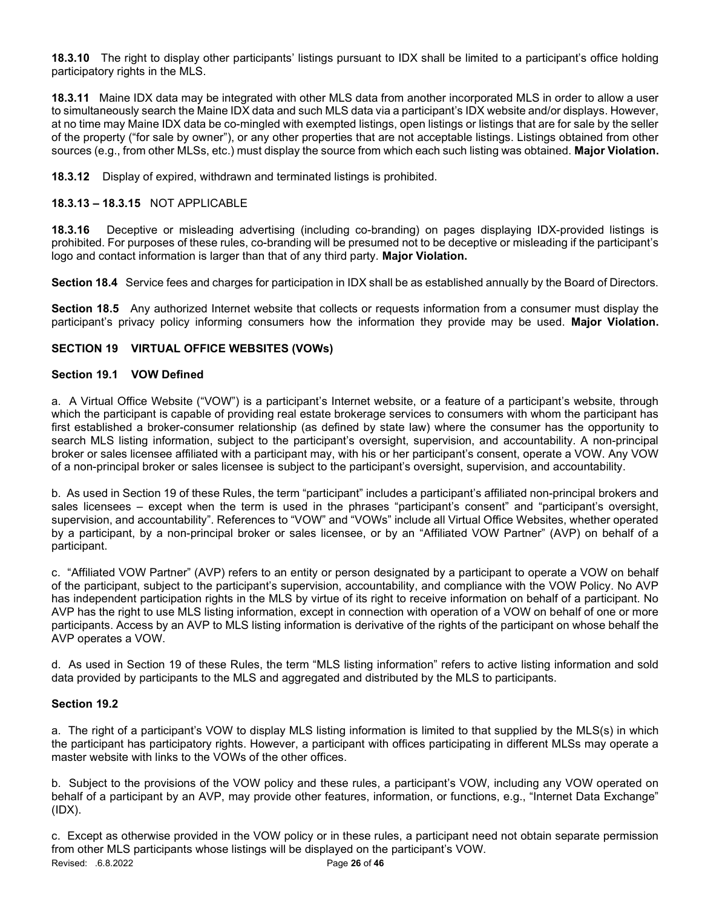**18.3.10** The right to display other participants' listings pursuant to IDX shall be limited to a participant's office holding participatory rights in the MLS.

**18.3.11** Maine IDX data may be integrated with other MLS data from another incorporated MLS in order to allow a user to simultaneously search the Maine IDX data and such MLS data via a participant's IDX website and/or displays. However, at no time may Maine IDX data be co-mingled with exempted listings, open listings or listings that are for sale by the seller of the property ("for sale by owner"), or any other properties that are not acceptable listings. Listings obtained from other sources (e.g., from other MLSs, etc.) must display the source from which each such listing was obtained. **Major Violation.**

**18.3.12** Display of expired, withdrawn and terminated listings is prohibited.

**18.3.13 – 18.3.15** NOT APPLICABLE

**18.3.16** Deceptive or misleading advertising (including co-branding) on pages displaying IDX-provided listings is prohibited. For purposes of these rules, co-branding will be presumed not to be deceptive or misleading if the participant's logo and contact information is larger than that of any third party. **Major Violation.**

**Section 18.4** Service fees and charges for participation in IDX shall be as established annually by the Board of Directors.

**Section 18.5** Any authorized Internet website that collects or requests information from a consumer must display the participant's privacy policy informing consumers how the information they provide may be used. **Major Violation.**

## SECTION 19 VIRTUAL OFFICE WEBSITES (VOWs)

### Section 19.1 VOW Defined

a. A Virtual Office Website ("VOW") is a participant's Internet website, or a feature of a participant's website, through which the participant is capable of providing real estate brokerage services to consumers with whom the participant has first established a broker-consumer relationship (as defined by state law) where the consumer has the opportunity to search MLS listing information, subject to the participant's oversight, supervision, and accountability. A non-principal broker or sales licensee affiliated with a participant may, with his or her participant's consent, operate a VOW. Any VOW of a non-principal broker or sales licensee is subject to the participant's oversight, supervision, and accountability.

b. As used in Section 19 of these Rules, the term "participant" includes a participant's affiliated non-principal brokers and sales licensees – except when the term is used in the phrases "participant's consent" and "participant's oversight, supervision, and accountability". References to "VOW" and "VOWs" include all Virtual Office Websites, whether operated by a participant, by a non-principal broker or sales licensee, or by an "Affiliated VOW Partner" (AVP) on behalf of a participant.

c. "Affiliated VOW Partner" (AVP) refers to an entity or person designated by a participant to operate a VOW on behalf of the participant, subject to the participant's supervision, accountability, and compliance with the VOW Policy. No AVP has independent participation rights in the MLS by virtue of its right to receive information on behalf of a participant. No AVP has the right to use MLS listing information, except in connection with operation of a VOW on behalf of one or more participants. Access by an AVP to MLS listing information is derivative of the rights of the participant on whose behalf the AVP operates a VOW.

d. As used in Section 19 of these Rules, the term "MLS listing information" refers to active listing information and sold data provided by participants to the MLS and aggregated and distributed by the MLS to participants.

### Section 19.2

a. The right of a participant's VOW to display MLS listing information is limited to that supplied by the MLS(s) in which the participant has participatory rights. However, a participant with offices participating in different MLSs may operate a master website with links to the VOWs of the other offices.

b. Subject to the provisions of the VOW policy and these rules, a participant's VOW, including any VOW operated on behalf of a participant by an AVP, may provide other features, information, or functions, e.g., "Internet Data Exchange" (IDX).

c. Except as otherwise provided in the VOW policy or in these rules, a participant need not obtain separate permission from other MLS participants whose listings will be displayed on the participant's VOW.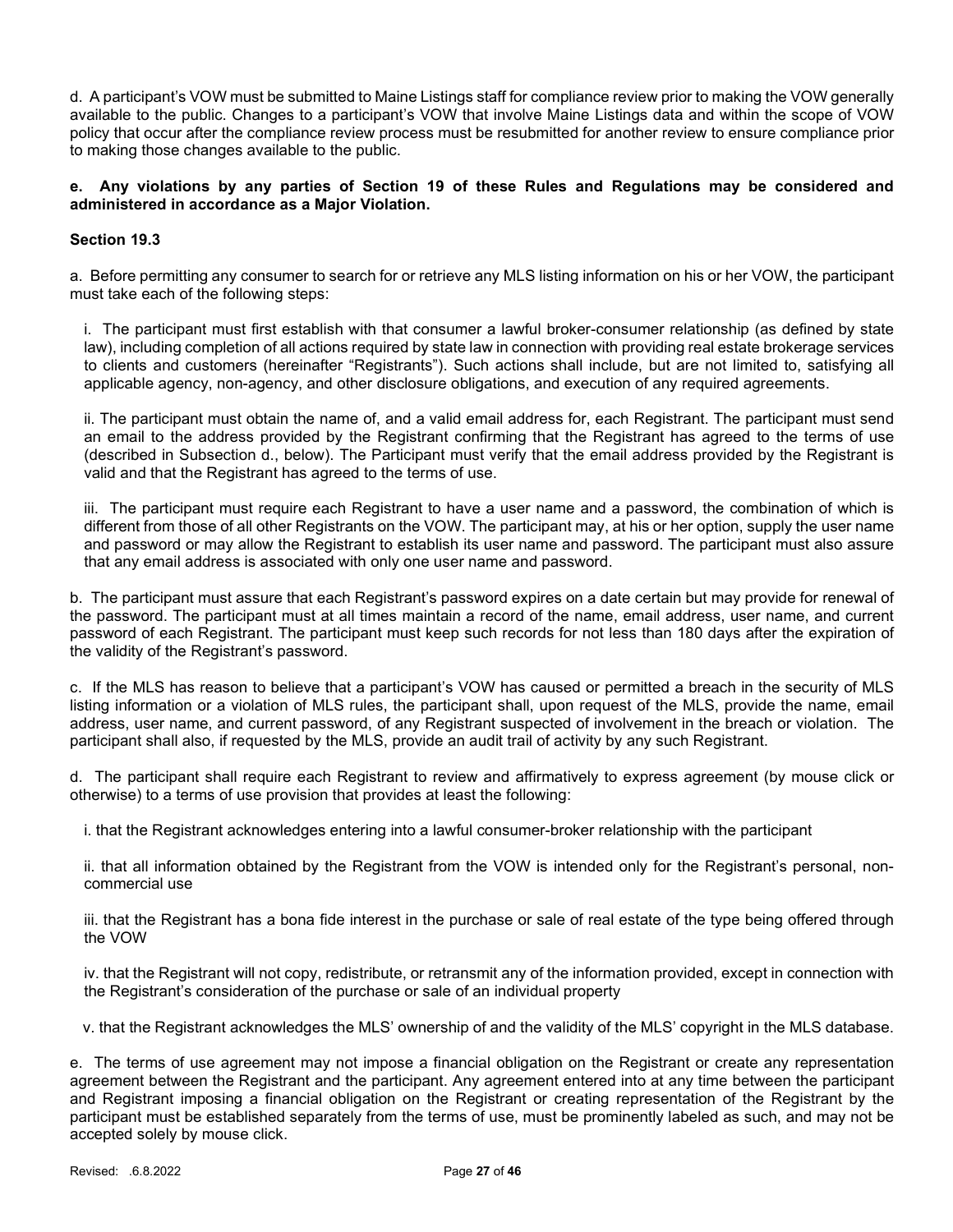d. A participant's VOW must be submitted to Maine Listings staff for compliance review prior to making the VOW generally available to the public. Changes to a participant's VOW that involve Maine Listings data and within the scope of VOW policy that occur after the compliance review process must be resubmitted for another review to ensure compliance prior to making those changes available to the public.

**e. Any violations by any parties of Section 19 of these Rules and Regulations may be considered and administered in accordance as a Major Violation.**

**Section 19.3**

a. Before permitting any consumer to search for or retrieve any MLS listing information on his or her VOW, the participant must take each of the following steps:

i. The participant must first establish with that consumer a lawful broker-consumer relationship (as defined by state law), including completion of all actions required by state law in connection with providing real estate brokerage services to clients and customers (hereinafter "Registrants"). Such actions shall include, but are not limited to, satisfying all applicable agency, non-agency, and other disclosure obligations, and execution of any required agreements.

ii. The participant must obtain the name of, and a valid email address for, each Registrant. The participant must send an email to the address provided by the Registrant confirming that the Registrant has agreed to the terms of use (described in Subsection d., below). The Participant must verify that the email address provided by the Registrant is valid and that the Registrant has agreed to the terms of use.

iii. The participant must require each Registrant to have a user name and a password, the combination of which is different from those of all other Registrants on the VOW. The participant may, at his or her option, supply the user name and password or may allow the Registrant to establish its user name and password. The participant must also assure that any email address is associated with only one user name and password.

b. The participant must assure that each Registrant's password expires on a date certain but may provide for renewal of the password. The participant must at all times maintain a record of the name, email address, user name, and current password of each Registrant. The participant must keep such records for not less than 180 days after the expiration of the validity of the Registrant's password.

c. If the MLS has reason to believe that a participant's VOW has caused or permitted a breach in the security of MLS listing information or a violation of MLS rules, the participant shall, upon request of the MLS, provide the name, email address, user name, and current password, of any Registrant suspected of involvement in the breach or violation. The participant shall also, if requested by the MLS, provide an audit trail of activity by any such Registrant.

d. The participant shall require each Registrant to review and affirmatively to express agreement (by mouse click or otherwise) to a terms of use provision that provides at least the following:

i. that the Registrant acknowledges entering into a lawful consumer-broker relationship with the participant

ii. that all information obtained by the Registrant from the VOW is intended only for the Registrant's personal, non-commercial use

iii. that the Registrant has a bona fide interest in the purchase or sale of real estate of the type being offered through the VOW

iv. that the Registrant will not copy, redistribute, or retransmit any of the information provided, except in connection with the Registrant's consideration of the purchase or sale of an individual property

v. that the Registrant acknowledges the MLS' ownership of and the validity of the MLS' copyright in the MLS database.

e. The terms of use agreement may not impose a financial obligation on the Registrant or create any representation agreement between the Registrant and the participant. Any agreement entered into at any time between the participant and Registrant imposing a financial obligation on the Registrant or creating representation of the Registrant by the participant must be established separately from the terms of use, must be prominently labeled as such, and may not be accepted solely by mouse click.

Revised: .6.8.2022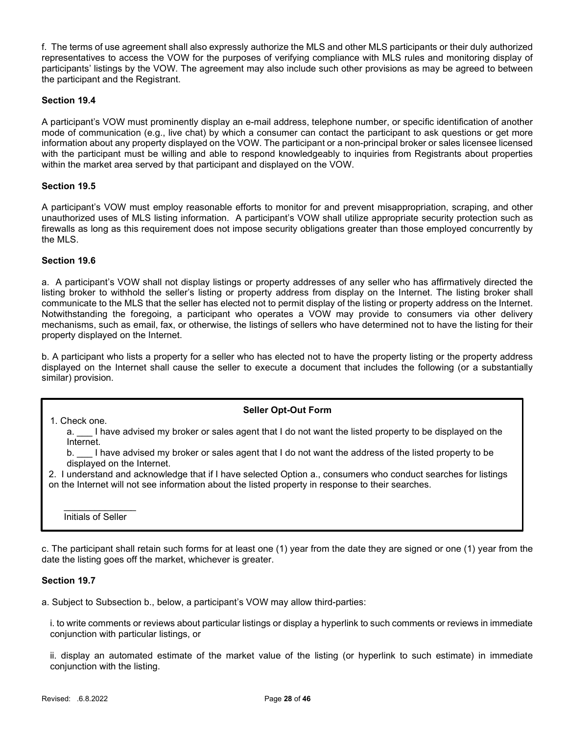f. The terms of use agreement shall also expressly authorize the MLS and other MLS participants or their duly authorized representatives to access the VOW for the purposes of verifying compliance with MLS rules and monitoring display of participants' listings by the VOW. The agreement may also include such other provisions as may be agreed to between the participant and the Registrant.

### Section 19.4

A participant's VOW must prominently display an e-mail address, telephone number, or specific identification of another mode of communication (e.g., live chat) by which a consumer can contact the participant to ask questions or get more information about any property displayed on the VOW. The participant or a non-principal broker or sales licensee licensed with the participant must be willing and able to respond knowledgeably to inquiries from Registrants about properties within the market area served by that participant and displayed on the VOW.

### Section 19.5

A participant's VOW must employ reasonable efforts to monitor for and prevent misappropriation, scraping, and other unauthorized uses of MLS listing information. A participant's VOW shall utilize appropriate security protection such as firewalls as long as this requirement does not impose security obligations greater than those employed concurrently by the MLS.

### Section 19.6

a. A participant's VOW shall not display listings or property addresses of any seller who has affirmatively directed the listing broker to withhold the seller's listing or property address from display on the Internet. The listing broker shall communicate to the MLS that the seller has elected not to permit display of the listing or property address on the Internet. Notwithstanding the foregoing, a participant who operates a VOW may provide to consumers via other delivery mechanisms, such as email, fax, or otherwise, the listings of sellers who have determined not to have the listing for their property displayed on the Internet.

b. A participant who lists a property for a seller who has elected not to have the property listing or the property address displayed on the Internet shall cause the seller to execute a document that includes the following (or a substantially similar) provision.

**Seller Opt-Out Form**

1. Check one.
   a. ___ I have advised my broker or sales agent that I do not want the listed property to be displayed on the Internet.
   b. ___ I have advised my broker or sales agent that I do not want the address of the listed property to be displayed on the Internet.
2. I understand and acknowledge that if I have selected Option a., consumers who conduct searches for listings on the Internet will not see information about the listed property in response to their searches.

______________
Initials of Seller

c. The participant shall retain such forms for at least one (1) year from the date they are signed or one (1) year from the date the listing goes off the market, whichever is greater.

### Section 19.7

a. Subject to Subsection b., below, a participant's VOW may allow third-parties:

i. to write comments or reviews about particular listings or display a hyperlink to such comments or reviews in immediate conjunction with particular listings, or

ii. display an automated estimate of the market value of the listing (or hyperlink to such estimate) in immediate conjunction with the listing.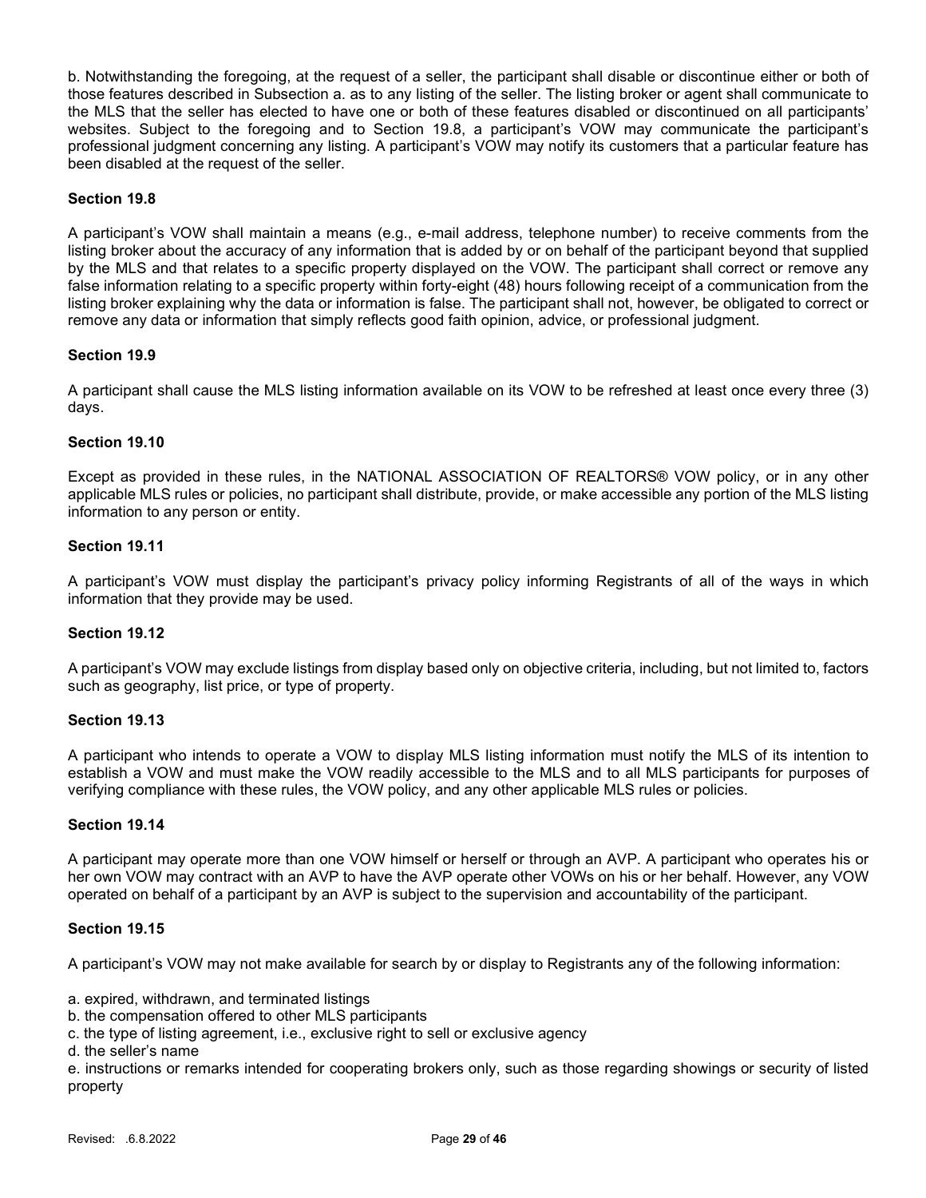b. Notwithstanding the foregoing, at the request of a seller, the participant shall disable or discontinue either or both of those features described in Subsection a. as to any listing of the seller. The listing broker or agent shall communicate to the MLS that the seller has elected to have one or both of these features disabled or discontinued on all participants' websites. Subject to the foregoing and to Section 19.8, a participant's VOW may communicate the participant's professional judgment concerning any listing. A participant's VOW may notify its customers that a particular feature has been disabled at the request of the seller.

### Section 19.8

A participant's VOW shall maintain a means (e.g., e-mail address, telephone number) to receive comments from the listing broker about the accuracy of any information that is added by or on behalf of the participant beyond that supplied by the MLS and that relates to a specific property displayed on the VOW. The participant shall correct or remove any false information relating to a specific property within forty-eight (48) hours following receipt of a communication from the listing broker explaining why the data or information is false. The participant shall not, however, be obligated to correct or remove any data or information that simply reflects good faith opinion, advice, or professional judgment.

### Section 19.9

A participant shall cause the MLS listing information available on its VOW to be refreshed at least once every three (3) days.

### Section 19.10

Except as provided in these rules, in the NATIONAL ASSOCIATION OF REALTORS® VOW policy, or in any other applicable MLS rules or policies, no participant shall distribute, provide, or make accessible any portion of the MLS listing information to any person or entity.

### Section 19.11

A participant's VOW must display the participant's privacy policy informing Registrants of all of the ways in which information that they provide may be used.

### Section 19.12

A participant's VOW may exclude listings from display based only on objective criteria, including, but not limited to, factors such as geography, list price, or type of property.

### Section 19.13

A participant who intends to operate a VOW to display MLS listing information must notify the MLS of its intention to establish a VOW and must make the VOW readily accessible to the MLS and to all MLS participants for purposes of verifying compliance with these rules, the VOW policy, and any other applicable MLS rules or policies.

### Section 19.14

A participant may operate more than one VOW himself or herself or through an AVP. A participant who operates his or her own VOW may contract with an AVP to have the AVP operate other VOWs on his or her behalf. However, any VOW operated on behalf of a participant by an AVP is subject to the supervision and accountability of the participant.

### Section 19.15

A participant's VOW may not make available for search by or display to Registrants any of the following information:

a. expired, withdrawn, and terminated listings
b. the compensation offered to other MLS participants
c. the type of listing agreement, i.e., exclusive right to sell or exclusive agency
d. the seller's name
e. instructions or remarks intended for cooperating brokers only, such as those regarding showings or security of listed property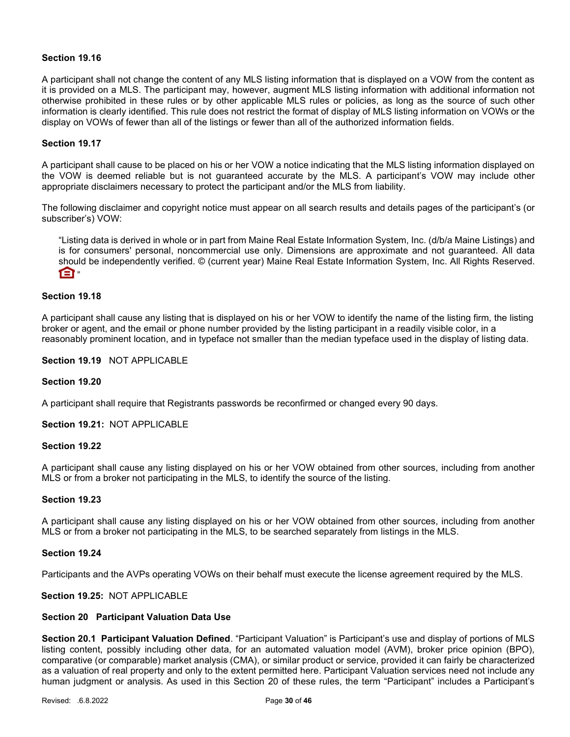**Section 19.16**

A participant shall not change the content of any MLS listing information that is displayed on a VOW from the content as it is provided on a MLS. The participant may, however, augment MLS listing information with additional information not otherwise prohibited in these rules or by other applicable MLS rules or policies, as long as the source of such other information is clearly identified. This rule does not restrict the format of display of MLS listing information on VOWs or the display on VOWs of fewer than all of the listings or fewer than all of the authorized information fields.

**Section 19.17**

A participant shall cause to be placed on his or her VOW a notice indicating that the MLS listing information displayed on the VOW is deemed reliable but is not guaranteed accurate by the MLS. A participant's VOW may include other appropriate disclaimers necessary to protect the participant and/or the MLS from liability.

The following disclaimer and copyright notice must appear on all search results and details pages of the participant's (or subscriber's) VOW:

> "Listing data is derived in whole or in part from Maine Real Estate Information System, Inc. (d/b/a Maine Listings) and is for consumers' personal, noncommercial use only. Dimensions are approximate and not guaranteed. All data should be independently verified. © (current year) Maine Real Estate Information System, Inc. All Rights Reserved. "

**Section 19.18**

A participant shall cause any listing that is displayed on his or her VOW to identify the name of the listing firm, the listing broker or agent, and the email or phone number provided by the listing participant in a readily visible color, in a reasonably prominent location, and in typeface not smaller than the median typeface used in the display of listing data.

**Section 19.19** NOT APPLICABLE

**Section 19.20**

A participant shall require that Registrants passwords be reconfirmed or changed every 90 days.

**Section 19.21:** NOT APPLICABLE

**Section 19.22**

A participant shall cause any listing displayed on his or her VOW obtained from other sources, including from another MLS or from a broker not participating in the MLS, to identify the source of the listing.

**Section 19.23**

A participant shall cause any listing displayed on his or her VOW obtained from other sources, including from another MLS or from a broker not participating in the MLS, to be searched separately from listings in the MLS.

**Section 19.24**

Participants and the AVPs operating VOWs on their behalf must execute the license agreement required by the MLS.

**Section 19.25:** NOT APPLICABLE

**Section 20 Participant Valuation Data Use**

**Section 20.1 Participant Valuation Defined**. "Participant Valuation" is Participant's use and display of portions of MLS listing content, possibly including other data, for an automated valuation model (AVM), broker price opinion (BPO), comparative (or comparable) market analysis (CMA), or similar product or service, provided it can fairly be characterized as a valuation of real property and only to the extent permitted here. Participant Valuation services need not include any human judgment or analysis. As used in this Section 20 of these rules, the term "Participant" includes a Participant's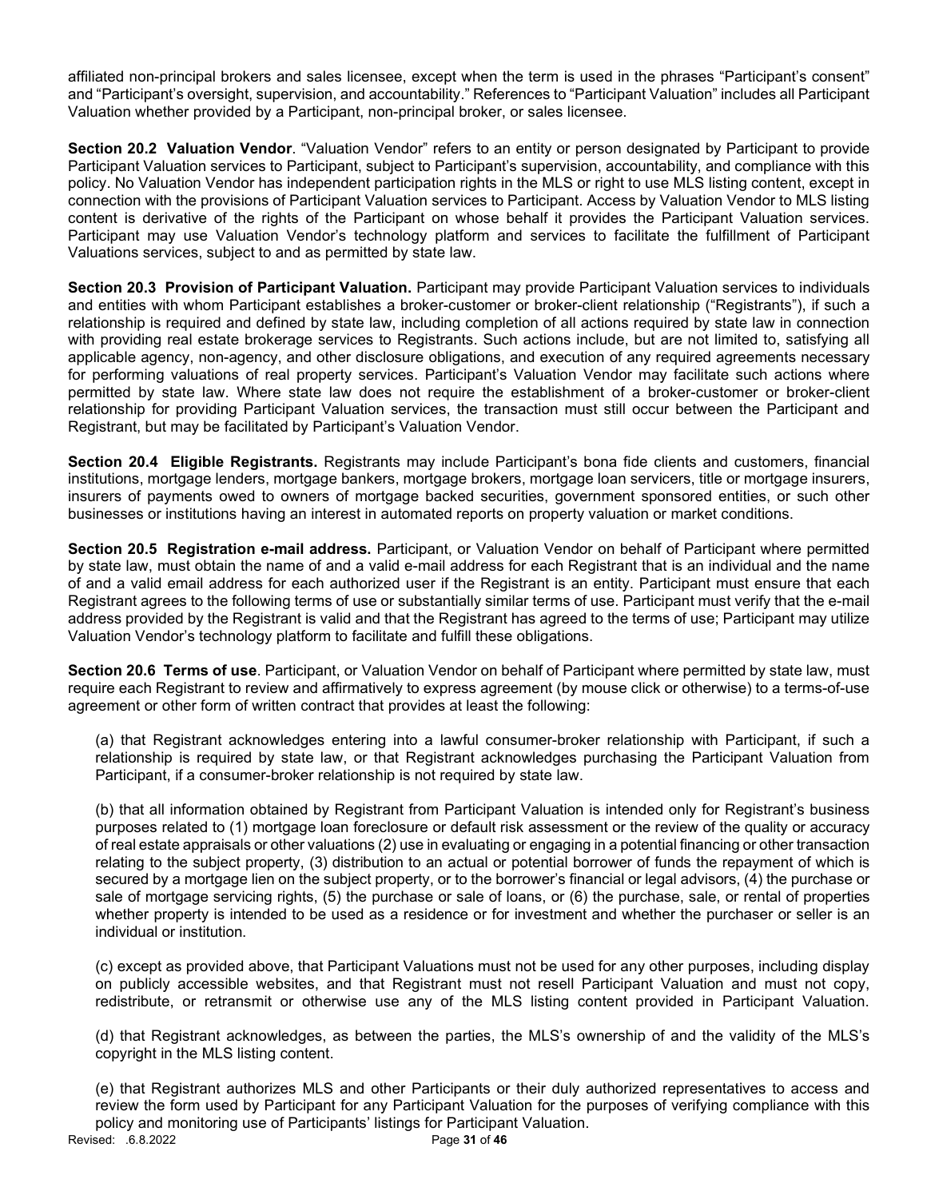affiliated non-principal brokers and sales licensee, except when the term is used in the phrases "Participant's consent" and "Participant's oversight, supervision, and accountability." References to "Participant Valuation" includes all Participant Valuation whether provided by a Participant, non-principal broker, or sales licensee.

**Section 20.2 Valuation Vendor**. "Valuation Vendor" refers to an entity or person designated by Participant to provide Participant Valuation services to Participant, subject to Participant's supervision, accountability, and compliance with this policy. No Valuation Vendor has independent participation rights in the MLS or right to use MLS listing content, except in connection with the provisions of Participant Valuation services to Participant. Access by Valuation Vendor to MLS listing content is derivative of the rights of the Participant on whose behalf it provides the Participant Valuation services. Participant may use Valuation Vendor's technology platform and services to facilitate the fulfillment of Participant Valuations services, subject to and as permitted by state law.

**Section 20.3 Provision of Participant Valuation.** Participant may provide Participant Valuation services to individuals and entities with whom Participant establishes a broker-customer or broker-client relationship ("Registrants"), if such a relationship is required and defined by state law, including completion of all actions required by state law in connection with providing real estate brokerage services to Registrants. Such actions include, but are not limited to, satisfying all applicable agency, non-agency, and other disclosure obligations, and execution of any required agreements necessary for performing valuations of real property services. Participant's Valuation Vendor may facilitate such actions where permitted by state law. Where state law does not require the establishment of a broker-customer or broker-client relationship for providing Participant Valuation services, the transaction must still occur between the Participant and Registrant, but may be facilitated by Participant's Valuation Vendor.

**Section 20.4 Eligible Registrants.** Registrants may include Participant's bona fide clients and customers, financial institutions, mortgage lenders, mortgage bankers, mortgage brokers, mortgage loan servicers, title or mortgage insurers, insurers of payments owed to owners of mortgage backed securities, government sponsored entities, or such other businesses or institutions having an interest in automated reports on property valuation or market conditions.

**Section 20.5 Registration e-mail address.** Participant, or Valuation Vendor on behalf of Participant where permitted by state law, must obtain the name of and a valid e-mail address for each Registrant that is an individual and the name of and a valid email address for each authorized user if the Registrant is an entity. Participant must ensure that each Registrant agrees to the following terms of use or substantially similar terms of use. Participant must verify that the e-mail address provided by the Registrant is valid and that the Registrant has agreed to the terms of use; Participant may utilize Valuation Vendor's technology platform to facilitate and fulfill these obligations.

**Section 20.6 Terms of use**. Participant, or Valuation Vendor on behalf of Participant where permitted by state law, must require each Registrant to review and affirmatively to express agreement (by mouse click or otherwise) to a terms-of-use agreement or other form of written contract that provides at least the following:

(a) that Registrant acknowledges entering into a lawful consumer-broker relationship with Participant, if such a relationship is required by state law, or that Registrant acknowledges purchasing the Participant Valuation from Participant, if a consumer-broker relationship is not required by state law.

(b) that all information obtained by Registrant from Participant Valuation is intended only for Registrant's business purposes related to (1) mortgage loan foreclosure or default risk assessment or the review of the quality or accuracy of real estate appraisals or other valuations (2) use in evaluating or engaging in a potential financing or other transaction relating to the subject property, (3) distribution to an actual or potential borrower of funds the repayment of which is secured by a mortgage lien on the subject property, or to the borrower's financial or legal advisors, (4) the purchase or sale of mortgage servicing rights, (5) the purchase or sale of loans, or (6) the purchase, sale, or rental of properties whether property is intended to be used as a residence or for investment and whether the purchaser or seller is an individual or institution.

(c) except as provided above, that Participant Valuations must not be used for any other purposes, including display on publicly accessible websites, and that Registrant must not resell Participant Valuation and must not copy, redistribute, or retransmit or otherwise use any of the MLS listing content provided in Participant Valuation.

(d) that Registrant acknowledges, as between the parties, the MLS's ownership of and the validity of the MLS's copyright in the MLS listing content.

(e) that Registrant authorizes MLS and other Participants or their duly authorized representatives to access and review the form used by Participant for any Participant Valuation for the purposes of verifying compliance with this policy and monitoring use of Participants' listings for Participant Valuation.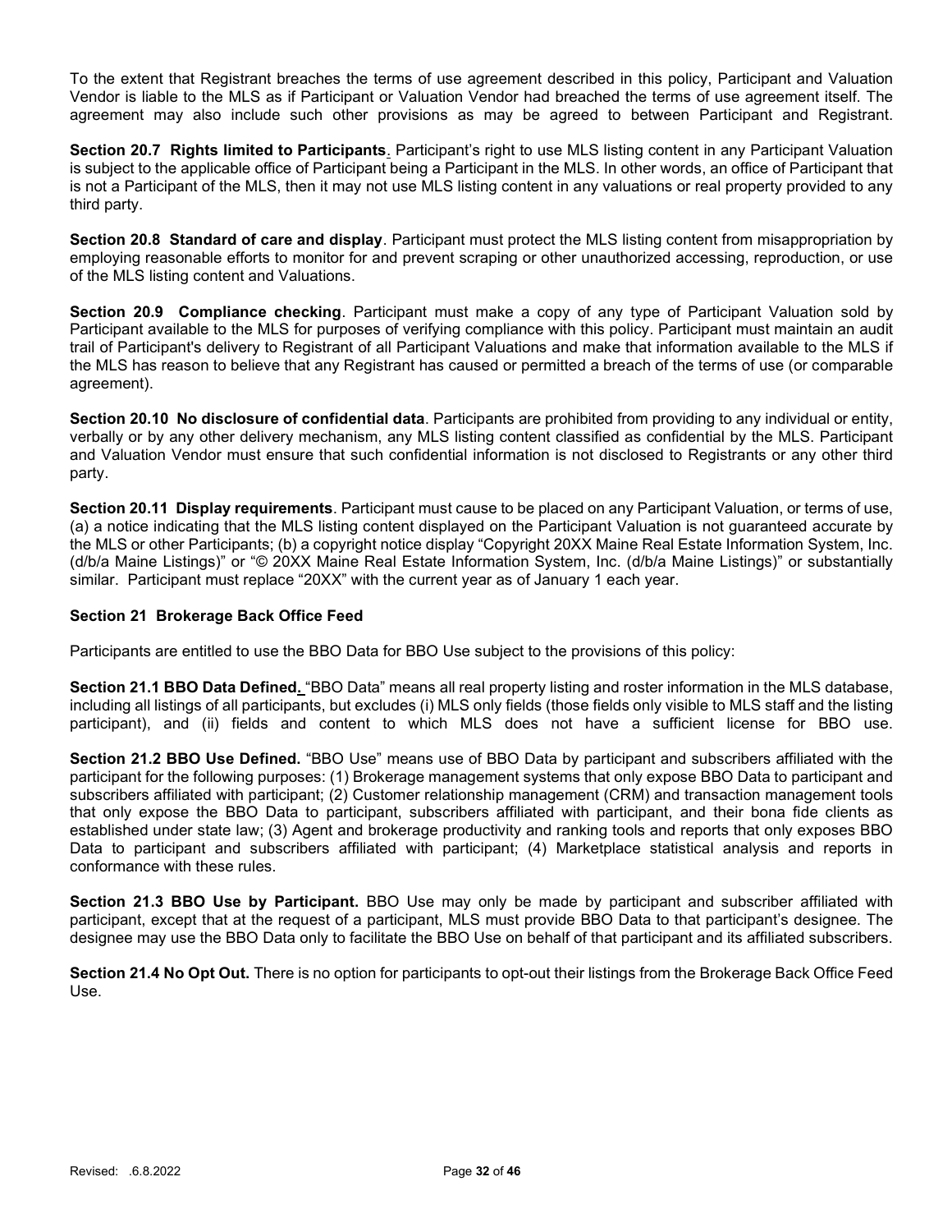To the extent that Registrant breaches the terms of use agreement described in this policy, Participant and Valuation Vendor is liable to the MLS as if Participant or Valuation Vendor had breached the terms of use agreement itself. The agreement may also include such other provisions as may be agreed to between Participant and Registrant.

**Section 20.7 Rights limited to Participants**. Participant's right to use MLS listing content in any Participant Valuation is subject to the applicable office of Participant being a Participant in the MLS. In other words, an office of Participant that is not a Participant of the MLS, then it may not use MLS listing content in any valuations or real property provided to any third party.

**Section 20.8 Standard of care and display**. Participant must protect the MLS listing content from misappropriation by employing reasonable efforts to monitor for and prevent scraping or other unauthorized accessing, reproduction, or use of the MLS listing content and Valuations.

**Section 20.9 Compliance checking**. Participant must make a copy of any type of Participant Valuation sold by Participant available to the MLS for purposes of verifying compliance with this policy. Participant must maintain an audit trail of Participant's delivery to Registrant of all Participant Valuations and make that information available to the MLS if the MLS has reason to believe that any Registrant has caused or permitted a breach of the terms of use (or comparable agreement).

**Section 20.10 No disclosure of confidential data**. Participants are prohibited from providing to any individual or entity, verbally or by any other delivery mechanism, any MLS listing content classified as confidential by the MLS. Participant and Valuation Vendor must ensure that such confidential information is not disclosed to Registrants or any other third party.

**Section 20.11 Display requirements**. Participant must cause to be placed on any Participant Valuation, or terms of use, (a) a notice indicating that the MLS listing content displayed on the Participant Valuation is not guaranteed accurate by the MLS or other Participants; (b) a copyright notice display "Copyright 20XX Maine Real Estate Information System, Inc. (d/b/a Maine Listings)" or "© 20XX Maine Real Estate Information System, Inc. (d/b/a Maine Listings)" or substantially similar. Participant must replace "20XX" with the current year as of January 1 each year.

**Section 21 Brokerage Back Office Feed**

Participants are entitled to use the BBO Data for BBO Use subject to the provisions of this policy:

**Section 21.1 BBO Data Defined.** "BBO Data" means all real property listing and roster information in the MLS database, including all listings of all participants, but excludes (i) MLS only fields (those fields only visible to MLS staff and the listing participant), and (ii) fields and content to which MLS does not have a sufficient license for BBO use.

**Section 21.2 BBO Use Defined.** "BBO Use" means use of BBO Data by participant and subscribers affiliated with the participant for the following purposes: (1) Brokerage management systems that only expose BBO Data to participant and subscribers affiliated with participant; (2) Customer relationship management (CRM) and transaction management tools that only expose the BBO Data to participant, subscribers affiliated with participant, and their bona fide clients as established under state law; (3) Agent and brokerage productivity and ranking tools and reports that only exposes BBO Data to participant and subscribers affiliated with participant; (4) Marketplace statistical analysis and reports in conformance with these rules.

**Section 21.3 BBO Use by Participant.** BBO Use may only be made by participant and subscriber affiliated with participant, except that at the request of a participant, MLS must provide BBO Data to that participant's designee. The designee may use the BBO Data only to facilitate the BBO Use on behalf of that participant and its affiliated subscribers.

**Section 21.4 No Opt Out.** There is no option for participants to opt-out their listings from the Brokerage Back Office Feed Use.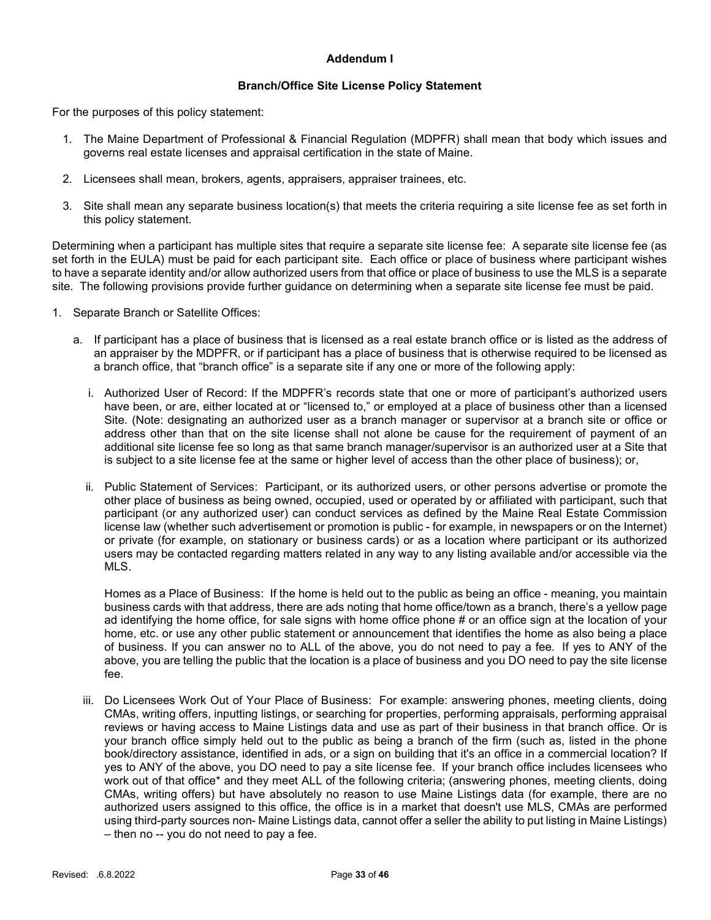**Addendum I**

**Branch/Office Site License Policy Statement**

For the purposes of this policy statement:

1. The Maine Department of Professional & Financial Regulation (MDPFR) shall mean that body which issues and governs real estate licenses and appraisal certification in the state of Maine.

2. Licensees shall mean, brokers, agents, appraisers, appraiser trainees, etc.

3. Site shall mean any separate business location(s) that meets the criteria requiring a site license fee as set forth in this policy statement.

Determining when a participant has multiple sites that require a separate site license fee: A separate site license fee (as set forth in the EULA) must be paid for each participant site. Each office or place of business where participant wishes to have a separate identity and/or allow authorized users from that office or place of business to use the MLS is a separate site. The following provisions provide further guidance on determining when a separate site license fee must be paid.

1. Separate Branch or Satellite Offices:

   a. If participant has a place of business that is licensed as a real estate branch office or is listed as the address of an appraiser by the MDPFR, or if participant has a place of business that is otherwise required to be licensed as a branch office, that "branch office" is a separate site if any one or more of the following apply:

      i. Authorized User of Record: If the MDPFR's records state that one or more of participant's authorized users have been, or are, either located at or "licensed to," or employed at a place of business other than a licensed Site. (Note: designating an authorized user as a branch manager or supervisor at a branch site or office or address other than that on the site license shall not alone be cause for the requirement of payment of an additional site license fee so long as that same branch manager/supervisor is an authorized user at a Site that is subject to a site license fee at the same or higher level of access than the other place of business); or,

      ii. Public Statement of Services: Participant, or its authorized users, or other persons advertise or promote the other place of business as being owned, occupied, used or operated by or affiliated with participant, such that participant (or any authorized user) can conduct services as defined by the Maine Real Estate Commission license law (whether such advertisement or promotion is public - for example, in newspapers or on the Internet) or private (for example, on stationary or business cards) or as a location where participant or its authorized users may be contacted regarding matters related in any way to any listing available and/or accessible via the MLS.

         Homes as a Place of Business: If the home is held out to the public as being an office - meaning, you maintain business cards with that address, there are ads noting that home office/town as a branch, there's a yellow page ad identifying the home office, for sale signs with home office phone # or an office sign at the location of your home, etc. or use any other public statement or announcement that identifies the home as also being a place of business. If you can answer no to ALL of the above, you do not need to pay a fee. If yes to ANY of the above, you are telling the public that the location is a place of business and you DO need to pay the site license fee.

      iii. Do Licensees Work Out of Your Place of Business: For example: answering phones, meeting clients, doing CMAs, writing offers, inputting listings, or searching for properties, performing appraisals, performing appraisal reviews or having access to Maine Listings data and use as part of their business in that branch office. Or is your branch office simply held out to the public as being a branch of the firm (such as, listed in the phone book/directory assistance, identified in ads, or a sign on building that it's an office in a commercial location? If yes to ANY of the above, you DO need to pay a site license fee. If your branch office includes licensees who work out of that office* and they meet ALL of the following criteria; (answering phones, meeting clients, doing CMAs, writing offers) but have absolutely no reason to use Maine Listings data (for example, there are no authorized users assigned to this office, the office is in a market that doesn't use MLS, CMAs are performed using third-party sources non- Maine Listings data, cannot offer a seller the ability to put listing in Maine Listings) – then no -- you do not need to pay a fee.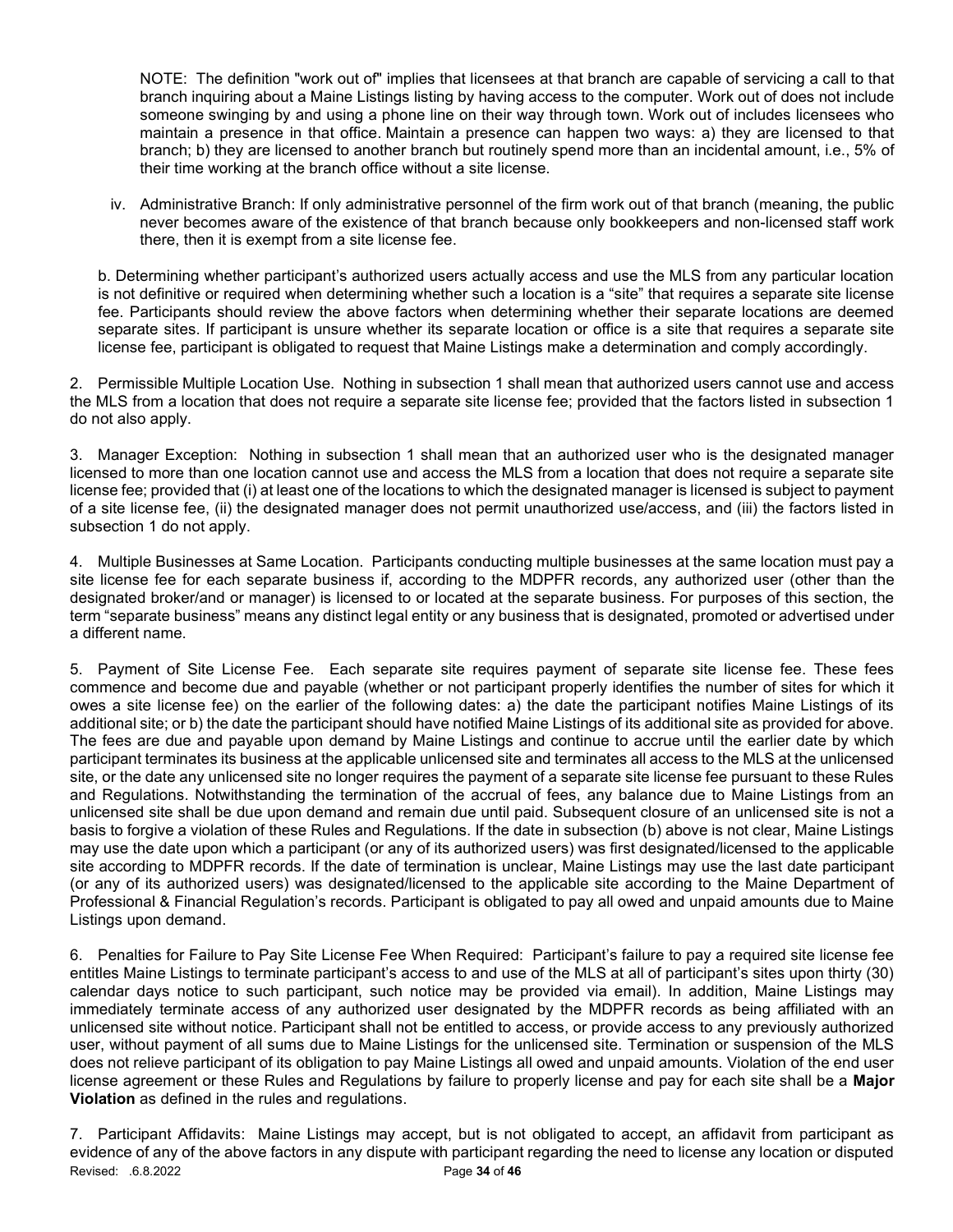NOTE: The definition "work out of" implies that licensees at that branch are capable of servicing a call to that branch inquiring about a Maine Listings listing by having access to the computer. Work out of does not include someone swinging by and using a phone line on their way through town. Work out of includes licensees who maintain a presence in that office. Maintain a presence can happen two ways: a) they are licensed to that branch; b) they are licensed to another branch but routinely spend more than an incidental amount, i.e., 5% of their time working at the branch office without a site license.

iv. Administrative Branch: If only administrative personnel of the firm work out of that branch (meaning, the public never becomes aware of the existence of that branch because only bookkeepers and non-licensed staff work there, then it is exempt from a site license fee.

b. Determining whether participant's authorized users actually access and use the MLS from any particular location is not definitive or required when determining whether such a location is a "site" that requires a separate site license fee. Participants should review the above factors when determining whether their separate locations are deemed separate sites. If participant is unsure whether its separate location or office is a site that requires a separate site license fee, participant is obligated to request that Maine Listings make a determination and comply accordingly.

2. Permissible Multiple Location Use. Nothing in subsection 1 shall mean that authorized users cannot use and access the MLS from a location that does not require a separate site license fee; provided that the factors listed in subsection 1 do not also apply.

3. Manager Exception: Nothing in subsection 1 shall mean that an authorized user who is the designated manager licensed to more than one location cannot use and access the MLS from a location that does not require a separate site license fee; provided that (i) at least one of the locations to which the designated manager is licensed is subject to payment of a site license fee, (ii) the designated manager does not permit unauthorized use/access, and (iii) the factors listed in subsection 1 do not apply.

4. Multiple Businesses at Same Location. Participants conducting multiple businesses at the same location must pay a site license fee for each separate business if, according to the MDPFR records, any authorized user (other than the designated broker/and or manager) is licensed to or located at the separate business. For purposes of this section, the term "separate business" means any distinct legal entity or any business that is designated, promoted or advertised under a different name.

5. Payment of Site License Fee. Each separate site requires payment of separate site license fee. These fees commence and become due and payable (whether or not participant properly identifies the number of sites for which it owes a site license fee) on the earlier of the following dates: a) the date the participant notifies Maine Listings of its additional site; or b) the date the participant should have notified Maine Listings of its additional site as provided for above. The fees are due and payable upon demand by Maine Listings and continue to accrue until the earlier date by which participant terminates its business at the applicable unlicensed site and terminates all access to the MLS at the unlicensed site, or the date any unlicensed site no longer requires the payment of a separate site license fee pursuant to these Rules and Regulations. Notwithstanding the termination of the accrual of fees, any balance due to Maine Listings from an unlicensed site shall be due upon demand and remain due until paid. Subsequent closure of an unlicensed site is not a basis to forgive a violation of these Rules and Regulations. If the date in subsection (b) above is not clear, Maine Listings may use the date upon which a participant (or any of its authorized users) was first designated/licensed to the applicable site according to MDPFR records. If the date of termination is unclear, Maine Listings may use the last date participant (or any of its authorized users) was designated/licensed to the applicable site according to the Maine Department of Professional & Financial Regulation's records. Participant is obligated to pay all owed and unpaid amounts due to Maine Listings upon demand.

6. Penalties for Failure to Pay Site License Fee When Required: Participant's failure to pay a required site license fee entitles Maine Listings to terminate participant's access to and use of the MLS at all of participant's sites upon thirty (30) calendar days notice to such participant, such notice may be provided via email). In addition, Maine Listings may immediately terminate access of any authorized user designated by the MDPFR records as being affiliated with an unlicensed site without notice. Participant shall not be entitled to access, or provide access to any previously authorized user, without payment of all sums due to Maine Listings for the unlicensed site. Termination or suspension of the MLS does not relieve participant of its obligation to pay Maine Listings all owed and unpaid amounts. Violation of the end user license agreement or these Rules and Regulations by failure to properly license and pay for each site shall be a **Major Violation** as defined in the rules and regulations.

7. Participant Affidavits: Maine Listings may accept, but is not obligated to accept, an affidavit from participant as evidence of any of the above factors in any dispute with participant regarding the need to license any location or disputed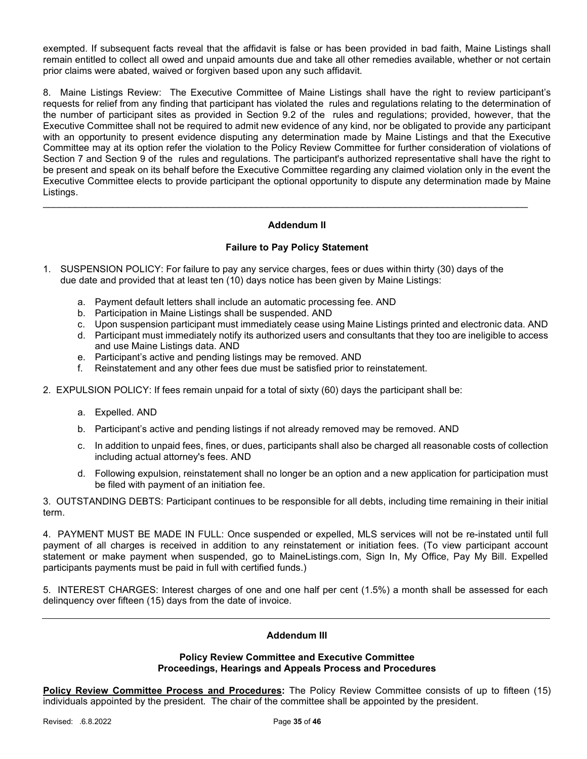exempted. If subsequent facts reveal that the affidavit is false or has been provided in bad faith, Maine Listings shall remain entitled to collect all owed and unpaid amounts due and take all other remedies available, whether or not certain prior claims were abated, waived or forgiven based upon any such affidavit.

8. Maine Listings Review: The Executive Committee of Maine Listings shall have the right to review participant's requests for relief from any finding that participant has violated the rules and regulations relating to the determination of the number of participant sites as provided in Section 9.2 of the rules and regulations; provided, however, that the Executive Committee shall not be required to admit new evidence of any kind, nor be obligated to provide any participant with an opportunity to present evidence disputing any determination made by Maine Listings and that the Executive Committee may at its option refer the violation to the Policy Review Committee for further consideration of violations of Section 7 and Section 9 of the rules and regulations. The participant's authorized representative shall have the right to be present and speak on its behalf before the Executive Committee regarding any claimed violation only in the event the Executive Committee elects to provide participant the optional opportunity to dispute any determination made by Maine Listings.

---

## Addendum II

### Failure to Pay Policy Statement

1. SUSPENSION POLICY: For failure to pay any service charges, fees or dues within thirty (30) days of the due date and provided that at least ten (10) days notice has been given by Maine Listings:

   a. Payment default letters shall include an automatic processing fee. AND
   b. Participation in Maine Listings shall be suspended. AND
   c. Upon suspension participant must immediately cease using Maine Listings printed and electronic data. AND
   d. Participant must immediately notify its authorized users and consultants that they too are ineligible to access and use Maine Listings data. AND
   e. Participant's active and pending listings may be removed. AND
   f. Reinstatement and any other fees due must be satisfied prior to reinstatement.

2. EXPULSION POLICY: If fees remain unpaid for a total of sixty (60) days the participant shall be:

   a. Expelled. AND
   b. Participant's active and pending listings if not already removed may be removed. AND
   c. In addition to unpaid fees, fines, or dues, participants shall also be charged all reasonable costs of collection including actual attorney's fees. AND
   d. Following expulsion, reinstatement shall no longer be an option and a new application for participation must be filed with payment of an initiation fee.

3. OUTSTANDING DEBTS: Participant continues to be responsible for all debts, including time remaining in their initial term.

4. PAYMENT MUST BE MADE IN FULL: Once suspended or expelled, MLS services will not be re-instated until full payment of all charges is received in addition to any reinstatement or initiation fees. (To view participant account statement or make payment when suspended, go to MaineListings.com, Sign In, My Office, Pay My Bill. Expelled participants payments must be paid in full with certified funds.)

5. INTEREST CHARGES: Interest charges of one and one half per cent (1.5%) a month shall be assessed for each delinquency over fifteen (15) days from the date of invoice.

---

## Addendum III

### Policy Review Committee and Executive Committee Proceedings, Hearings and Appeals Process and Procedures

**Policy Review Committee Process and Procedures:** The Policy Review Committee consists of up to fifteen (15) individuals appointed by the president. The chair of the committee shall be appointed by the president.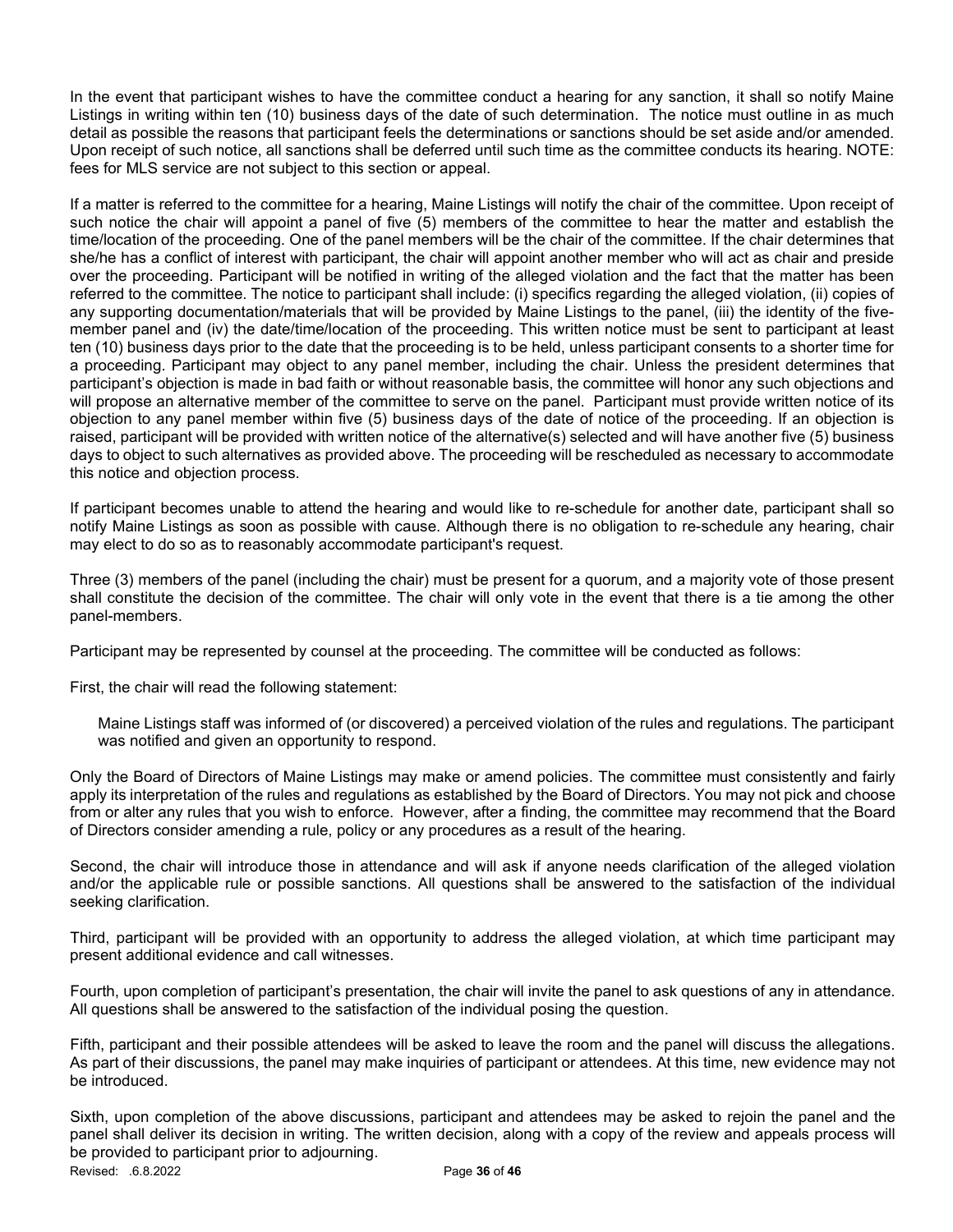In the event that participant wishes to have the committee conduct a hearing for any sanction, it shall so notify Maine Listings in writing within ten (10) business days of the date of such determination. The notice must outline in as much detail as possible the reasons that participant feels the determinations or sanctions should be set aside and/or amended. Upon receipt of such notice, all sanctions shall be deferred until such time as the committee conducts its hearing. NOTE: fees for MLS service are not subject to this section or appeal.

If a matter is referred to the committee for a hearing, Maine Listings will notify the chair of the committee. Upon receipt of such notice the chair will appoint a panel of five (5) members of the committee to hear the matter and establish the time/location of the proceeding. One of the panel members will be the chair of the committee. If the chair determines that she/he has a conflict of interest with participant, the chair will appoint another member who will act as chair and preside over the proceeding. Participant will be notified in writing of the alleged violation and the fact that the matter has been referred to the committee. The notice to participant shall include: (i) specifics regarding the alleged violation, (ii) copies of any supporting documentation/materials that will be provided by Maine Listings to the panel, (iii) the identity of the five-member panel and (iv) the date/time/location of the proceeding. This written notice must be sent to participant at least ten (10) business days prior to the date that the proceeding is to be held, unless participant consents to a shorter time for a proceeding. Participant may object to any panel member, including the chair. Unless the president determines that participant's objection is made in bad faith or without reasonable basis, the committee will honor any such objections and will propose an alternative member of the committee to serve on the panel. Participant must provide written notice of its objection to any panel member within five (5) business days of the date of notice of the proceeding. If an objection is raised, participant will be provided with written notice of the alternative(s) selected and will have another five (5) business days to object to such alternatives as provided above. The proceeding will be rescheduled as necessary to accommodate this notice and objection process.

If participant becomes unable to attend the hearing and would like to re-schedule for another date, participant shall so notify Maine Listings as soon as possible with cause. Although there is no obligation to re-schedule any hearing, chair may elect to do so as to reasonably accommodate participant's request.

Three (3) members of the panel (including the chair) must be present for a quorum, and a majority vote of those present shall constitute the decision of the committee. The chair will only vote in the event that there is a tie among the other panel-members.

Participant may be represented by counsel at the proceeding. The committee will be conducted as follows:

First, the chair will read the following statement:

> Maine Listings staff was informed of (or discovered) a perceived violation of the rules and regulations. The participant was notified and given an opportunity to respond.

Only the Board of Directors of Maine Listings may make or amend policies. The committee must consistently and fairly apply its interpretation of the rules and regulations as established by the Board of Directors. You may not pick and choose from or alter any rules that you wish to enforce. However, after a finding, the committee may recommend that the Board of Directors consider amending a rule, policy or any procedures as a result of the hearing.

Second, the chair will introduce those in attendance and will ask if anyone needs clarification of the alleged violation and/or the applicable rule or possible sanctions. All questions shall be answered to the satisfaction of the individual seeking clarification.

Third, participant will be provided with an opportunity to address the alleged violation, at which time participant may present additional evidence and call witnesses.

Fourth, upon completion of participant's presentation, the chair will invite the panel to ask questions of any in attendance. All questions shall be answered to the satisfaction of the individual posing the question.

Fifth, participant and their possible attendees will be asked to leave the room and the panel will discuss the allegations. As part of their discussions, the panel may make inquiries of participant or attendees. At this time, new evidence may not be introduced.

Sixth, upon completion of the above discussions, participant and attendees may be asked to rejoin the panel and the panel shall deliver its decision in writing. The written decision, along with a copy of the review and appeals process will be provided to participant prior to adjourning.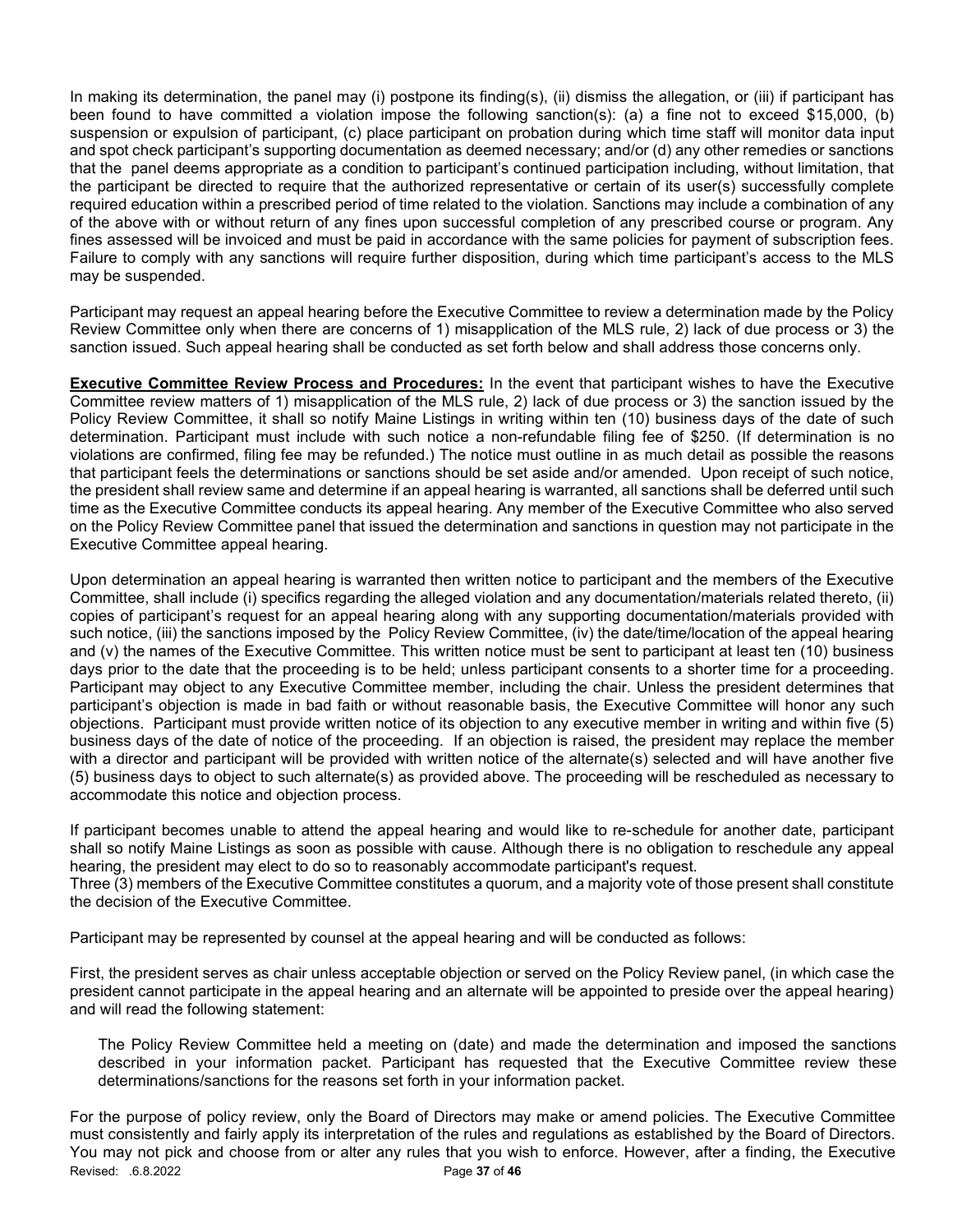In making its determination, the panel may (i) postpone its finding(s), (ii) dismiss the allegation, or (iii) if participant has been found to have committed a violation impose the following sanction(s): (a) a fine not to exceed $15,000, (b) suspension or expulsion of participant, (c) place participant on probation during which time staff will monitor data input and spot check participant's supporting documentation as deemed necessary; and/or (d) any other remedies or sanctions that the panel deems appropriate as a condition to participant's continued participation including, without limitation, that the participant be directed to require that the authorized representative or certain of its user(s) successfully complete required education within a prescribed period of time related to the violation. Sanctions may include a combination of any of the above with or without return of any fines upon successful completion of any prescribed course or program. Any fines assessed will be invoiced and must be paid in accordance with the same policies for payment of subscription fees. Failure to comply with any sanctions will require further disposition, during which time participant's access to the MLS may be suspended.

Participant may request an appeal hearing before the Executive Committee to review a determination made by the Policy Review Committee only when there are concerns of 1) misapplication of the MLS rule, 2) lack of due process or 3) the sanction issued. Such appeal hearing shall be conducted as set forth below and shall address those concerns only.

**Executive Committee Review Process and Procedures:** In the event that participant wishes to have the Executive Committee review matters of 1) misapplication of the MLS rule, 2) lack of due process or 3) the sanction issued by the Policy Review Committee, it shall so notify Maine Listings in writing within ten (10) business days of the date of such determination. Participant must include with such notice a non-refundable filing fee of $250. (If determination is no violations are confirmed, filing fee may be refunded.) The notice must outline in as much detail as possible the reasons that participant feels the determinations or sanctions should be set aside and/or amended. Upon receipt of such notice, the president shall review same and determine if an appeal hearing is warranted, all sanctions shall be deferred until such time as the Executive Committee conducts its appeal hearing. Any member of the Executive Committee who also served on the Policy Review Committee panel that issued the determination and sanctions in question may not participate in the Executive Committee appeal hearing.

Upon determination an appeal hearing is warranted then written notice to participant and the members of the Executive Committee, shall include (i) specifics regarding the alleged violation and any documentation/materials related thereto, (ii) copies of participant's request for an appeal hearing along with any supporting documentation/materials provided with such notice, (iii) the sanctions imposed by the Policy Review Committee, (iv) the date/time/location of the appeal hearing and (v) the names of the Executive Committee. This written notice must be sent to participant at least ten (10) business days prior to the date that the proceeding is to be held; unless participant consents to a shorter time for a proceeding. Participant may object to any Executive Committee member, including the chair. Unless the president determines that participant's objection is made in bad faith or without reasonable basis, the Executive Committee will honor any such objections. Participant must provide written notice of its objection to any executive member in writing and within five (5) business days of the date of notice of the proceeding. If an objection is raised, the president may replace the member with a director and participant will be provided with written notice of the alternate(s) selected and will have another five (5) business days to object to such alternate(s) as provided above. The proceeding will be rescheduled as necessary to accommodate this notice and objection process.

If participant becomes unable to attend the appeal hearing and would like to re-schedule for another date, participant shall so notify Maine Listings as soon as possible with cause. Although there is no obligation to reschedule any appeal hearing, the president may elect to do so to reasonably accommodate participant's request.
Three (3) members of the Executive Committee constitutes a quorum, and a majority vote of those present shall constitute the decision of the Executive Committee.

Participant may be represented by counsel at the appeal hearing and will be conducted as follows:

First, the president serves as chair unless acceptable objection or served on the Policy Review panel, (in which case the president cannot participate in the appeal hearing and an alternate will be appointed to preside over the appeal hearing) and will read the following statement:

> The Policy Review Committee held a meeting on (date) and made the determination and imposed the sanctions described in your information packet. Participant has requested that the Executive Committee review these determinations/sanctions for the reasons set forth in your information packet.

For the purpose of policy review, only the Board of Directors may make or amend policies. The Executive Committee must consistently and fairly apply its interpretation of the rules and regulations as established by the Board of Directors. You may not pick and choose from or alter any rules that you wish to enforce. However, after a finding, the Executive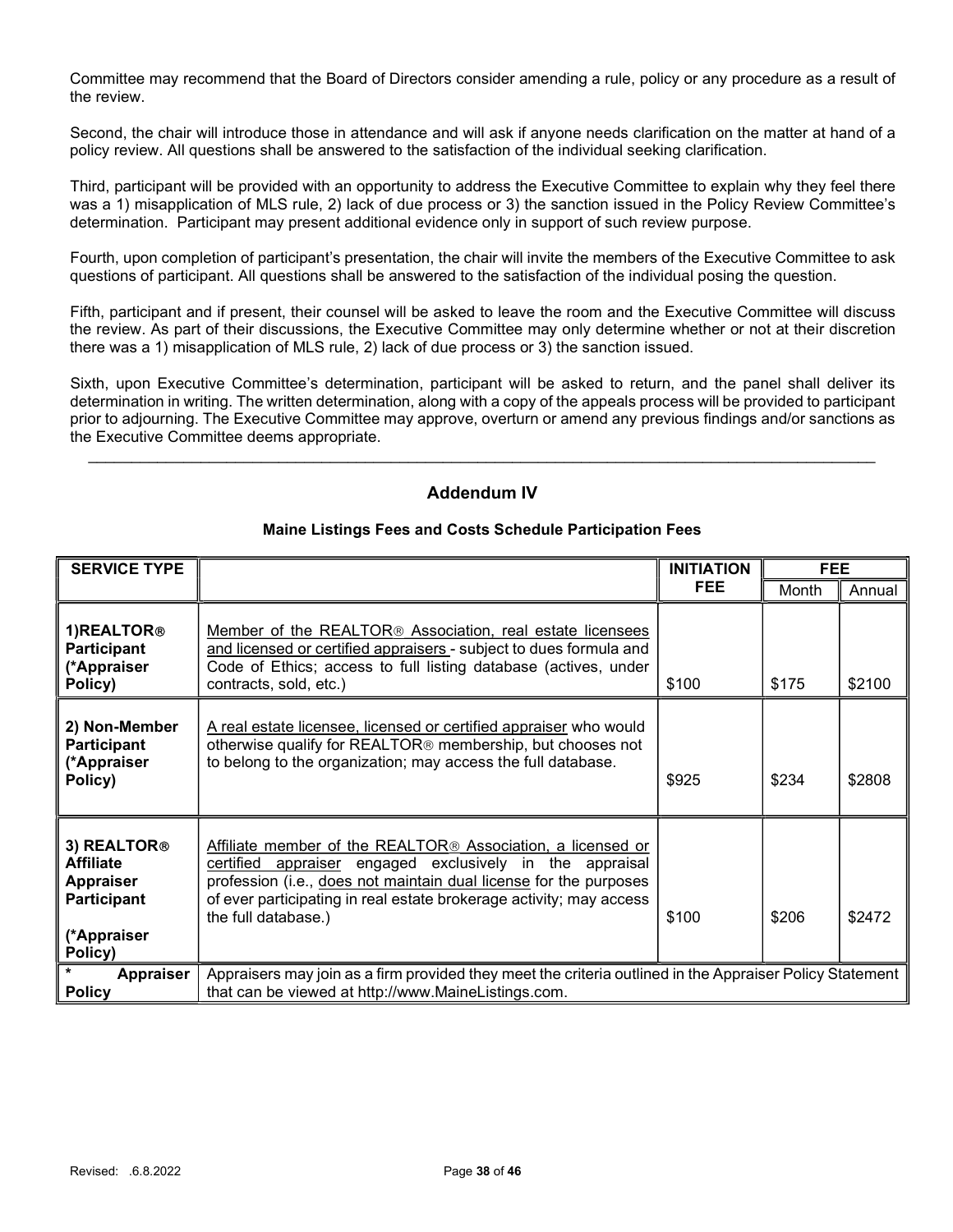Committee may recommend that the Board of Directors consider amending a rule, policy or any procedure as a result of the review.

Second, the chair will introduce those in attendance and will ask if anyone needs clarification on the matter at hand of a policy review. All questions shall be answered to the satisfaction of the individual seeking clarification.

Third, participant will be provided with an opportunity to address the Executive Committee to explain why they feel there was a 1) misapplication of MLS rule, 2) lack of due process or 3) the sanction issued in the Policy Review Committee's determination. Participant may present additional evidence only in support of such review purpose.

Fourth, upon completion of participant's presentation, the chair will invite the members of the Executive Committee to ask questions of participant. All questions shall be answered to the satisfaction of the individual posing the question.

Fifth, participant and if present, their counsel will be asked to leave the room and the Executive Committee will discuss the review. As part of their discussions, the Executive Committee may only determine whether or not at their discretion there was a 1) misapplication of MLS rule, 2) lack of due process or 3) the sanction issued.

Sixth, upon Executive Committee's determination, participant will be asked to return, and the panel shall deliver its determination in writing. The written determination, along with a copy of the appeals process will be provided to participant prior to adjourning. The Executive Committee may approve, overturn or amend any previous findings and/or sanctions as the Executive Committee deems appropriate.

---

## Addendum IV

### Maine Listings Fees and Costs Schedule Participation Fees

| SERVICE TYPE | | INITIATION FEE | FEE | |
|---|---|---|---|---|
| | | | Month | Annual |
| **1)REALTOR® Participant (*Appraiser Policy)** | Member of the REALTOR® Association, real estate licensees and licensed or certified appraisers - subject to dues formula and Code of Ethics; access to full listing database (actives, under contracts, sold, etc.) | $100 | $175 | $2100 |
| **2) Non-Member Participant (*Appraiser Policy)** | A real estate licensee, licensed or certified appraiser who would otherwise qualify for REALTOR® membership, but chooses not to belong to the organization; may access the full database. | $925 | $234 | $2808 |
| **3) REALTOR® Affiliate Appraiser Participant (*Appraiser Policy)** | Affiliate member of the REALTOR® Association, a licensed or certified appraiser engaged exclusively in the appraisal profession (i.e., does not maintain dual license for the purposes of ever participating in real estate brokerage activity; may access the full database.) | $100 | $206 | $2472 |
| **\* Appraiser Policy** | Appraisers may join as a firm provided they meet the criteria outlined in the Appraiser Policy Statement that can be viewed at http://www.MaineListings.com. | | | |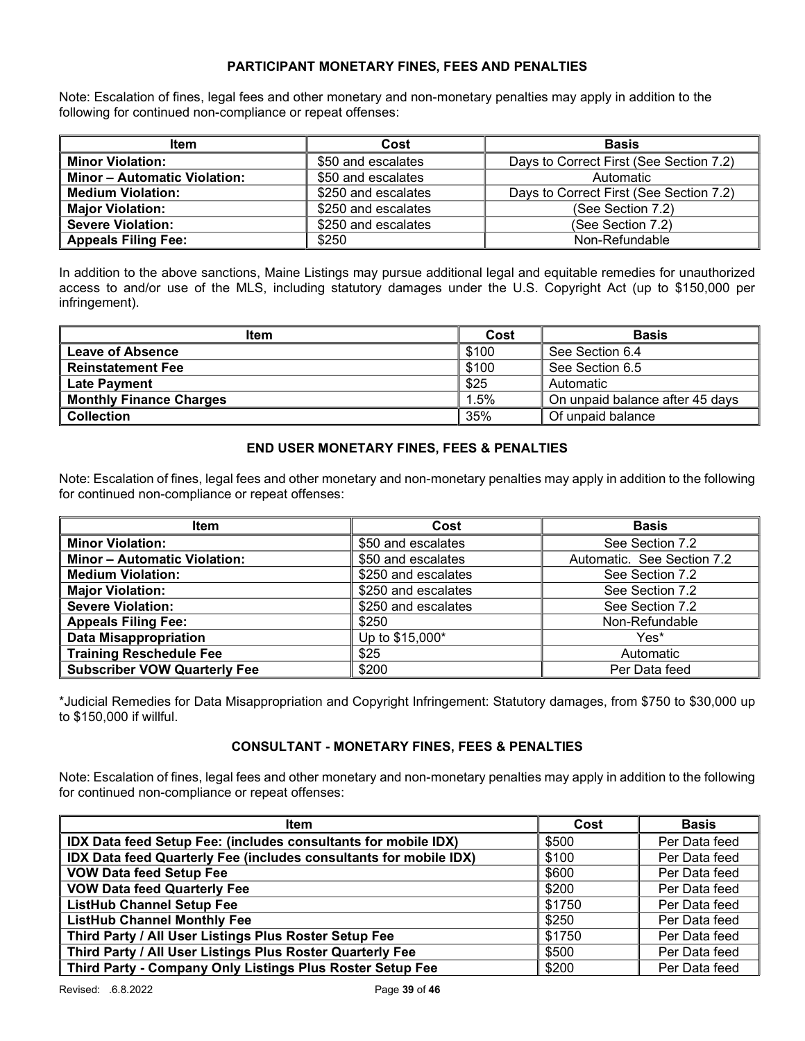## PARTICIPANT MONETARY FINES, FEES AND PENALTIES

Note: Escalation of fines, legal fees and other monetary and non-monetary penalties may apply in addition to the following for continued non-compliance or repeat offenses:

| Item | Cost | Basis |
|---|---|---|
| **Minor Violation:** | $50 and escalates | Days to Correct First (See Section 7.2) |
| **Minor – Automatic Violation:** | $50 and escalates | Automatic |
| **Medium Violation:** | $250 and escalates | Days to Correct First (See Section 7.2) |
| **Major Violation:** | $250 and escalates | (See Section 7.2) |
| **Severe Violation:** | $250 and escalates | (See Section 7.2) |
| **Appeals Filing Fee:** | $250 | Non-Refundable |

In addition to the above sanctions, Maine Listings may pursue additional legal and equitable remedies for unauthorized access to and/or use of the MLS, including statutory damages under the U.S. Copyright Act (up to $150,000 per infringement).

| Item | Cost | Basis |
|---|---|---|
| **Leave of Absence** | $100 | See Section 6.4 |
| **Reinstatement Fee** | $100 | See Section 6.5 |
| **Late Payment** | $25 | Automatic |
| **Monthly Finance Charges** | 1.5% | On unpaid balance after 45 days |
| **Collection** | 35% | Of unpaid balance |

## END USER MONETARY FINES, FEES & PENALTIES

Note: Escalation of fines, legal fees and other monetary and non-monetary penalties may apply in addition to the following for continued non-compliance or repeat offenses:

| Item | Cost | Basis |
|---|---|---|
| **Minor Violation:** | $50 and escalates | See Section 7.2 |
| **Minor – Automatic Violation:** | $50 and escalates | Automatic. See Section 7.2 |
| **Medium Violation:** | $250 and escalates | See Section 7.2 |
| **Major Violation:** | $250 and escalates | See Section 7.2 |
| **Severe Violation:** | $250 and escalates | See Section 7.2 |
| **Appeals Filing Fee:** | $250 | Non-Refundable |
| **Data Misappropriation** | Up to $15,000* | Yes* |
| **Training Reschedule Fee** | $25 | Automatic |
| **Subscriber VOW Quarterly Fee** | $200 | Per Data feed |

*Judicial Remedies for Data Misappropriation and Copyright Infringement: Statutory damages, from $750 to $30,000 up to $150,000 if willful.

## CONSULTANT - MONETARY FINES, FEES & PENALTIES

Note: Escalation of fines, legal fees and other monetary and non-monetary penalties may apply in addition to the following for continued non-compliance or repeat offenses:

| Item | Cost | Basis |
|---|---|---|
| **IDX Data feed Setup Fee: (includes consultants for mobile IDX)** | $500 | Per Data feed |
| **IDX Data feed Quarterly Fee (includes consultants for mobile IDX)** | $100 | Per Data feed |
| **VOW Data feed Setup Fee** | $600 | Per Data feed |
| **VOW Data feed Quarterly Fee** | $200 | Per Data feed |
| **ListHub Channel Setup Fee** | $1750 | Per Data feed |
| **ListHub Channel Monthly Fee** | $250 | Per Data feed |
| **Third Party / All User Listings Plus Roster Setup Fee** | $1750 | Per Data feed |
| **Third Party / All User Listings Plus Roster Quarterly Fee** | $500 | Per Data feed |
| **Third Party - Company Only Listings Plus Roster Setup Fee** | $200 | Per Data feed |

Revised: .6.8.2022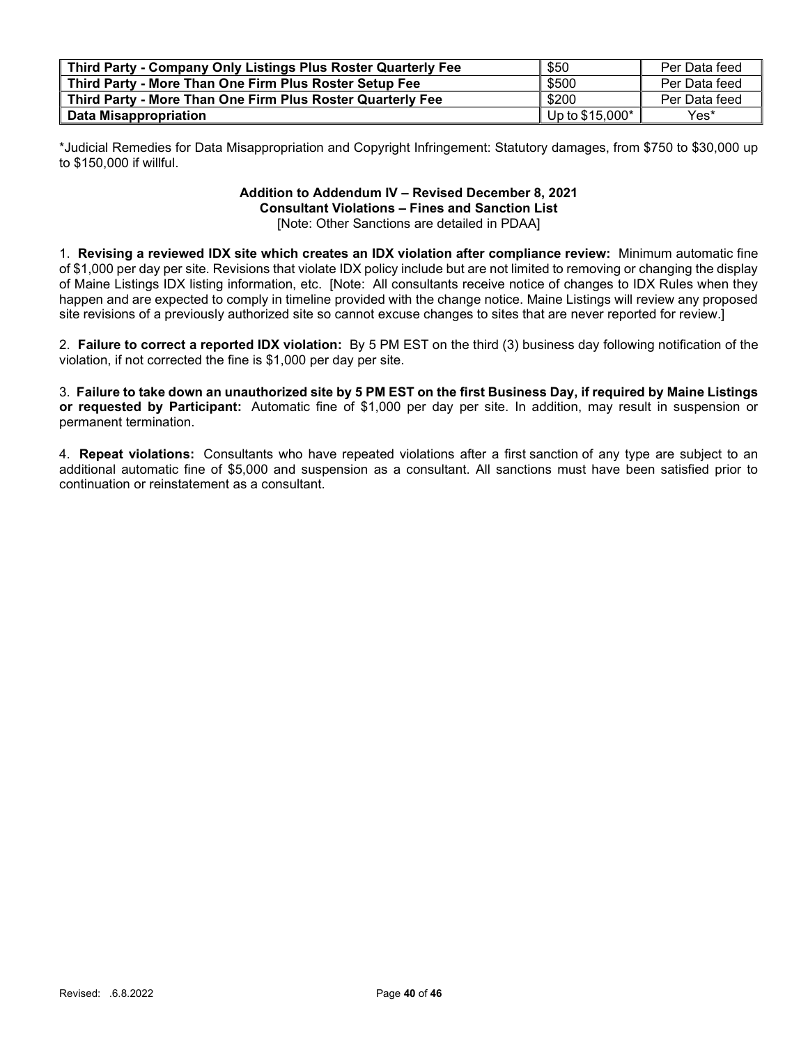| Third Party - Company Only Listings Plus Roster Quarterly Fee | $50 | Per Data feed |
|---|---|---|
| **Third Party - More Than One Firm Plus Roster Setup Fee** | $500 | Per Data feed |
| **Third Party - More Than One Firm Plus Roster Quarterly Fee** | $200 | Per Data feed |
| **Data Misappropriation** | Up to $15,000* | Yes* |

*Judicial Remedies for Data Misappropriation and Copyright Infringement: Statutory damages, from $750 to $30,000 up to $150,000 if willful.

**Addition to Addendum IV – Revised December 8, 2021**
**Consultant Violations – Fines and Sanction List**
[Note: Other Sanctions are detailed in PDAA]

1. **Revising a reviewed IDX site which creates an IDX violation after compliance review:** Minimum automatic fine of $1,000 per day per site. Revisions that violate IDX policy include but are not limited to removing or changing the display of Maine Listings IDX listing information, etc. [Note: All consultants receive notice of changes to IDX Rules when they happen and are expected to comply in timeline provided with the change notice. Maine Listings will review any proposed site revisions of a previously authorized site so cannot excuse changes to sites that are never reported for review.]

2. **Failure to correct a reported IDX violation:** By 5 PM EST on the third (3) business day following notification of the violation, if not corrected the fine is $1,000 per day per site.

3. **Failure to take down an unauthorized site by 5 PM EST on the first Business Day, if required by Maine Listings or requested by Participant:** Automatic fine of $1,000 per day per site. In addition, may result in suspension or permanent termination.

4. **Repeat violations:** Consultants who have repeated violations after a first sanction of any type are subject to an additional automatic fine of $5,000 and suspension as a consultant. All sanctions must have been satisfied prior to continuation or reinstatement as a consultant.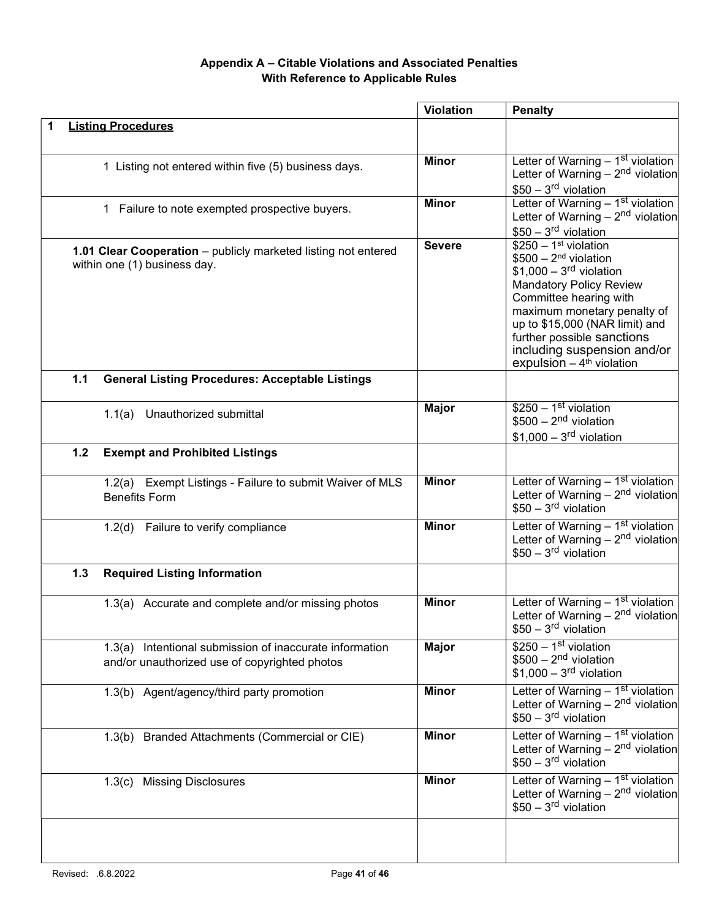### Appendix A – Citable Violations and Associated Penalties
### With Reference to Applicable Rules

| | Violation | Penalty |
|---|---|---|
| **1 Listing Procedures** | | |
| 1 Listing not entered within five (5) business days. | **Minor** | Letter of Warning – 1st violation<br>Letter of Warning – 2nd violation<br>$50 – 3rd violation |
| 1 Failure to note exempted prospective buyers. | **Minor** | Letter of Warning – 1st violation<br>Letter of Warning – 2nd violation<br>$50 – 3rd violation |
| **1.01 Clear Cooperation** – publicly marketed listing not entered within one (1) business day. | **Severe** | $250 – 1st violation<br>$500 – 2nd violation<br>$1,000 – 3rd violation<br>Mandatory Policy Review Committee hearing with maximum monetary penalty of up to $15,000 (NAR limit) and further possible sanctions including suspension and/or expulsion – 4th violation |
| **1.1 General Listing Procedures: Acceptable Listings** | | |
| 1.1(a) Unauthorized submittal | **Major** | $250 – 1st violation<br>$500 – 2nd violation<br>$1,000 – 3rd violation |
| **1.2 Exempt and Prohibited Listings** | | |
| 1.2(a) Exempt Listings - Failure to submit Waiver of MLS Benefits Form | **Minor** | Letter of Warning – 1st violation<br>Letter of Warning – 2nd violation<br>$50 – 3rd violation |
| 1.2(d) Failure to verify compliance | **Minor** | Letter of Warning – 1st violation<br>Letter of Warning – 2nd violation<br>$50 – 3rd violation |
| **1.3 Required Listing Information** | | |
| 1.3(a) Accurate and complete and/or missing photos | **Minor** | Letter of Warning – 1st violation<br>Letter of Warning – 2nd violation<br>$50 – 3rd violation |
| 1.3(a) Intentional submission of inaccurate information and/or unauthorized use of copyrighted photos | **Major** | $250 – 1st violation<br>$500 – 2nd violation<br>$1,000 – 3rd violation |
| 1.3(b) Agent/agency/third party promotion | **Minor** | Letter of Warning – 1st violation<br>Letter of Warning – 2nd violation<br>$50 – 3rd violation |
| 1.3(b) Branded Attachments (Commercial or CIE) | **Minor** | Letter of Warning – 1st violation<br>Letter of Warning – 2nd violation<br>$50 – 3rd violation |
| 1.3(c) Missing Disclosures | **Minor** | Letter of Warning – 1st violation<br>Letter of Warning – 2nd violation<br>$50 – 3rd violation |
| | | |

Revised: .6.8.2022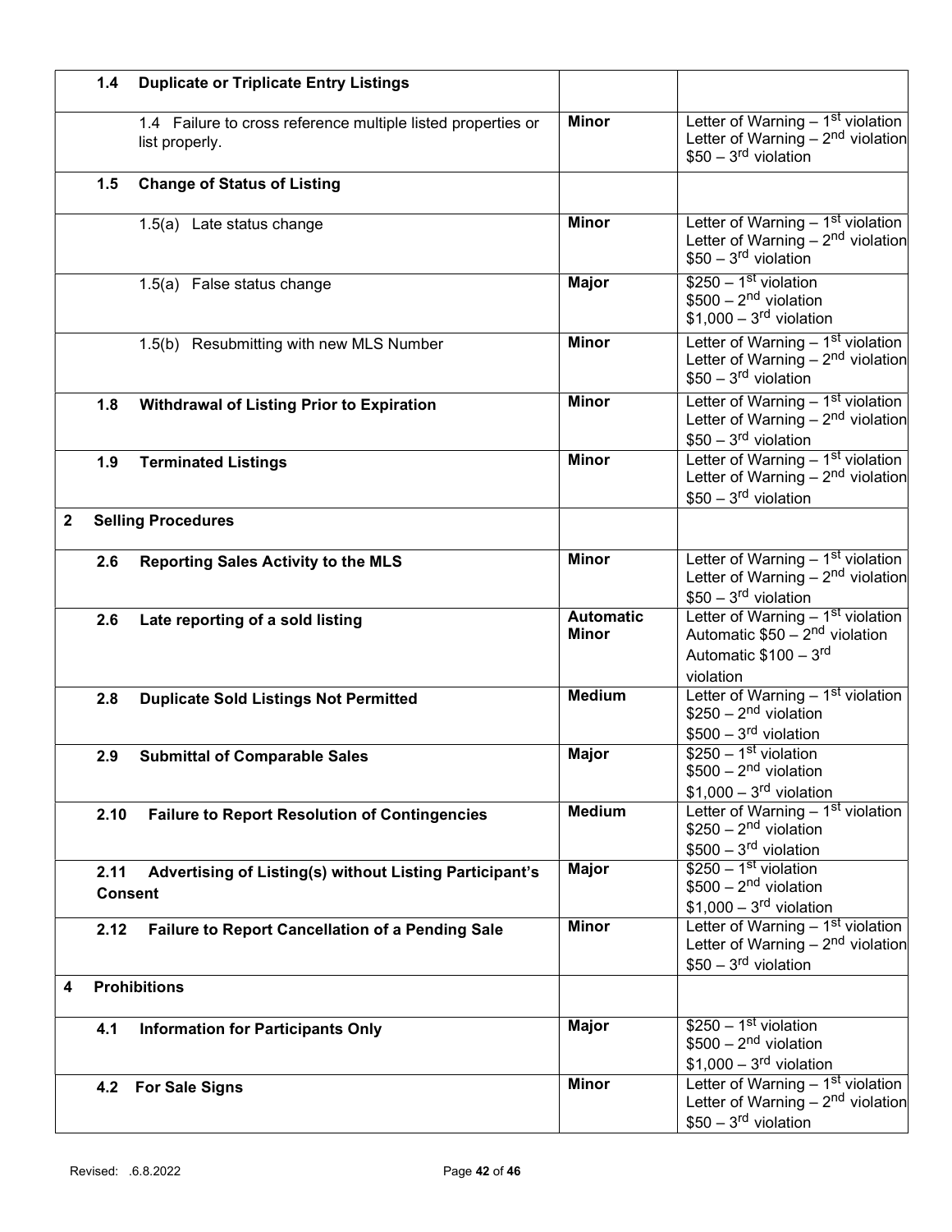| | | |
|---|---|---|
| **1.4 Duplicate or Triplicate Entry Listings** | | |
| 1.4 Failure to cross reference multiple listed properties or list properly. | **Minor** | Letter of Warning – 1st violation<br>Letter of Warning – 2nd violation<br>$50 – 3rd violation |
| **1.5 Change of Status of Listing** | | |
| 1.5(a) Late status change | **Minor** | Letter of Warning – 1st violation<br>Letter of Warning – 2nd violation<br>$50 – 3rd violation |
| 1.5(a) False status change | **Major** | $250 – 1st violation<br>$500 – 2nd violation<br>$1,000 – 3rd violation |
| 1.5(b) Resubmitting with new MLS Number | **Minor** | Letter of Warning – 1st violation<br>Letter of Warning – 2nd violation<br>$50 – 3rd violation |
| **1.8 Withdrawal of Listing Prior to Expiration** | **Minor** | Letter of Warning – 1st violation<br>Letter of Warning – 2nd violation<br>$50 – 3rd violation |
| **1.9 Terminated Listings** | **Minor** | Letter of Warning – 1st violation<br>Letter of Warning – 2nd violation<br>$50 – 3rd violation |
| **2 Selling Procedures** | | |
| **2.6 Reporting Sales Activity to the MLS** | **Minor** | Letter of Warning – 1st violation<br>Letter of Warning – 2nd violation<br>$50 – 3rd violation |
| **2.6 Late reporting of a sold listing** | **Automatic Minor** | Letter of Warning – 1st violation<br>Automatic $50 – 2nd violation<br>Automatic $100 – 3rd violation |
| **2.8 Duplicate Sold Listings Not Permitted** | **Medium** | Letter of Warning – 1st violation<br>$250 – 2nd violation<br>$500 – 3rd violation |
| **2.9 Submittal of Comparable Sales** | **Major** | $250 – 1st violation<br>$500 – 2nd violation<br>$1,000 – 3rd violation |
| **2.10 Failure to Report Resolution of Contingencies** | **Medium** | Letter of Warning – 1st violation<br>$250 – 2nd violation<br>$500 – 3rd violation |
| **2.11 Advertising of Listing(s) without Listing Participant's Consent** | **Major** | $250 – 1st violation<br>$500 – 2nd violation<br>$1,000 – 3rd violation |
| **2.12 Failure to Report Cancellation of a Pending Sale** | **Minor** | Letter of Warning – 1st violation<br>Letter of Warning – 2nd violation<br>$50 – 3rd violation |
| **4 Prohibitions** | | |
| **4.1 Information for Participants Only** | **Major** | $250 – 1st violation<br>$500 – 2nd violation<br>$1,000 – 3rd violation |
| **4.2 For Sale Signs** | **Minor** | Letter of Warning – 1st violation<br>Letter of Warning – 2nd violation<br>$50 – 3rd violation |

Revised: .6.8.2022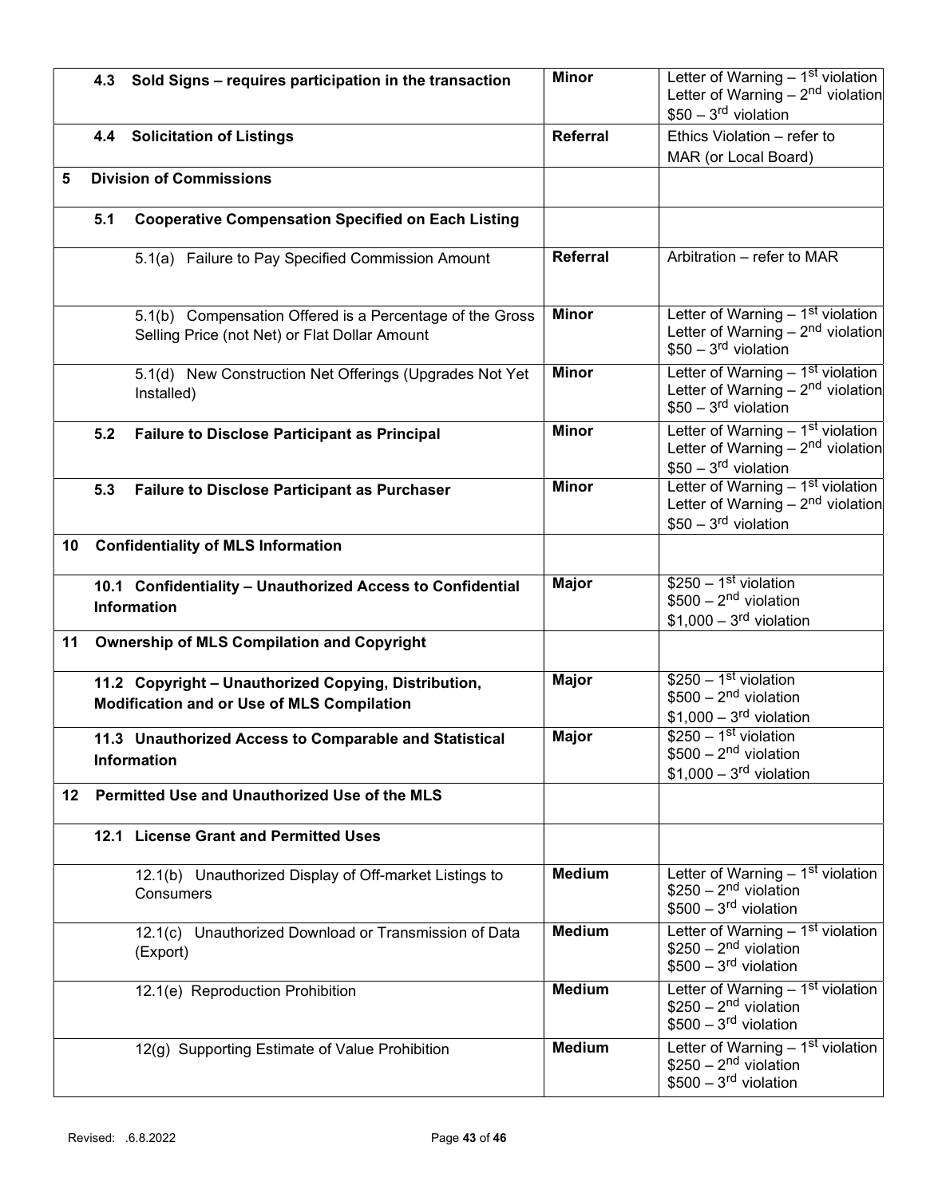| | | |
|---|---|---|
| **4.3 Sold Signs – requires participation in the transaction** | **Minor** | Letter of Warning – 1st violation<br>Letter of Warning – 2nd violation<br>$50 – 3rd violation |
| **4.4 Solicitation of Listings** | **Referral** | Ethics Violation – refer to MAR (or Local Board) |
| **5 Division of Commissions** | | |
| **5.1 Cooperative Compensation Specified on Each Listing** | | |
| 5.1(a) Failure to Pay Specified Commission Amount | **Referral** | Arbitration – refer to MAR |
| 5.1(b) Compensation Offered is a Percentage of the Gross Selling Price (not Net) or Flat Dollar Amount | **Minor** | Letter of Warning – 1st violation<br>Letter of Warning – 2nd violation<br>$50 – 3rd violation |
| 5.1(d) New Construction Net Offerings (Upgrades Not Yet Installed) | **Minor** | Letter of Warning – 1st violation<br>Letter of Warning – 2nd violation<br>$50 – 3rd violation |
| **5.2 Failure to Disclose Participant as Principal** | **Minor** | Letter of Warning – 1st violation<br>Letter of Warning – 2nd violation<br>$50 – 3rd violation |
| **5.3 Failure to Disclose Participant as Purchaser** | **Minor** | Letter of Warning – 1st violation<br>Letter of Warning – 2nd violation<br>$50 – 3rd violation |
| **10 Confidentiality of MLS Information** | | |
| **10.1 Confidentiality – Unauthorized Access to Confidential Information** | **Major** | $250 – 1st violation<br>$500 – 2nd violation<br>$1,000 – 3rd violation |
| **11 Ownership of MLS Compilation and Copyright** | | |
| **11.2 Copyright – Unauthorized Copying, Distribution, Modification and or Use of MLS Compilation** | **Major** | $250 – 1st violation<br>$500 – 2nd violation<br>$1,000 – 3rd violation |
| **11.3 Unauthorized Access to Comparable and Statistical Information** | **Major** | $250 – 1st violation<br>$500 – 2nd violation<br>$1,000 – 3rd violation |
| **12 Permitted Use and Unauthorized Use of the MLS** | | |
| **12.1 License Grant and Permitted Uses** | | |
| 12.1(b) Unauthorized Display of Off-market Listings to Consumers | **Medium** | Letter of Warning – 1st violation<br>$250 – 2nd violation<br>$500 – 3rd violation |
| 12.1(c) Unauthorized Download or Transmission of Data (Export) | **Medium** | Letter of Warning – 1st violation<br>$250 – 2nd violation<br>$500 – 3rd violation |
| 12.1(e) Reproduction Prohibition | **Medium** | Letter of Warning – 1st violation<br>$250 – 2nd violation<br>$500 – 3rd violation |
| 12(g) Supporting Estimate of Value Prohibition | **Medium** | Letter of Warning – 1st violation<br>$250 – 2nd violation<br>$500 – 3rd violation |

Revised: .6.8.2022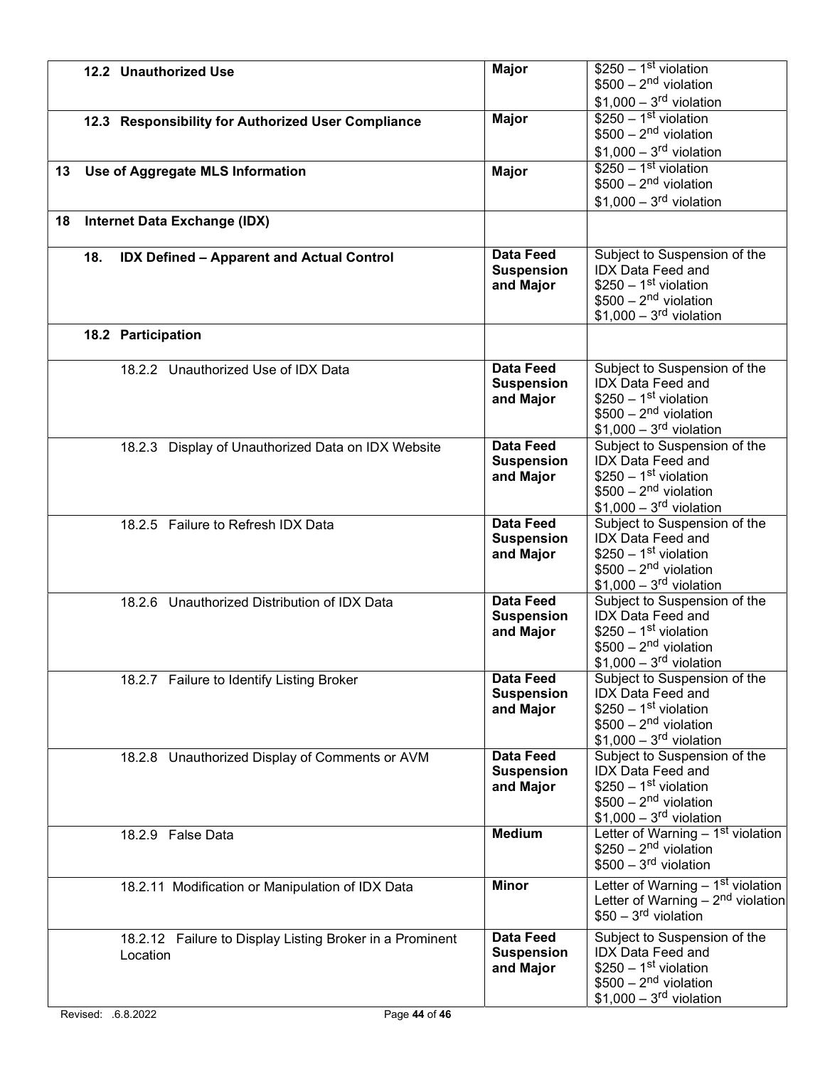| | | |
|---|---|---|
| **12.2 Unauthorized Use** | **Major** | \$250 – 1st violation<br>\$500 – 2nd violation<br>\$1,000 – 3rd violation |
| **12.3 Responsibility for Authorized User Compliance** | **Major** | \$250 – 1st violation<br>\$500 – 2nd violation<br>\$1,000 – 3rd violation |
| **13 Use of Aggregate MLS Information** | **Major** | \$250 – 1st violation<br>\$500 – 2nd violation<br>\$1,000 – 3rd violation |
| **18 Internet Data Exchange (IDX)** | | |
| **18. IDX Defined – Apparent and Actual Control** | **Data Feed Suspension and Major** | Subject to Suspension of the IDX Data Feed and<br>\$250 – 1st violation<br>\$500 – 2nd violation<br>\$1,000 – 3rd violation |
| **18.2 Participation** | | |
| 18.2.2 Unauthorized Use of IDX Data | **Data Feed Suspension and Major** | Subject to Suspension of the IDX Data Feed and<br>\$250 – 1st violation<br>\$500 – 2nd violation<br>\$1,000 – 3rd violation |
| 18.2.3 Display of Unauthorized Data on IDX Website | **Data Feed Suspension and Major** | Subject to Suspension of the IDX Data Feed and<br>\$250 – 1st violation<br>\$500 – 2nd violation<br>\$1,000 – 3rd violation |
| 18.2.5 Failure to Refresh IDX Data | **Data Feed Suspension and Major** | Subject to Suspension of the IDX Data Feed and<br>\$250 – 1st violation<br>\$500 – 2nd violation<br>\$1,000 – 3rd violation |
| 18.2.6 Unauthorized Distribution of IDX Data | **Data Feed Suspension and Major** | Subject to Suspension of the IDX Data Feed and<br>\$250 – 1st violation<br>\$500 – 2nd violation<br>\$1,000 – 3rd violation |
| 18.2.7 Failure to Identify Listing Broker | **Data Feed Suspension and Major** | Subject to Suspension of the IDX Data Feed and<br>\$250 – 1st violation<br>\$500 – 2nd violation<br>\$1,000 – 3rd violation |
| 18.2.8 Unauthorized Display of Comments or AVM | **Data Feed Suspension and Major** | Subject to Suspension of the IDX Data Feed and<br>\$250 – 1st violation<br>\$500 – 2nd violation<br>\$1,000 – 3rd violation |
| 18.2.9 False Data | **Medium** | Letter of Warning – 1st violation<br>\$250 – 2nd violation<br>\$500 – 3rd violation |
| 18.2.11 Modification or Manipulation of IDX Data | **Minor** | Letter of Warning – 1st violation<br>Letter of Warning – 2nd violation<br>\$50 – 3rd violation |
| 18.2.12 Failure to Display Listing Broker in a Prominent Location | **Data Feed Suspension and Major** | Subject to Suspension of the IDX Data Feed and<br>\$250 – 1st violation<br>\$500 – 2nd violation<br>\$1,000 – 3rd violation |

Revised: .6.8.2022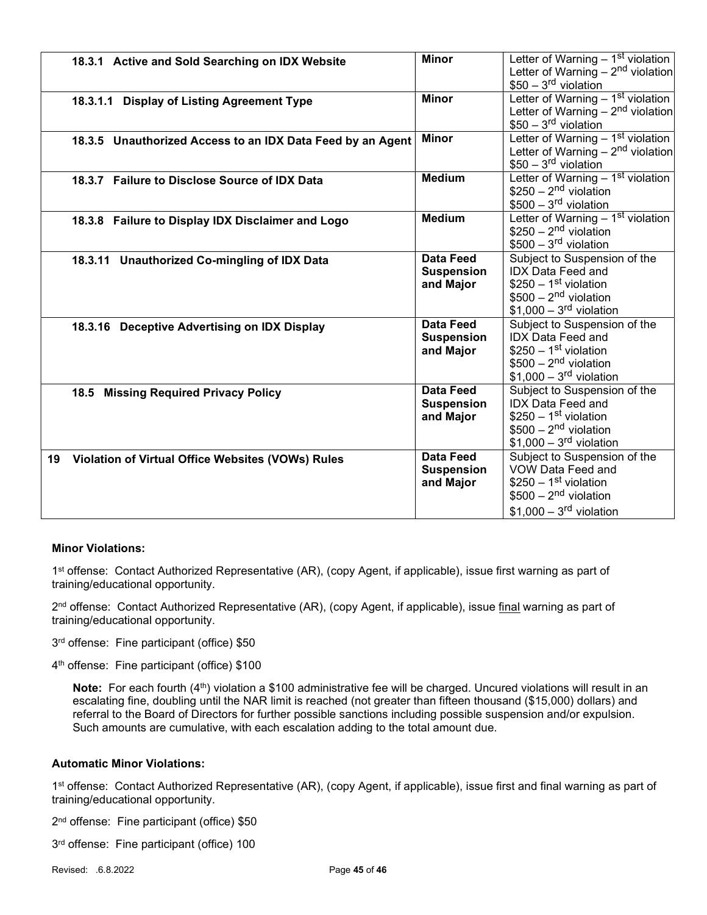| | | |
|---|---|---|
| **18.3.1 Active and Sold Searching on IDX Website** | **Minor** | Letter of Warning – 1st violation<br>Letter of Warning – 2nd violation<br>\$50 – 3rd violation |
| **18.3.1.1 Display of Listing Agreement Type** | **Minor** | Letter of Warning – 1st violation<br>Letter of Warning – 2nd violation<br>\$50 – 3rd violation |
| **18.3.5 Unauthorized Access to an IDX Data Feed by an Agent** | **Minor** | Letter of Warning – 1st violation<br>Letter of Warning – 2nd violation<br>\$50 – 3rd violation |
| **18.3.7 Failure to Disclose Source of IDX Data** | **Medium** | Letter of Warning – 1st violation<br>\$250 – 2nd violation<br>\$500 – 3rd violation |
| **18.3.8 Failure to Display IDX Disclaimer and Logo** | **Medium** | Letter of Warning – 1st violation<br>\$250 – 2nd violation<br>\$500 – 3rd violation |
| **18.3.11 Unauthorized Co-mingling of IDX Data** | **Data Feed Suspension and Major** | Subject to Suspension of the IDX Data Feed and<br>\$250 – 1st violation<br>\$500 – 2nd violation<br>\$1,000 – 3rd violation |
| **18.3.16 Deceptive Advertising on IDX Display** | **Data Feed Suspension and Major** | Subject to Suspension of the IDX Data Feed and<br>\$250 – 1st violation<br>\$500 – 2nd violation<br>\$1,000 – 3rd violation |
| **18.5 Missing Required Privacy Policy** | **Data Feed Suspension and Major** | Subject to Suspension of the IDX Data Feed and<br>\$250 – 1st violation<br>\$500 – 2nd violation<br>\$1,000 – 3rd violation |
| **19 Violation of Virtual Office Websites (VOWs) Rules** | **Data Feed Suspension and Major** | Subject to Suspension of the VOW Data Feed and<br>\$250 – 1st violation<br>\$500 – 2nd violation<br>\$1,000 – 3rd violation |

**Minor Violations:**

1st offense: Contact Authorized Representative (AR), (copy Agent, if applicable), issue first warning as part of training/educational opportunity.

2nd offense: Contact Authorized Representative (AR), (copy Agent, if applicable), issue final warning as part of training/educational opportunity.

3rd offense: Fine participant (office) $50

4th offense: Fine participant (office) $100

> **Note:** For each fourth (4th) violation a $100 administrative fee will be charged. Uncured violations will result in an escalating fine, doubling until the NAR limit is reached (not greater than fifteen thousand ($15,000) dollars) and referral to the Board of Directors for further possible sanctions including possible suspension and/or expulsion. Such amounts are cumulative, with each escalation adding to the total amount due.

**Automatic Minor Violations:**

1st offense: Contact Authorized Representative (AR), (copy Agent, if applicable), issue first and final warning as part of training/educational opportunity.

2nd offense: Fine participant (office) $50

3rd offense: Fine participant (office) 100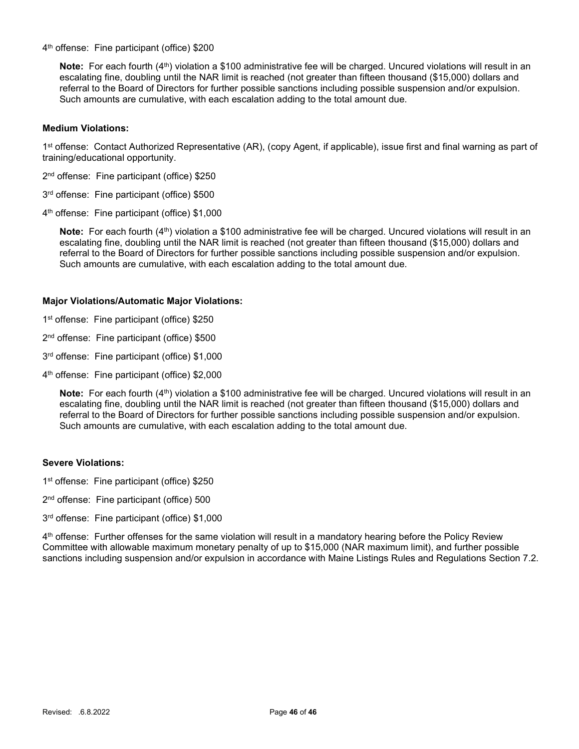4th offense: Fine participant (office) $200

**Note:** For each fourth (4th) violation a $100 administrative fee will be charged. Uncured violations will result in an escalating fine, doubling until the NAR limit is reached (not greater than fifteen thousand ($15,000) dollars and referral to the Board of Directors for further possible sanctions including possible suspension and/or expulsion. Such amounts are cumulative, with each escalation adding to the total amount due.

**Medium Violations:**

1st offense: Contact Authorized Representative (AR), (copy Agent, if applicable), issue first and final warning as part of training/educational opportunity.

2nd offense: Fine participant (office) $250

3rd offense: Fine participant (office) $500

4th offense: Fine participant (office) $1,000

**Note:** For each fourth (4th) violation a $100 administrative fee will be charged. Uncured violations will result in an escalating fine, doubling until the NAR limit is reached (not greater than fifteen thousand ($15,000) dollars and referral to the Board of Directors for further possible sanctions including possible suspension and/or expulsion. Such amounts are cumulative, with each escalation adding to the total amount due.

**Major Violations/Automatic Major Violations:**

1st offense: Fine participant (office) $250

2nd offense: Fine participant (office) $500

3rd offense: Fine participant (office) $1,000

4th offense: Fine participant (office) $2,000

**Note:** For each fourth (4th) violation a $100 administrative fee will be charged. Uncured violations will result in an escalating fine, doubling until the NAR limit is reached (not greater than fifteen thousand ($15,000) dollars and referral to the Board of Directors for further possible sanctions including possible suspension and/or expulsion. Such amounts are cumulative, with each escalation adding to the total amount due.

**Severe Violations:**

1st offense: Fine participant (office) $250

2nd offense: Fine participant (office) 500

3rd offense: Fine participant (office) $1,000

4th offense: Further offenses for the same violation will result in a mandatory hearing before the Policy Review Committee with allowable maximum monetary penalty of up to $15,000 (NAR maximum limit), and further possible sanctions including suspension and/or expulsion in accordance with Maine Listings Rules and Regulations Section 7.2.